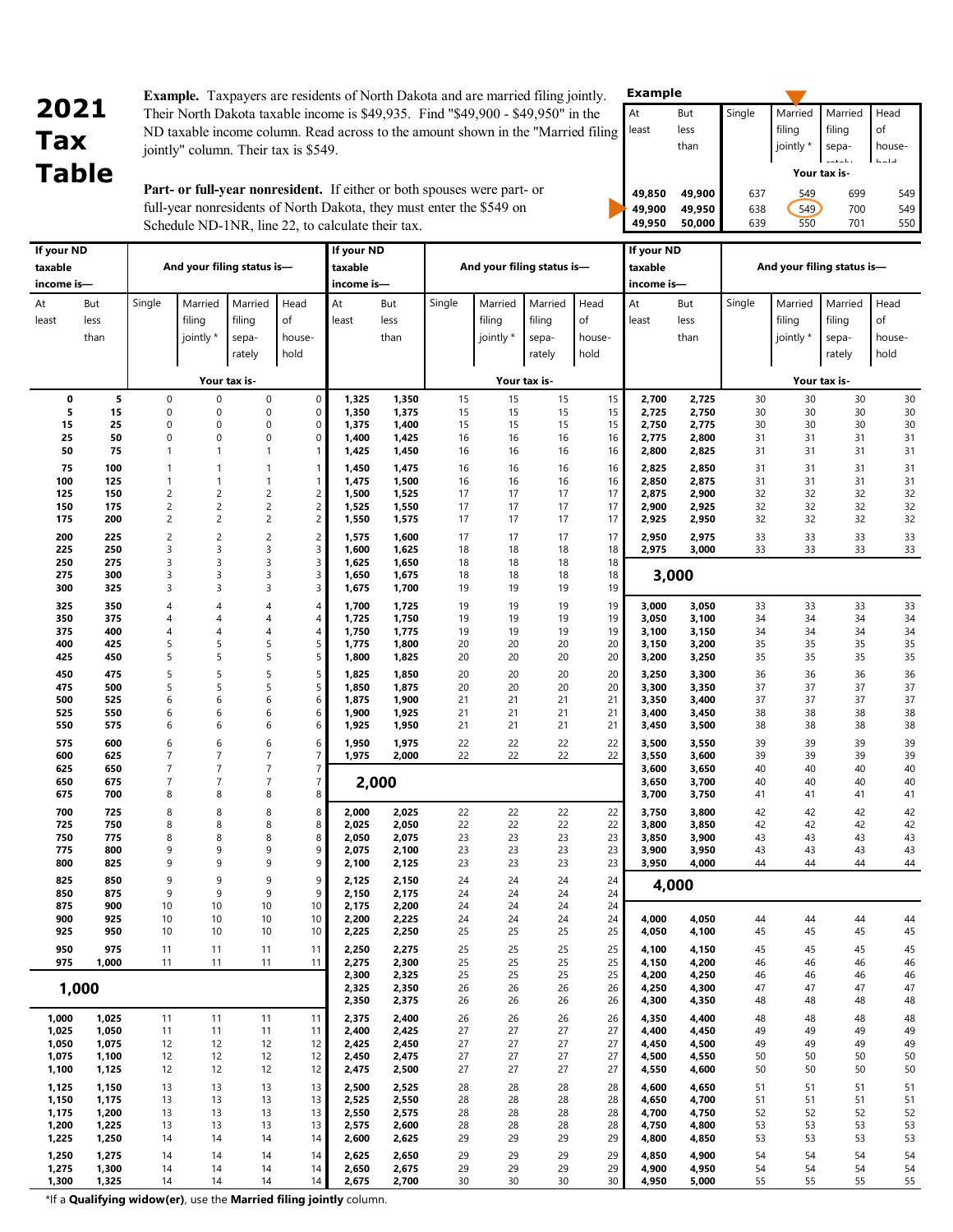# 2021 Tax Table

**Example.** Taxpayers are residents of North Dakota and are married filing jointly. Their North Dakota taxable income is $49,935. Find "$49,900 - $49,950" in the ND taxable income column. Read across to the amount shown in the "Married filing jointly" column. Their tax is $549.

**Part- or full-year nonresident.** If either or both spouses were part- or full-year nonresidents of North Dakota, they must enter the $549 on Schedule ND-1NR, line 22, to calculate their tax.

**Example**

| At least | But less than | Single | Married filing jointly * | Married filing separately | Head of household |
|---|---|---|---|---|---|
| | | Your tax is- | | | |
| 49,850 | 49,900 | 637 | 549 | 699 | 549 |
| 49,900 | 49,950 | 638 | 549 | 700 | 549 |
| 49,950 | 50,000 | 639 | 550 | 701 | 550 |

| If your ND taxable income is— | | And your filing status is— | | | |
|---|---|---|---|---|---|
| At least | But less than | Single | Married filing jointly * | Married filing separately | Head of household |
| | | Your tax is- | | | |
| 0 | 5 | 0 | 0 | 0 | 0 |
| 5 | 15 | 0 | 0 | 0 | 0 |
| 15 | 25 | 0 | 0 | 0 | 0 |
| 25 | 50 | 0 | 0 | 0 | 0 |
| 50 | 75 | 1 | 1 | 1 | 1 |
| 75 | 100 | 1 | 1 | 1 | 1 |
| 100 | 125 | 1 | 1 | 1 | 1 |
| 125 | 150 | 2 | 2 | 2 | 2 |
| 150 | 175 | 2 | 2 | 2 | 2 |
| 175 | 200 | 2 | 2 | 2 | 2 |
| 200 | 225 | 2 | 2 | 2 | 2 |
| 225 | 250 | 3 | 3 | 3 | 3 |
| 250 | 275 | 3 | 3 | 3 | 3 |
| 275 | 300 | 3 | 3 | 3 | 3 |
| 300 | 325 | 3 | 3 | 3 | 3 |
| 325 | 350 | 4 | 4 | 4 | 4 |
| 350 | 375 | 4 | 4 | 4 | 4 |
| 375 | 400 | 4 | 4 | 4 | 4 |
| 400 | 425 | 5 | 5 | 5 | 5 |
| 425 | 450 | 5 | 5 | 5 | 5 |
| 450 | 475 | 5 | 5 | 5 | 5 |
| 475 | 500 | 5 | 5 | 5 | 5 |
| 500 | 525 | 6 | 6 | 6 | 6 |
| 525 | 550 | 6 | 6 | 6 | 6 |
| 550 | 575 | 6 | 6 | 6 | 6 |
| 575 | 600 | 6 | 6 | 6 | 6 |
| 600 | 625 | 7 | 7 | 7 | 7 |
| 625 | 650 | 7 | 7 | 7 | 7 |
| 650 | 675 | 7 | 7 | 7 | 7 |
| 675 | 700 | 8 | 8 | 8 | 8 |
| 700 | 725 | 8 | 8 | 8 | 8 |
| 725 | 750 | 8 | 8 | 8 | 8 |
| 750 | 775 | 8 | 8 | 8 | 8 |
| 775 | 800 | 9 | 9 | 9 | 9 |
| 800 | 825 | 9 | 9 | 9 | 9 |
| 825 | 850 | 9 | 9 | 9 | 9 |
| 850 | 875 | 9 | 9 | 9 | 9 |
| 875 | 900 | 10 | 10 | 10 | 10 |
| 900 | 925 | 10 | 10 | 10 | 10 |
| 925 | 950 | 10 | 10 | 10 | 10 |
| 950 | 975 | 11 | 11 | 11 | 11 |
| 975 | 1,000 | 11 | 11 | 11 | 11 |
| **1,000** | | | | | |
| 1,000 | 1,025 | 11 | 11 | 11 | 11 |
| 1,025 | 1,050 | 11 | 11 | 11 | 11 |
| 1,050 | 1,075 | 12 | 12 | 12 | 12 |
| 1,075 | 1,100 | 12 | 12 | 12 | 12 |
| 1,100 | 1,125 | 12 | 12 | 12 | 12 |
| 1,125 | 1,150 | 13 | 13 | 13 | 13 |
| 1,150 | 1,175 | 13 | 13 | 13 | 13 |
| 1,175 | 1,200 | 13 | 13 | 13 | 13 |
| 1,200 | 1,225 | 13 | 13 | 13 | 13 |
| 1,225 | 1,250 | 14 | 14 | 14 | 14 |
| 1,250 | 1,275 | 14 | 14 | 14 | 14 |
| 1,275 | 1,300 | 14 | 14 | 14 | 14 |
| 1,300 | 1,325 | 14 | 14 | 14 | 14 |
| 1,325 | 1,350 | 15 | 15 | 15 | 15 |
| 1,350 | 1,375 | 15 | 15 | 15 | 15 |
| 1,375 | 1,400 | 15 | 15 | 15 | 15 |
| 1,400 | 1,425 | 16 | 16 | 16 | 16 |
| 1,425 | 1,450 | 16 | 16 | 16 | 16 |
| 1,450 | 1,475 | 16 | 16 | 16 | 16 |
| 1,475 | 1,500 | 16 | 16 | 16 | 16 |
| 1,500 | 1,525 | 17 | 17 | 17 | 17 |
| 1,525 | 1,550 | 17 | 17 | 17 | 17 |
| 1,550 | 1,575 | 17 | 17 | 17 | 17 |
| 1,575 | 1,600 | 17 | 17 | 17 | 17 |
| 1,600 | 1,625 | 18 | 18 | 18 | 18 |
| 1,625 | 1,650 | 18 | 18 | 18 | 18 |
| 1,650 | 1,675 | 18 | 18 | 18 | 18 |
| 1,675 | 1,700 | 19 | 19 | 19 | 19 |
| 1,700 | 1,725 | 19 | 19 | 19 | 19 |
| 1,725 | 1,750 | 19 | 19 | 19 | 19 |
| 1,750 | 1,775 | 19 | 19 | 19 | 19 |
| 1,775 | 1,800 | 20 | 20 | 20 | 20 |
| 1,800 | 1,825 | 20 | 20 | 20 | 20 |
| 1,825 | 1,850 | 20 | 20 | 20 | 20 |
| 1,850 | 1,875 | 20 | 20 | 20 | 20 |
| 1,875 | 1,900 | 21 | 21 | 21 | 21 |
| 1,900 | 1,925 | 21 | 21 | 21 | 21 |
| 1,925 | 1,950 | 21 | 21 | 21 | 21 |
| 1,950 | 1,975 | 22 | 22 | 22 | 22 |
| 1,975 | 2,000 | 22 | 22 | 22 | 22 |
| **2,000** | | | | | |
| 2,000 | 2,025 | 22 | 22 | 22 | 22 |
| 2,025 | 2,050 | 22 | 22 | 22 | 22 |
| 2,050 | 2,075 | 23 | 23 | 23 | 23 |
| 2,075 | 2,100 | 23 | 23 | 23 | 23 |
| 2,100 | 2,125 | 23 | 23 | 23 | 23 |
| 2,125 | 2,150 | 24 | 24 | 24 | 24 |
| 2,150 | 2,175 | 24 | 24 | 24 | 24 |
| 2,175 | 2,200 | 24 | 24 | 24 | 24 |
| 2,200 | 2,225 | 24 | 24 | 24 | 24 |
| 2,225 | 2,250 | 25 | 25 | 25 | 25 |
| 2,250 | 2,275 | 25 | 25 | 25 | 25 |
| 2,275 | 2,300 | 25 | 25 | 25 | 25 |
| 2,300 | 2,325 | 25 | 25 | 25 | 25 |
| 2,325 | 2,350 | 26 | 26 | 26 | 26 |
| 2,350 | 2,375 | 26 | 26 | 26 | 26 |
| 2,375 | 2,400 | 26 | 26 | 26 | 26 |
| 2,400 | 2,425 | 27 | 27 | 27 | 27 |
| 2,425 | 2,450 | 27 | 27 | 27 | 27 |
| 2,450 | 2,475 | 27 | 27 | 27 | 27 |
| 2,475 | 2,500 | 27 | 27 | 27 | 27 |
| 2,500 | 2,525 | 28 | 28 | 28 | 28 |
| 2,525 | 2,550 | 28 | 28 | 28 | 28 |
| 2,550 | 2,575 | 28 | 28 | 28 | 28 |
| 2,575 | 2,600 | 28 | 28 | 28 | 28 |
| 2,600 | 2,625 | 29 | 29 | 29 | 29 |
| 2,625 | 2,650 | 29 | 29 | 29 | 29 |
| 2,650 | 2,675 | 29 | 29 | 29 | 29 |
| 2,675 | 2,700 | 30 | 30 | 30 | 30 |
| 2,700 | 2,725 | 30 | 30 | 30 | 30 |
| 2,725 | 2,750 | 30 | 30 | 30 | 30 |
| 2,750 | 2,775 | 30 | 30 | 30 | 30 |
| 2,775 | 2,800 | 31 | 31 | 31 | 31 |
| 2,800 | 2,825 | 31 | 31 | 31 | 31 |
| 2,825 | 2,850 | 31 | 31 | 31 | 31 |
| 2,850 | 2,875 | 31 | 31 | 31 | 31 |
| 2,875 | 2,900 | 32 | 32 | 32 | 32 |
| 2,900 | 2,925 | 32 | 32 | 32 | 32 |
| 2,925 | 2,950 | 32 | 32 | 32 | 32 |
| 2,950 | 2,975 | 33 | 33 | 33 | 33 |
| 2,975 | 3,000 | 33 | 33 | 33 | 33 |
| **3,000** | | | | | |
| 3,000 | 3,050 | 33 | 33 | 33 | 33 |
| 3,050 | 3,100 | 34 | 34 | 34 | 34 |
| 3,100 | 3,150 | 34 | 34 | 34 | 34 |
| 3,150 | 3,200 | 35 | 35 | 35 | 35 |
| 3,200 | 3,250 | 35 | 35 | 35 | 35 |
| 3,250 | 3,300 | 36 | 36 | 36 | 36 |
| 3,300 | 3,350 | 37 | 37 | 37 | 37 |
| 3,350 | 3,400 | 37 | 37 | 37 | 37 |
| 3,400 | 3,450 | 38 | 38 | 38 | 38 |
| 3,450 | 3,500 | 38 | 38 | 38 | 38 |
| 3,500 | 3,550 | 39 | 39 | 39 | 39 |
| 3,550 | 3,600 | 39 | 39 | 39 | 39 |
| 3,600 | 3,650 | 40 | 40 | 40 | 40 |
| 3,650 | 3,700 | 40 | 40 | 40 | 40 |
| 3,700 | 3,750 | 41 | 41 | 41 | 41 |
| 3,750 | 3,800 | 42 | 42 | 42 | 42 |
| 3,800 | 3,850 | 42 | 42 | 42 | 42 |
| 3,850 | 3,900 | 43 | 43 | 43 | 43 |
| 3,900 | 3,950 | 43 | 43 | 43 | 43 |
| 3,950 | 4,000 | 44 | 44 | 44 | 44 |
| **4,000** | | | | | |
| 4,000 | 4,050 | 44 | 44 | 44 | 44 |
| 4,050 | 4,100 | 45 | 45 | 45 | 45 |
| 4,100 | 4,150 | 45 | 45 | 45 | 45 |
| 4,150 | 4,200 | 46 | 46 | 46 | 46 |
| 4,200 | 4,250 | 46 | 46 | 46 | 46 |
| 4,250 | 4,300 | 47 | 47 | 47 | 47 |
| 4,300 | 4,350 | 48 | 48 | 48 | 48 |
| 4,350 | 4,400 | 48 | 48 | 48 | 48 |
| 4,400 | 4,450 | 49 | 49 | 49 | 49 |
| 4,450 | 4,500 | 49 | 49 | 49 | 49 |
| 4,500 | 4,550 | 50 | 50 | 50 | 50 |
| 4,550 | 4,600 | 50 | 50 | 50 | 50 |
| 4,600 | 4,650 | 51 | 51 | 51 | 51 |
| 4,650 | 4,700 | 51 | 51 | 51 | 51 |
| 4,700 | 4,750 | 52 | 52 | 52 | 52 |
| 4,750 | 4,800 | 53 | 53 | 53 | 53 |
| 4,800 | 4,850 | 53 | 53 | 53 | 53 |
| 4,850 | 4,900 | 54 | 54 | 54 | 54 |
| 4,900 | 4,950 | 54 | 54 | 54 | 54 |
| 4,950 | 5,000 | 55 | 55 | 55 | 55 |

*If a **Qualifying widow(er)**, use the **Married filing jointly** column.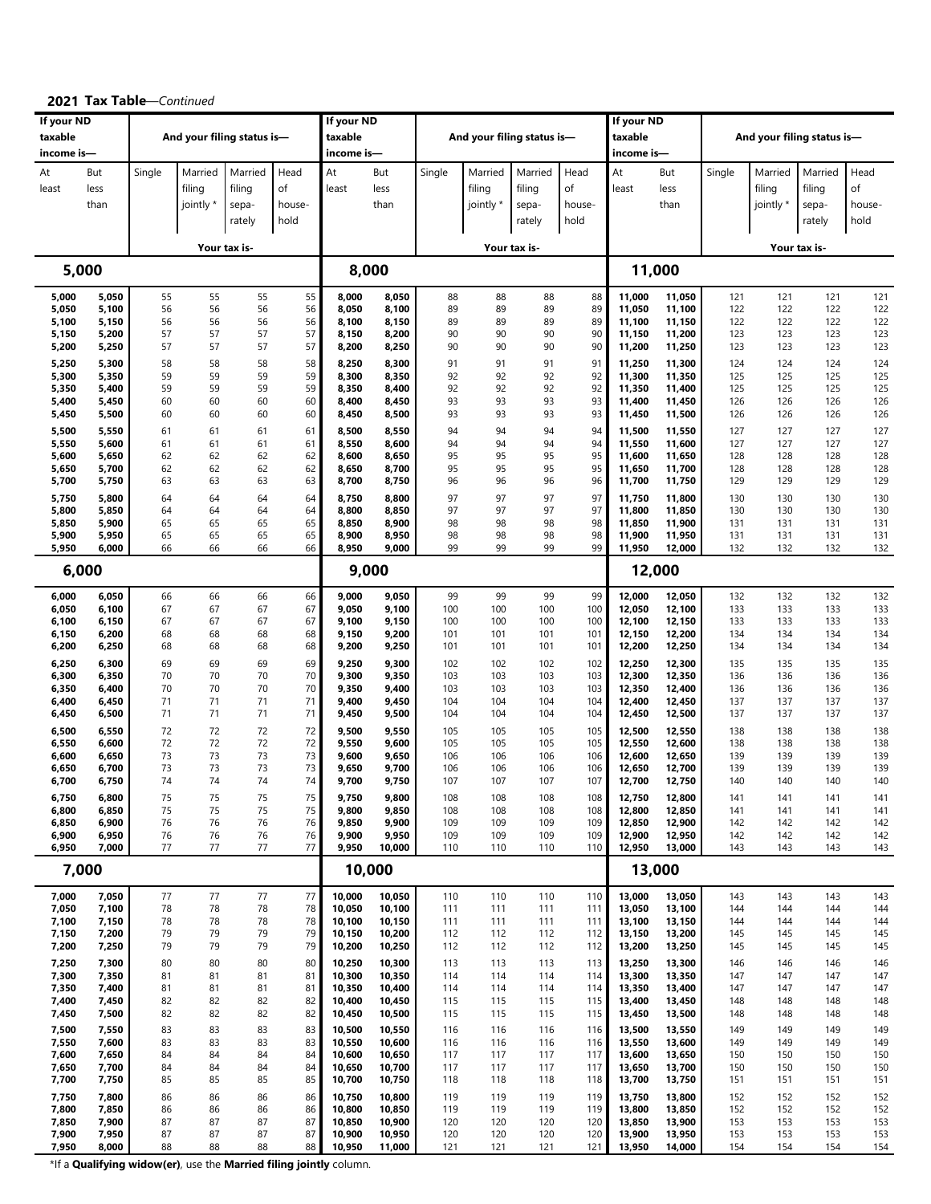**2021 Tax Table**—*Continued*

| If your ND taxable income is— | | And your filing status is— | | | |
|---|---|---|---|---|---|
| At least | But less than | Single | Married filing jointly * | Married filing separately | Head of household |
| | | Your tax is- | | | |
| **5,000** | | | | | |
| 5,000 | 5,050 | 55 | 55 | 55 | 55 |
| 5,050 | 5,100 | 56 | 56 | 56 | 56 |
| 5,100 | 5,150 | 56 | 56 | 56 | 56 |
| 5,150 | 5,200 | 57 | 57 | 57 | 57 |
| 5,200 | 5,250 | 57 | 57 | 57 | 57 |
| 5,250 | 5,300 | 58 | 58 | 58 | 58 |
| 5,300 | 5,350 | 59 | 59 | 59 | 59 |
| 5,350 | 5,400 | 59 | 59 | 59 | 59 |
| 5,400 | 5,450 | 60 | 60 | 60 | 60 |
| 5,450 | 5,500 | 60 | 60 | 60 | 60 |
| 5,500 | 5,550 | 61 | 61 | 61 | 61 |
| 5,550 | 5,600 | 61 | 61 | 61 | 61 |
| 5,600 | 5,650 | 62 | 62 | 62 | 62 |
| 5,650 | 5,700 | 62 | 62 | 62 | 62 |
| 5,700 | 5,750 | 63 | 63 | 63 | 63 |
| 5,750 | 5,800 | 64 | 64 | 64 | 64 |
| 5,800 | 5,850 | 64 | 64 | 64 | 64 |
| 5,850 | 5,900 | 65 | 65 | 65 | 65 |
| 5,900 | 5,950 | 65 | 65 | 65 | 65 |
| 5,950 | 6,000 | 66 | 66 | 66 | 66 |
| **6,000** | | | | | |
| 6,000 | 6,050 | 66 | 66 | 66 | 66 |
| 6,050 | 6,100 | 67 | 67 | 67 | 67 |
| 6,100 | 6,150 | 67 | 67 | 67 | 67 |
| 6,150 | 6,200 | 68 | 68 | 68 | 68 |
| 6,200 | 6,250 | 68 | 68 | 68 | 68 |
| 6,250 | 6,300 | 69 | 69 | 69 | 69 |
| 6,300 | 6,350 | 70 | 70 | 70 | 70 |
| 6,350 | 6,400 | 70 | 70 | 70 | 70 |
| 6,400 | 6,450 | 71 | 71 | 71 | 71 |
| 6,450 | 6,500 | 71 | 71 | 71 | 71 |
| 6,500 | 6,550 | 72 | 72 | 72 | 72 |
| 6,550 | 6,600 | 72 | 72 | 72 | 72 |
| 6,600 | 6,650 | 73 | 73 | 73 | 73 |
| 6,650 | 6,700 | 73 | 73 | 73 | 73 |
| 6,700 | 6,750 | 74 | 74 | 74 | 74 |
| 6,750 | 6,800 | 75 | 75 | 75 | 75 |
| 6,800 | 6,850 | 75 | 75 | 75 | 75 |
| 6,850 | 6,900 | 76 | 76 | 76 | 76 |
| 6,900 | 6,950 | 76 | 76 | 76 | 76 |
| 6,950 | 7,000 | 77 | 77 | 77 | 77 |
| **7,000** | | | | | |
| 7,000 | 7,050 | 77 | 77 | 77 | 77 |
| 7,050 | 7,100 | 78 | 78 | 78 | 78 |
| 7,100 | 7,150 | 78 | 78 | 78 | 78 |
| 7,150 | 7,200 | 79 | 79 | 79 | 79 |
| 7,200 | 7,250 | 79 | 79 | 79 | 79 |
| 7,250 | 7,300 | 80 | 80 | 80 | 80 |
| 7,300 | 7,350 | 81 | 81 | 81 | 81 |
| 7,350 | 7,400 | 81 | 81 | 81 | 81 |
| 7,400 | 7,450 | 82 | 82 | 82 | 82 |
| 7,450 | 7,500 | 82 | 82 | 82 | 82 |
| 7,500 | 7,550 | 83 | 83 | 83 | 83 |
| 7,550 | 7,600 | 83 | 83 | 83 | 83 |
| 7,600 | 7,650 | 84 | 84 | 84 | 84 |
| 7,650 | 7,700 | 84 | 84 | 84 | 84 |
| 7,700 | 7,750 | 85 | 85 | 85 | 85 |
| 7,750 | 7,800 | 86 | 86 | 86 | 86 |
| 7,800 | 7,850 | 86 | 86 | 86 | 86 |
| 7,850 | 7,900 | 87 | 87 | 87 | 87 |
| 7,900 | 7,950 | 87 | 87 | 87 | 87 |
| 7,950 | 8,000 | 88 | 88 | 88 | 88 |
| **8,000** | | | | | |
| 8,000 | 8,050 | 88 | 88 | 88 | 88 |
| 8,050 | 8,100 | 89 | 89 | 89 | 89 |
| 8,100 | 8,150 | 89 | 89 | 89 | 89 |
| 8,150 | 8,200 | 90 | 90 | 90 | 90 |
| 8,200 | 8,250 | 90 | 90 | 90 | 90 |
| 8,250 | 8,300 | 91 | 91 | 91 | 91 |
| 8,300 | 8,350 | 92 | 92 | 92 | 92 |
| 8,350 | 8,400 | 92 | 92 | 92 | 92 |
| 8,400 | 8,450 | 93 | 93 | 93 | 93 |
| 8,450 | 8,500 | 93 | 93 | 93 | 93 |
| 8,500 | 8,550 | 94 | 94 | 94 | 94 |
| 8,550 | 8,600 | 94 | 94 | 94 | 94 |
| 8,600 | 8,650 | 95 | 95 | 95 | 95 |
| 8,650 | 8,700 | 95 | 95 | 95 | 95 |
| 8,700 | 8,750 | 96 | 96 | 96 | 96 |
| 8,750 | 8,800 | 97 | 97 | 97 | 97 |
| 8,800 | 8,850 | 97 | 97 | 97 | 97 |
| 8,850 | 8,900 | 98 | 98 | 98 | 98 |
| 8,900 | 8,950 | 98 | 98 | 98 | 98 |
| 8,950 | 9,000 | 99 | 99 | 99 | 99 |
| **9,000** | | | | | |
| 9,000 | 9,050 | 99 | 99 | 99 | 99 |
| 9,050 | 9,100 | 100 | 100 | 100 | 100 |
| 9,100 | 9,150 | 100 | 100 | 100 | 100 |
| 9,150 | 9,200 | 101 | 101 | 101 | 101 |
| 9,200 | 9,250 | 101 | 101 | 101 | 101 |
| 9,250 | 9,300 | 102 | 102 | 102 | 102 |
| 9,300 | 9,350 | 103 | 103 | 103 | 103 |
| 9,350 | 9,400 | 103 | 103 | 103 | 103 |
| 9,400 | 9,450 | 104 | 104 | 104 | 104 |
| 9,450 | 9,500 | 104 | 104 | 104 | 104 |
| 9,500 | 9,550 | 105 | 105 | 105 | 105 |
| 9,550 | 9,600 | 105 | 105 | 105 | 105 |
| 9,600 | 9,650 | 106 | 106 | 106 | 106 |
| 9,650 | 9,700 | 106 | 106 | 106 | 106 |
| 9,700 | 9,750 | 107 | 107 | 107 | 107 |
| 9,750 | 9,800 | 108 | 108 | 108 | 108 |
| 9,800 | 9,850 | 108 | 108 | 108 | 108 |
| 9,850 | 9,900 | 109 | 109 | 109 | 109 |
| 9,900 | 9,950 | 109 | 109 | 109 | 109 |
| 9,950 | 10,000 | 110 | 110 | 110 | 110 |
| **10,000** | | | | | |
| 10,000 | 10,050 | 110 | 110 | 110 | 110 |
| 10,050 | 10,100 | 111 | 111 | 111 | 111 |
| 10,100 | 10,150 | 111 | 111 | 111 | 111 |
| 10,150 | 10,200 | 112 | 112 | 112 | 112 |
| 10,200 | 10,250 | 112 | 112 | 112 | 112 |
| 10,250 | 10,300 | 113 | 113 | 113 | 113 |
| 10,300 | 10,350 | 114 | 114 | 114 | 114 |
| 10,350 | 10,400 | 114 | 114 | 114 | 114 |
| 10,400 | 10,450 | 115 | 115 | 115 | 115 |
| 10,450 | 10,500 | 115 | 115 | 115 | 115 |
| 10,500 | 10,550 | 116 | 116 | 116 | 116 |
| 10,550 | 10,600 | 116 | 116 | 116 | 116 |
| 10,600 | 10,650 | 117 | 117 | 117 | 117 |
| 10,650 | 10,700 | 117 | 117 | 117 | 117 |
| 10,700 | 10,750 | 118 | 118 | 118 | 118 |
| 10,750 | 10,800 | 119 | 119 | 119 | 119 |
| 10,800 | 10,850 | 119 | 119 | 119 | 119 |
| 10,850 | 10,900 | 120 | 120 | 120 | 120 |
| 10,900 | 10,950 | 120 | 120 | 120 | 120 |
| 10,950 | 11,000 | 121 | 121 | 121 | 121 |
| **11,000** | | | | | |
| 11,000 | 11,050 | 121 | 121 | 121 | 121 |
| 11,050 | 11,100 | 122 | 122 | 122 | 122 |
| 11,100 | 11,150 | 122 | 122 | 122 | 122 |
| 11,150 | 11,200 | 123 | 123 | 123 | 123 |
| 11,200 | 11,250 | 123 | 123 | 123 | 123 |
| 11,250 | 11,300 | 124 | 124 | 124 | 124 |
| 11,300 | 11,350 | 125 | 125 | 125 | 125 |
| 11,350 | 11,400 | 125 | 125 | 125 | 125 |
| 11,400 | 11,450 | 126 | 126 | 126 | 126 |
| 11,450 | 11,500 | 126 | 126 | 126 | 126 |
| 11,500 | 11,550 | 127 | 127 | 127 | 127 |
| 11,550 | 11,600 | 127 | 127 | 127 | 127 |
| 11,600 | 11,650 | 128 | 128 | 128 | 128 |
| 11,650 | 11,700 | 128 | 128 | 128 | 128 |
| 11,700 | 11,750 | 129 | 129 | 129 | 129 |
| 11,750 | 11,800 | 130 | 130 | 130 | 130 |
| 11,800 | 11,850 | 130 | 130 | 130 | 130 |
| 11,850 | 11,900 | 131 | 131 | 131 | 131 |
| 11,900 | 11,950 | 131 | 131 | 131 | 131 |
| 11,950 | 12,000 | 132 | 132 | 132 | 132 |
| **12,000** | | | | | |
| 12,000 | 12,050 | 132 | 132 | 132 | 132 |
| 12,050 | 12,100 | 133 | 133 | 133 | 133 |
| 12,100 | 12,150 | 133 | 133 | 133 | 133 |
| 12,150 | 12,200 | 134 | 134 | 134 | 134 |
| 12,200 | 12,250 | 134 | 134 | 134 | 134 |
| 12,250 | 12,300 | 135 | 135 | 135 | 135 |
| 12,300 | 12,350 | 136 | 136 | 136 | 136 |
| 12,350 | 12,400 | 136 | 136 | 136 | 136 |
| 12,400 | 12,450 | 137 | 137 | 137 | 137 |
| 12,450 | 12,500 | 137 | 137 | 137 | 137 |
| 12,500 | 12,550 | 138 | 138 | 138 | 138 |
| 12,550 | 12,600 | 138 | 138 | 138 | 138 |
| 12,600 | 12,650 | 139 | 139 | 139 | 139 |
| 12,650 | 12,700 | 139 | 139 | 139 | 139 |
| 12,700 | 12,750 | 140 | 140 | 140 | 140 |
| 12,750 | 12,800 | 141 | 141 | 141 | 141 |
| 12,800 | 12,850 | 141 | 141 | 141 | 141 |
| 12,850 | 12,900 | 142 | 142 | 142 | 142 |
| 12,900 | 12,950 | 142 | 142 | 142 | 142 |
| 12,950 | 13,000 | 143 | 143 | 143 | 143 |
| **13,000** | | | | | |
| 13,000 | 13,050 | 143 | 143 | 143 | 143 |
| 13,050 | 13,100 | 144 | 144 | 144 | 144 |
| 13,100 | 13,150 | 144 | 144 | 144 | 144 |
| 13,150 | 13,200 | 145 | 145 | 145 | 145 |
| 13,200 | 13,250 | 145 | 145 | 145 | 145 |
| 13,250 | 13,300 | 146 | 146 | 146 | 146 |
| 13,300 | 13,350 | 147 | 147 | 147 | 147 |
| 13,350 | 13,400 | 147 | 147 | 147 | 147 |
| 13,400 | 13,450 | 148 | 148 | 148 | 148 |
| 13,450 | 13,500 | 148 | 148 | 148 | 148 |
| 13,500 | 13,550 | 149 | 149 | 149 | 149 |
| 13,550 | 13,600 | 149 | 149 | 149 | 149 |
| 13,600 | 13,650 | 150 | 150 | 150 | 150 |
| 13,650 | 13,700 | 150 | 150 | 150 | 150 |
| 13,700 | 13,750 | 151 | 151 | 151 | 151 |
| 13,750 | 13,800 | 152 | 152 | 152 | 152 |
| 13,800 | 13,850 | 152 | 152 | 152 | 152 |
| 13,850 | 13,900 | 153 | 153 | 153 | 153 |
| 13,900 | 13,950 | 153 | 153 | 153 | 153 |
| 13,950 | 14,000 | 154 | 154 | 154 | 154 |

*If a **Qualifying widow(er)**, use the **Married filing jointly** column.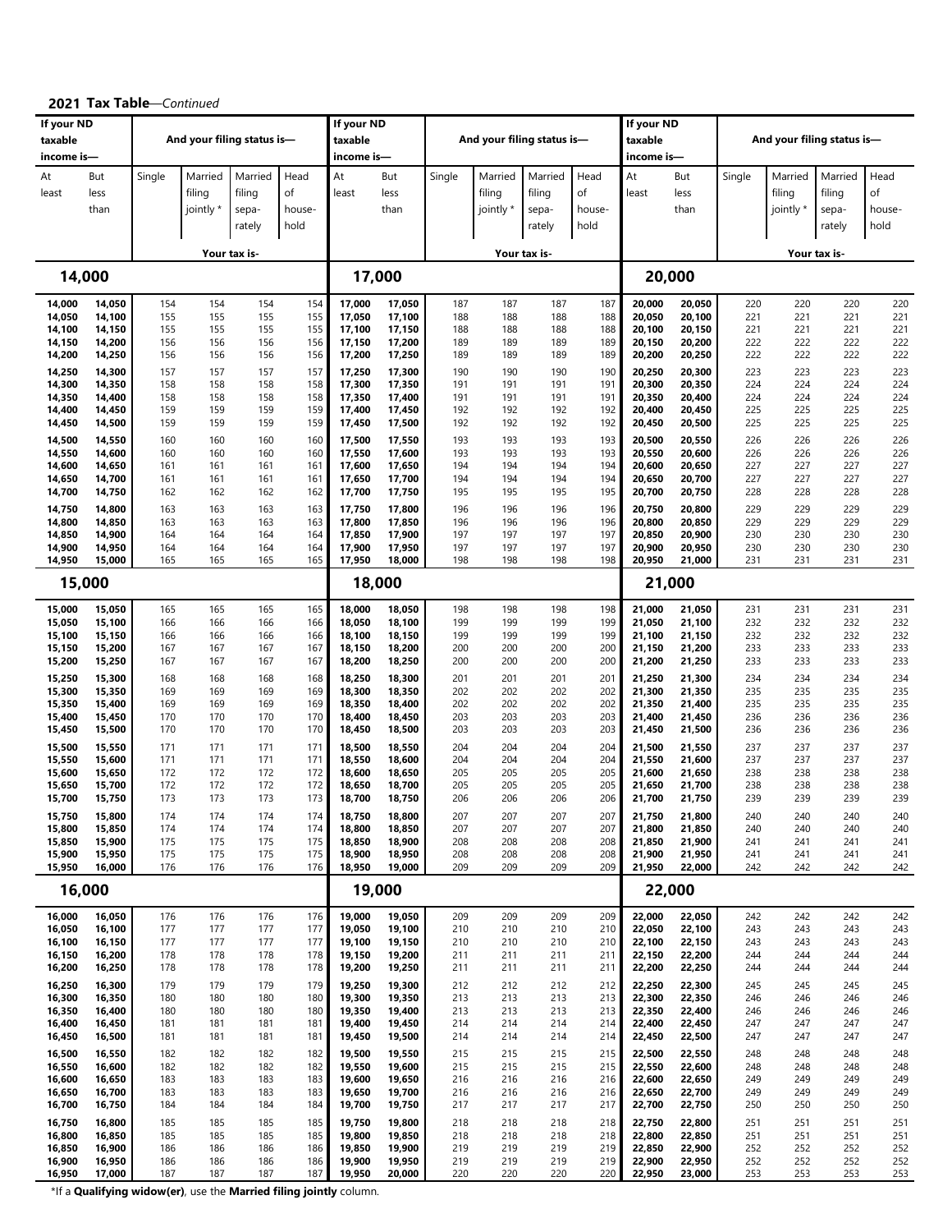## 2021 Tax Table—*Continued*

| If your ND taxable income is— At least | But less than | Single | Married filing jointly * | Married filing separately | Head of household |
|---|---|---|---|---|---|
| **14,000** | | | | | |
| 14,000 | 14,050 | 154 | 154 | 154 | 154 |
| 14,050 | 14,100 | 155 | 155 | 155 | 155 |
| 14,100 | 14,150 | 155 | 155 | 155 | 155 |
| 14,150 | 14,200 | 156 | 156 | 156 | 156 |
| 14,200 | 14,250 | 156 | 156 | 156 | 156 |
| 14,250 | 14,300 | 157 | 157 | 157 | 157 |
| 14,300 | 14,350 | 158 | 158 | 158 | 158 |
| 14,350 | 14,400 | 158 | 158 | 158 | 158 |
| 14,400 | 14,450 | 159 | 159 | 159 | 159 |
| 14,450 | 14,500 | 159 | 159 | 159 | 159 |
| 14,500 | 14,550 | 160 | 160 | 160 | 160 |
| 14,550 | 14,600 | 160 | 160 | 160 | 160 |
| 14,600 | 14,650 | 161 | 161 | 161 | 161 |
| 14,650 | 14,700 | 161 | 161 | 161 | 161 |
| 14,700 | 14,750 | 162 | 162 | 162 | 162 |
| 14,750 | 14,800 | 163 | 163 | 163 | 163 |
| 14,800 | 14,850 | 163 | 163 | 163 | 163 |
| 14,850 | 14,900 | 164 | 164 | 164 | 164 |
| 14,900 | 14,950 | 164 | 164 | 164 | 164 |
| 14,950 | 15,000 | 165 | 165 | 165 | 165 |
| **15,000** | | | | | |
| 15,000 | 15,050 | 165 | 165 | 165 | 165 |
| 15,050 | 15,100 | 166 | 166 | 166 | 166 |
| 15,100 | 15,150 | 166 | 166 | 166 | 166 |
| 15,150 | 15,200 | 167 | 167 | 167 | 167 |
| 15,200 | 15,250 | 167 | 167 | 167 | 167 |
| 15,250 | 15,300 | 168 | 168 | 168 | 168 |
| 15,300 | 15,350 | 169 | 169 | 169 | 169 |
| 15,350 | 15,400 | 169 | 169 | 169 | 169 |
| 15,400 | 15,450 | 170 | 170 | 170 | 170 |
| 15,450 | 15,500 | 170 | 170 | 170 | 170 |
| 15,500 | 15,550 | 171 | 171 | 171 | 171 |
| 15,550 | 15,600 | 171 | 171 | 171 | 171 |
| 15,600 | 15,650 | 172 | 172 | 172 | 172 |
| 15,650 | 15,700 | 172 | 172 | 172 | 172 |
| 15,700 | 15,750 | 173 | 173 | 173 | 173 |
| 15,750 | 15,800 | 174 | 174 | 174 | 174 |
| 15,800 | 15,850 | 174 | 174 | 174 | 174 |
| 15,850 | 15,900 | 175 | 175 | 175 | 175 |
| 15,900 | 15,950 | 175 | 175 | 175 | 175 |
| 15,950 | 16,000 | 176 | 176 | 176 | 176 |
| **16,000** | | | | | |
| 16,000 | 16,050 | 176 | 176 | 176 | 176 |
| 16,050 | 16,100 | 177 | 177 | 177 | 177 |
| 16,100 | 16,150 | 177 | 177 | 177 | 177 |
| 16,150 | 16,200 | 178 | 178 | 178 | 178 |
| 16,200 | 16,250 | 178 | 178 | 178 | 178 |
| 16,250 | 16,300 | 179 | 179 | 179 | 179 |
| 16,300 | 16,350 | 180 | 180 | 180 | 180 |
| 16,350 | 16,400 | 180 | 180 | 180 | 180 |
| 16,400 | 16,450 | 181 | 181 | 181 | 181 |
| 16,450 | 16,500 | 181 | 181 | 181 | 181 |
| 16,500 | 16,550 | 182 | 182 | 182 | 182 |
| 16,550 | 16,600 | 182 | 182 | 182 | 182 |
| 16,600 | 16,650 | 183 | 183 | 183 | 183 |
| 16,650 | 16,700 | 183 | 183 | 183 | 183 |
| 16,700 | 16,750 | 184 | 184 | 184 | 184 |
| 16,750 | 16,800 | 185 | 185 | 185 | 185 |
| 16,800 | 16,850 | 185 | 185 | 185 | 185 |
| 16,850 | 16,900 | 186 | 186 | 186 | 186 |
| 16,900 | 16,950 | 186 | 186 | 186 | 186 |
| 16,950 | 17,000 | 187 | 187 | 187 | 187 |
| **17,000** | | | | | |
| 17,000 | 17,050 | 187 | 187 | 187 | 187 |
| 17,050 | 17,100 | 188 | 188 | 188 | 188 |
| 17,100 | 17,150 | 188 | 188 | 188 | 188 |
| 17,150 | 17,200 | 189 | 189 | 189 | 189 |
| 17,200 | 17,250 | 189 | 189 | 189 | 189 |
| 17,250 | 17,300 | 190 | 190 | 190 | 190 |
| 17,300 | 17,350 | 191 | 191 | 191 | 191 |
| 17,350 | 17,400 | 191 | 191 | 191 | 191 |
| 17,400 | 17,450 | 192 | 192 | 192 | 192 |
| 17,450 | 17,500 | 192 | 192 | 192 | 192 |
| 17,500 | 17,550 | 193 | 193 | 193 | 193 |
| 17,550 | 17,600 | 193 | 193 | 193 | 193 |
| 17,600 | 17,650 | 194 | 194 | 194 | 194 |
| 17,650 | 17,700 | 194 | 194 | 194 | 194 |
| 17,700 | 17,750 | 195 | 195 | 195 | 195 |
| 17,750 | 17,800 | 196 | 196 | 196 | 196 |
| 17,800 | 17,850 | 196 | 196 | 196 | 196 |
| 17,850 | 17,900 | 197 | 197 | 197 | 197 |
| 17,900 | 17,950 | 197 | 197 | 197 | 197 |
| 17,950 | 18,000 | 198 | 198 | 198 | 198 |
| **18,000** | | | | | |
| 18,000 | 18,050 | 198 | 198 | 198 | 198 |
| 18,050 | 18,100 | 199 | 199 | 199 | 199 |
| 18,100 | 18,150 | 199 | 199 | 199 | 199 |
| 18,150 | 18,200 | 200 | 200 | 200 | 200 |
| 18,200 | 18,250 | 200 | 200 | 200 | 200 |
| 18,250 | 18,300 | 201 | 201 | 201 | 201 |
| 18,300 | 18,350 | 202 | 202 | 202 | 202 |
| 18,350 | 18,400 | 202 | 202 | 202 | 202 |
| 18,400 | 18,450 | 203 | 203 | 203 | 203 |
| 18,450 | 18,500 | 203 | 203 | 203 | 203 |
| 18,500 | 18,550 | 204 | 204 | 204 | 204 |
| 18,550 | 18,600 | 204 | 204 | 204 | 204 |
| 18,600 | 18,650 | 205 | 205 | 205 | 205 |
| 18,650 | 18,700 | 205 | 205 | 205 | 205 |
| 18,700 | 18,750 | 206 | 206 | 206 | 206 |
| 18,750 | 18,800 | 207 | 207 | 207 | 207 |
| 18,800 | 18,850 | 207 | 207 | 207 | 207 |
| 18,850 | 18,900 | 208 | 208 | 208 | 208 |
| 18,900 | 18,950 | 208 | 208 | 208 | 208 |
| 18,950 | 19,000 | 209 | 209 | 209 | 209 |
| **19,000** | | | | | |
| 19,000 | 19,050 | 209 | 209 | 209 | 209 |
| 19,050 | 19,100 | 210 | 210 | 210 | 210 |
| 19,100 | 19,150 | 210 | 210 | 210 | 210 |
| 19,150 | 19,200 | 211 | 211 | 211 | 211 |
| 19,200 | 19,250 | 211 | 211 | 211 | 211 |
| 19,250 | 19,300 | 212 | 212 | 212 | 212 |
| 19,300 | 19,350 | 213 | 213 | 213 | 213 |
| 19,350 | 19,400 | 213 | 213 | 213 | 213 |
| 19,400 | 19,450 | 214 | 214 | 214 | 214 |
| 19,450 | 19,500 | 214 | 214 | 214 | 214 |
| 19,500 | 19,550 | 215 | 215 | 215 | 215 |
| 19,550 | 19,600 | 215 | 215 | 215 | 215 |
| 19,600 | 19,650 | 216 | 216 | 216 | 216 |
| 19,650 | 19,700 | 216 | 216 | 216 | 216 |
| 19,700 | 19,750 | 217 | 217 | 217 | 217 |
| 19,750 | 19,800 | 218 | 218 | 218 | 218 |
| 19,800 | 19,850 | 218 | 218 | 218 | 218 |
| 19,850 | 19,900 | 219 | 219 | 219 | 219 |
| 19,900 | 19,950 | 219 | 219 | 219 | 219 |
| 19,950 | 20,000 | 220 | 220 | 220 | 220 |
| **20,000** | | | | | |
| 20,000 | 20,050 | 220 | 220 | 220 | 220 |
| 20,050 | 20,100 | 221 | 221 | 221 | 221 |
| 20,100 | 20,150 | 221 | 221 | 221 | 221 |
| 20,150 | 20,200 | 222 | 222 | 222 | 222 |
| 20,200 | 20,250 | 222 | 222 | 222 | 222 |
| 20,250 | 20,300 | 223 | 223 | 223 | 223 |
| 20,300 | 20,350 | 224 | 224 | 224 | 224 |
| 20,350 | 20,400 | 224 | 224 | 224 | 224 |
| 20,400 | 20,450 | 225 | 225 | 225 | 225 |
| 20,450 | 20,500 | 225 | 225 | 225 | 225 |
| 20,500 | 20,550 | 226 | 226 | 226 | 226 |
| 20,550 | 20,600 | 226 | 226 | 226 | 226 |
| 20,600 | 20,650 | 227 | 227 | 227 | 227 |
| 20,650 | 20,700 | 227 | 227 | 227 | 227 |
| 20,700 | 20,750 | 228 | 228 | 228 | 228 |
| 20,750 | 20,800 | 229 | 229 | 229 | 229 |
| 20,800 | 20,850 | 229 | 229 | 229 | 229 |
| 20,850 | 20,900 | 230 | 230 | 230 | 230 |
| 20,900 | 20,950 | 230 | 230 | 230 | 230 |
| 20,950 | 21,000 | 231 | 231 | 231 | 231 |
| **21,000** | | | | | |
| 21,000 | 21,050 | 231 | 231 | 231 | 231 |
| 21,050 | 21,100 | 232 | 232 | 232 | 232 |
| 21,100 | 21,150 | 232 | 232 | 232 | 232 |
| 21,150 | 21,200 | 233 | 233 | 233 | 233 |
| 21,200 | 21,250 | 233 | 233 | 233 | 233 |
| 21,250 | 21,300 | 234 | 234 | 234 | 234 |
| 21,300 | 21,350 | 235 | 235 | 235 | 235 |
| 21,350 | 21,400 | 235 | 235 | 235 | 235 |
| 21,400 | 21,450 | 236 | 236 | 236 | 236 |
| 21,450 | 21,500 | 236 | 236 | 236 | 236 |
| 21,500 | 21,550 | 237 | 237 | 237 | 237 |
| 21,550 | 21,600 | 237 | 237 | 237 | 237 |
| 21,600 | 21,650 | 238 | 238 | 238 | 238 |
| 21,650 | 21,700 | 238 | 238 | 238 | 238 |
| 21,700 | 21,750 | 239 | 239 | 239 | 239 |
| 21,750 | 21,800 | 240 | 240 | 240 | 240 |
| 21,800 | 21,850 | 240 | 240 | 240 | 240 |
| 21,850 | 21,900 | 241 | 241 | 241 | 241 |
| 21,900 | 21,950 | 241 | 241 | 241 | 241 |
| 21,950 | 22,000 | 242 | 242 | 242 | 242 |
| **22,000** | | | | | |
| 22,000 | 22,050 | 242 | 242 | 242 | 242 |
| 22,050 | 22,100 | 243 | 243 | 243 | 243 |
| 22,100 | 22,150 | 243 | 243 | 243 | 243 |
| 22,150 | 22,200 | 244 | 244 | 244 | 244 |
| 22,200 | 22,250 | 244 | 244 | 244 | 244 |
| 22,250 | 22,300 | 245 | 245 | 245 | 245 |
| 22,300 | 22,350 | 246 | 246 | 246 | 246 |
| 22,350 | 22,400 | 246 | 246 | 246 | 246 |
| 22,400 | 22,450 | 247 | 247 | 247 | 247 |
| 22,450 | 22,500 | 247 | 247 | 247 | 247 |
| 22,500 | 22,550 | 248 | 248 | 248 | 248 |
| 22,550 | 22,600 | 248 | 248 | 248 | 248 |
| 22,600 | 22,650 | 249 | 249 | 249 | 249 |
| 22,650 | 22,700 | 249 | 249 | 249 | 249 |
| 22,700 | 22,750 | 250 | 250 | 250 | 250 |
| 22,750 | 22,800 | 251 | 251 | 251 | 251 |
| 22,800 | 22,850 | 251 | 251 | 251 | 251 |
| 22,850 | 22,900 | 252 | 252 | 252 | 252 |
| 22,900 | 22,950 | 252 | 252 | 252 | 252 |
| 22,950 | 23,000 | 253 | 253 | 253 | 253 |

Your tax is- (columns Single through Head of household)

*If a **Qualifying widow(er)**, use the **Married filing jointly** column.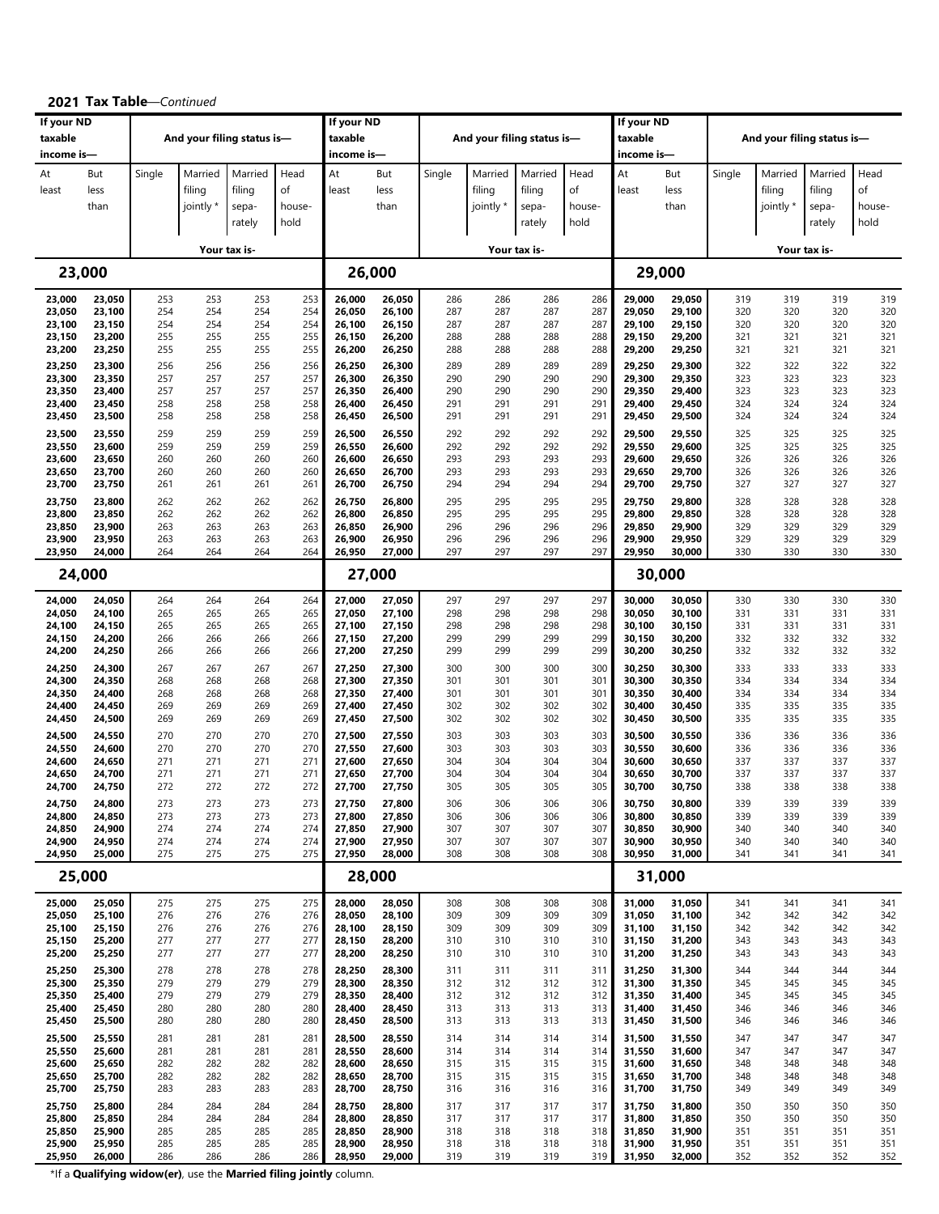**2021 Tax Table**—*Continued*

| If your ND taxable income is— At least | But less than | Single | Married filing jointly * | Married filing sepa-rately | Head of house-hold |
|---|---|---|---|---|---|
| | | Your tax is- | | | |
| **23,000** | | | | | |
| 23,000 | 23,050 | 253 | 253 | 253 | 253 |
| 23,050 | 23,100 | 254 | 254 | 254 | 254 |
| 23,100 | 23,150 | 254 | 254 | 254 | 254 |
| 23,150 | 23,200 | 255 | 255 | 255 | 255 |
| 23,200 | 23,250 | 255 | 255 | 255 | 255 |
| 23,250 | 23,300 | 256 | 256 | 256 | 256 |
| 23,300 | 23,350 | 257 | 257 | 257 | 257 |
| 23,350 | 23,400 | 257 | 257 | 257 | 257 |
| 23,400 | 23,450 | 258 | 258 | 258 | 258 |
| 23,450 | 23,500 | 258 | 258 | 258 | 258 |
| 23,500 | 23,550 | 259 | 259 | 259 | 259 |
| 23,550 | 23,600 | 259 | 259 | 259 | 259 |
| 23,600 | 23,650 | 260 | 260 | 260 | 260 |
| 23,650 | 23,700 | 260 | 260 | 260 | 260 |
| 23,700 | 23,750 | 261 | 261 | 261 | 261 |
| 23,750 | 23,800 | 262 | 262 | 262 | 262 |
| 23,800 | 23,850 | 262 | 262 | 262 | 262 |
| 23,850 | 23,900 | 263 | 263 | 263 | 263 |
| 23,900 | 23,950 | 263 | 263 | 263 | 263 |
| 23,950 | 24,000 | 264 | 264 | 264 | 264 |
| **24,000** | | | | | |
| 24,000 | 24,050 | 264 | 264 | 264 | 264 |
| 24,050 | 24,100 | 265 | 265 | 265 | 265 |
| 24,100 | 24,150 | 265 | 265 | 265 | 265 |
| 24,150 | 24,200 | 266 | 266 | 266 | 266 |
| 24,200 | 24,250 | 266 | 266 | 266 | 266 |
| 24,250 | 24,300 | 267 | 267 | 267 | 267 |
| 24,300 | 24,350 | 268 | 268 | 268 | 268 |
| 24,350 | 24,400 | 268 | 268 | 268 | 268 |
| 24,400 | 24,450 | 269 | 269 | 269 | 269 |
| 24,450 | 24,500 | 269 | 269 | 269 | 269 |
| 24,500 | 24,550 | 270 | 270 | 270 | 270 |
| 24,550 | 24,600 | 270 | 270 | 270 | 270 |
| 24,600 | 24,650 | 271 | 271 | 271 | 271 |
| 24,650 | 24,700 | 271 | 271 | 271 | 271 |
| 24,700 | 24,750 | 272 | 272 | 272 | 272 |
| 24,750 | 24,800 | 273 | 273 | 273 | 273 |
| 24,800 | 24,850 | 273 | 273 | 273 | 273 |
| 24,850 | 24,900 | 274 | 274 | 274 | 274 |
| 24,900 | 24,950 | 274 | 274 | 274 | 274 |
| 24,950 | 25,000 | 275 | 275 | 275 | 275 |
| **25,000** | | | | | |
| 25,000 | 25,050 | 275 | 275 | 275 | 275 |
| 25,050 | 25,100 | 276 | 276 | 276 | 276 |
| 25,100 | 25,150 | 276 | 276 | 276 | 276 |
| 25,150 | 25,200 | 277 | 277 | 277 | 277 |
| 25,200 | 25,250 | 277 | 277 | 277 | 277 |
| 25,250 | 25,300 | 278 | 278 | 278 | 278 |
| 25,300 | 25,350 | 279 | 279 | 279 | 279 |
| 25,350 | 25,400 | 279 | 279 | 279 | 279 |
| 25,400 | 25,450 | 280 | 280 | 280 | 280 |
| 25,450 | 25,500 | 280 | 280 | 280 | 280 |
| 25,500 | 25,550 | 281 | 281 | 281 | 281 |
| 25,550 | 25,600 | 281 | 281 | 281 | 281 |
| 25,600 | 25,650 | 282 | 282 | 282 | 282 |
| 25,650 | 25,700 | 282 | 282 | 282 | 282 |
| 25,700 | 25,750 | 283 | 283 | 283 | 283 |
| 25,750 | 25,800 | 284 | 284 | 284 | 284 |
| 25,800 | 25,850 | 284 | 284 | 284 | 284 |
| 25,850 | 25,900 | 285 | 285 | 285 | 285 |
| 25,900 | 25,950 | 285 | 285 | 285 | 285 |
| 25,950 | 26,000 | 286 | 286 | 286 | 286 |
| **26,000** | | | | | |
| 26,000 | 26,050 | 286 | 286 | 286 | 286 |
| 26,050 | 26,100 | 287 | 287 | 287 | 287 |
| 26,100 | 26,150 | 287 | 287 | 287 | 287 |
| 26,150 | 26,200 | 288 | 288 | 288 | 288 |
| 26,200 | 26,250 | 288 | 288 | 288 | 288 |
| 26,250 | 26,300 | 289 | 289 | 289 | 289 |
| 26,300 | 26,350 | 290 | 290 | 290 | 290 |
| 26,350 | 26,400 | 290 | 290 | 290 | 290 |
| 26,400 | 26,450 | 291 | 291 | 291 | 291 |
| 26,450 | 26,500 | 291 | 291 | 291 | 291 |
| 26,500 | 26,550 | 292 | 292 | 292 | 292 |
| 26,550 | 26,600 | 292 | 292 | 292 | 292 |
| 26,600 | 26,650 | 293 | 293 | 293 | 293 |
| 26,650 | 26,700 | 293 | 293 | 293 | 293 |
| 26,700 | 26,750 | 294 | 294 | 294 | 294 |
| 26,750 | 26,800 | 295 | 295 | 295 | 295 |
| 26,800 | 26,850 | 295 | 295 | 295 | 295 |
| 26,850 | 26,900 | 296 | 296 | 296 | 296 |
| 26,900 | 26,950 | 296 | 296 | 296 | 296 |
| 26,950 | 27,000 | 297 | 297 | 297 | 297 |
| **27,000** | | | | | |
| 27,000 | 27,050 | 297 | 297 | 297 | 297 |
| 27,050 | 27,100 | 298 | 298 | 298 | 298 |
| 27,100 | 27,150 | 298 | 298 | 298 | 298 |
| 27,150 | 27,200 | 299 | 299 | 299 | 299 |
| 27,200 | 27,250 | 299 | 299 | 299 | 299 |
| 27,250 | 27,300 | 300 | 300 | 300 | 300 |
| 27,300 | 27,350 | 301 | 301 | 301 | 301 |
| 27,350 | 27,400 | 301 | 301 | 301 | 301 |
| 27,400 | 27,450 | 302 | 302 | 302 | 302 |
| 27,450 | 27,500 | 302 | 302 | 302 | 302 |
| 27,500 | 27,550 | 303 | 303 | 303 | 303 |
| 27,550 | 27,600 | 303 | 303 | 303 | 303 |
| 27,600 | 27,650 | 304 | 304 | 304 | 304 |
| 27,650 | 27,700 | 304 | 304 | 304 | 304 |
| 27,700 | 27,750 | 305 | 305 | 305 | 305 |
| 27,750 | 27,800 | 306 | 306 | 306 | 306 |
| 27,800 | 27,850 | 306 | 306 | 306 | 306 |
| 27,850 | 27,900 | 307 | 307 | 307 | 307 |
| 27,900 | 27,950 | 307 | 307 | 307 | 307 |
| 27,950 | 28,000 | 308 | 308 | 308 | 308 |
| **28,000** | | | | | |
| 28,000 | 28,050 | 308 | 308 | 308 | 308 |
| 28,050 | 28,100 | 309 | 309 | 309 | 309 |
| 28,100 | 28,150 | 309 | 309 | 309 | 309 |
| 28,150 | 28,200 | 310 | 310 | 310 | 310 |
| 28,200 | 28,250 | 310 | 310 | 310 | 310 |
| 28,250 | 28,300 | 311 | 311 | 311 | 311 |
| 28,300 | 28,350 | 312 | 312 | 312 | 312 |
| 28,350 | 28,400 | 312 | 312 | 312 | 312 |
| 28,400 | 28,450 | 313 | 313 | 313 | 313 |
| 28,450 | 28,500 | 313 | 313 | 313 | 313 |
| 28,500 | 28,550 | 314 | 314 | 314 | 314 |
| 28,550 | 28,600 | 314 | 314 | 314 | 314 |
| 28,600 | 28,650 | 315 | 315 | 315 | 315 |
| 28,650 | 28,700 | 315 | 315 | 315 | 315 |
| 28,700 | 28,750 | 316 | 316 | 316 | 316 |
| 28,750 | 28,800 | 317 | 317 | 317 | 317 |
| 28,800 | 28,850 | 317 | 317 | 317 | 317 |
| 28,850 | 28,900 | 318 | 318 | 318 | 318 |
| 28,900 | 28,950 | 318 | 318 | 318 | 318 |
| 28,950 | 29,000 | 319 | 319 | 319 | 319 |
| **29,000** | | | | | |
| 29,000 | 29,050 | 319 | 319 | 319 | 319 |
| 29,050 | 29,100 | 320 | 320 | 320 | 320 |
| 29,100 | 29,150 | 320 | 320 | 320 | 320 |
| 29,150 | 29,200 | 321 | 321 | 321 | 321 |
| 29,200 | 29,250 | 321 | 321 | 321 | 321 |
| 29,250 | 29,300 | 322 | 322 | 322 | 322 |
| 29,300 | 29,350 | 323 | 323 | 323 | 323 |
| 29,350 | 29,400 | 323 | 323 | 323 | 323 |
| 29,400 | 29,450 | 324 | 324 | 324 | 324 |
| 29,450 | 29,500 | 324 | 324 | 324 | 324 |
| 29,500 | 29,550 | 325 | 325 | 325 | 325 |
| 29,550 | 29,600 | 325 | 325 | 325 | 325 |
| 29,600 | 29,650 | 326 | 326 | 326 | 326 |
| 29,650 | 29,700 | 326 | 326 | 326 | 326 |
| 29,700 | 29,750 | 327 | 327 | 327 | 327 |
| 29,750 | 29,800 | 328 | 328 | 328 | 328 |
| 29,800 | 29,850 | 328 | 328 | 328 | 328 |
| 29,850 | 29,900 | 329 | 329 | 329 | 329 |
| 29,900 | 29,950 | 329 | 329 | 329 | 329 |
| 29,950 | 30,000 | 330 | 330 | 330 | 330 |
| **30,000** | | | | | |
| 30,000 | 30,050 | 330 | 330 | 330 | 330 |
| 30,050 | 30,100 | 331 | 331 | 331 | 331 |
| 30,100 | 30,150 | 331 | 331 | 331 | 331 |
| 30,150 | 30,200 | 332 | 332 | 332 | 332 |
| 30,200 | 30,250 | 332 | 332 | 332 | 332 |
| 30,250 | 30,300 | 333 | 333 | 333 | 333 |
| 30,300 | 30,350 | 334 | 334 | 334 | 334 |
| 30,350 | 30,400 | 334 | 334 | 334 | 334 |
| 30,400 | 30,450 | 335 | 335 | 335 | 335 |
| 30,450 | 30,500 | 335 | 335 | 335 | 335 |
| 30,500 | 30,550 | 336 | 336 | 336 | 336 |
| 30,550 | 30,600 | 336 | 336 | 336 | 336 |
| 30,600 | 30,650 | 337 | 337 | 337 | 337 |
| 30,650 | 30,700 | 337 | 337 | 337 | 337 |
| 30,700 | 30,750 | 338 | 338 | 338 | 338 |
| 30,750 | 30,800 | 339 | 339 | 339 | 339 |
| 30,800 | 30,850 | 339 | 339 | 339 | 339 |
| 30,850 | 30,900 | 340 | 340 | 340 | 340 |
| 30,900 | 30,950 | 340 | 340 | 340 | 340 |
| 30,950 | 31,000 | 341 | 341 | 341 | 341 |
| **31,000** | | | | | |
| 31,000 | 31,050 | 341 | 341 | 341 | 341 |
| 31,050 | 31,100 | 342 | 342 | 342 | 342 |
| 31,100 | 31,150 | 342 | 342 | 342 | 342 |
| 31,150 | 31,200 | 343 | 343 | 343 | 343 |
| 31,200 | 31,250 | 343 | 343 | 343 | 343 |
| 31,250 | 31,300 | 344 | 344 | 344 | 344 |
| 31,300 | 31,350 | 345 | 345 | 345 | 345 |
| 31,350 | 31,400 | 345 | 345 | 345 | 345 |
| 31,400 | 31,450 | 346 | 346 | 346 | 346 |
| 31,450 | 31,500 | 346 | 346 | 346 | 346 |
| 31,500 | 31,550 | 347 | 347 | 347 | 347 |
| 31,550 | 31,600 | 347 | 347 | 347 | 347 |
| 31,600 | 31,650 | 348 | 348 | 348 | 348 |
| 31,650 | 31,700 | 348 | 348 | 348 | 348 |
| 31,700 | 31,750 | 349 | 349 | 349 | 349 |
| 31,750 | 31,800 | 350 | 350 | 350 | 350 |
| 31,800 | 31,850 | 350 | 350 | 350 | 350 |
| 31,850 | 31,900 | 351 | 351 | 351 | 351 |
| 31,900 | 31,950 | 351 | 351 | 351 | 351 |
| 31,950 | 32,000 | 352 | 352 | 352 | 352 |

*If a **Qualifying widow(er)**, use the **Married filing jointly** column.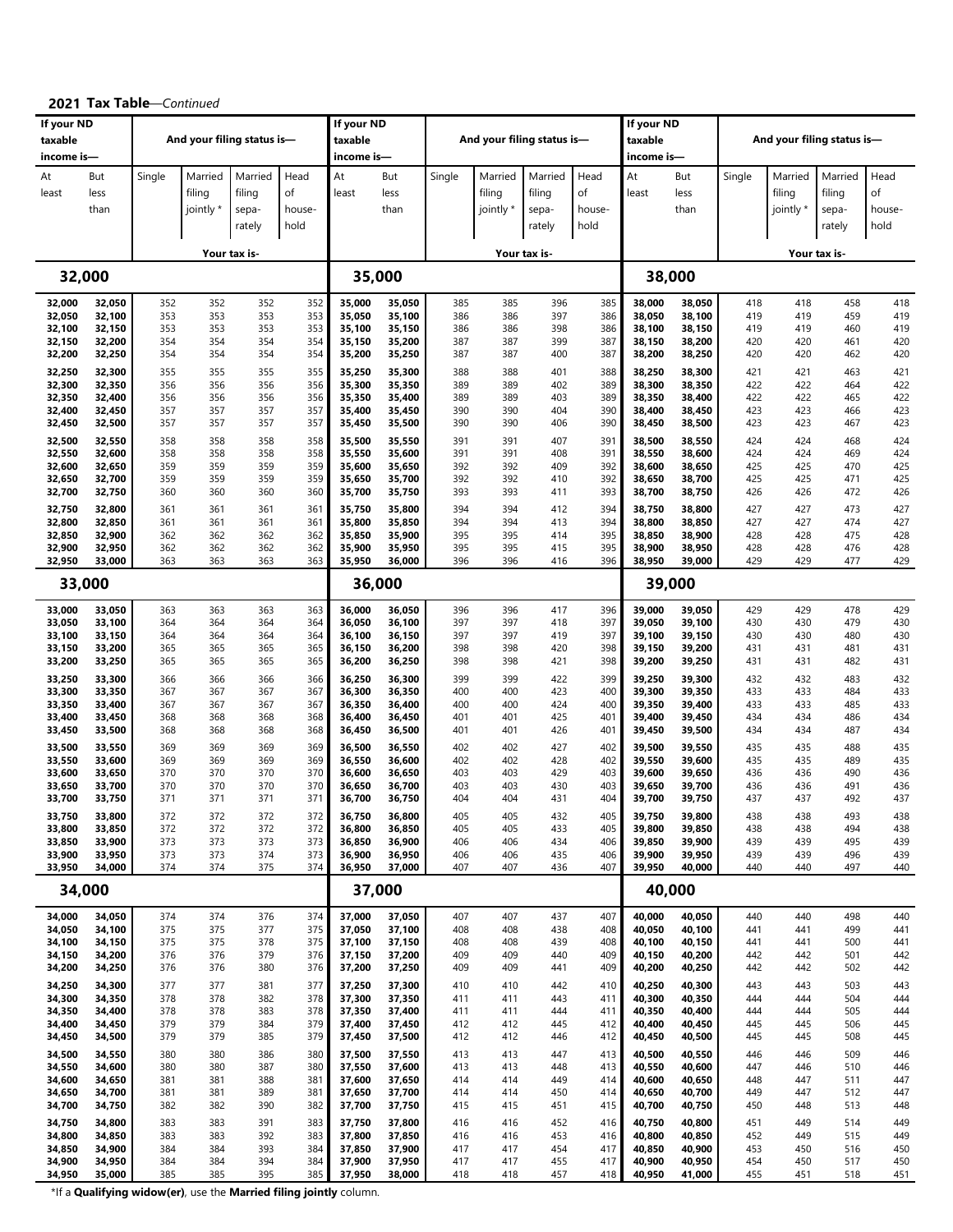## 2021 Tax Table—*Continued*

| If your ND taxable income is— At least | But less than | Single | Married filing jointly * | Married filing separately | Head of household |
|---|---|---|---|---|---|
| **32,000** | | | | | |
| 32,000 | 32,050 | 352 | 352 | 352 | 352 |
| 32,050 | 32,100 | 353 | 353 | 353 | 353 |
| 32,100 | 32,150 | 353 | 353 | 353 | 353 |
| 32,150 | 32,200 | 354 | 354 | 354 | 354 |
| 32,200 | 32,250 | 354 | 354 | 354 | 354 |
| 32,250 | 32,300 | 355 | 355 | 355 | 355 |
| 32,300 | 32,350 | 356 | 356 | 356 | 356 |
| 32,350 | 32,400 | 356 | 356 | 356 | 356 |
| 32,400 | 32,450 | 357 | 357 | 357 | 357 |
| 32,450 | 32,500 | 357 | 357 | 357 | 357 |
| 32,500 | 32,550 | 358 | 358 | 358 | 358 |
| 32,550 | 32,600 | 358 | 358 | 358 | 358 |
| 32,600 | 32,650 | 359 | 359 | 359 | 359 |
| 32,650 | 32,700 | 359 | 359 | 359 | 359 |
| 32,700 | 32,750 | 360 | 360 | 360 | 360 |
| 32,750 | 32,800 | 361 | 361 | 361 | 361 |
| 32,800 | 32,850 | 361 | 361 | 361 | 361 |
| 32,850 | 32,900 | 362 | 362 | 362 | 362 |
| 32,900 | 32,950 | 362 | 362 | 362 | 362 |
| 32,950 | 33,000 | 363 | 363 | 363 | 363 |
| **33,000** | | | | | |
| 33,000 | 33,050 | 363 | 363 | 363 | 363 |
| 33,050 | 33,100 | 364 | 364 | 364 | 364 |
| 33,100 | 33,150 | 364 | 364 | 364 | 364 |
| 33,150 | 33,200 | 365 | 365 | 365 | 365 |
| 33,200 | 33,250 | 365 | 365 | 365 | 365 |
| 33,250 | 33,300 | 366 | 366 | 366 | 366 |
| 33,300 | 33,350 | 367 | 367 | 367 | 367 |
| 33,350 | 33,400 | 367 | 367 | 367 | 367 |
| 33,400 | 33,450 | 368 | 368 | 368 | 368 |
| 33,450 | 33,500 | 368 | 368 | 368 | 368 |
| 33,500 | 33,550 | 369 | 369 | 369 | 369 |
| 33,550 | 33,600 | 369 | 369 | 369 | 369 |
| 33,600 | 33,650 | 370 | 370 | 370 | 370 |
| 33,650 | 33,700 | 370 | 370 | 370 | 370 |
| 33,700 | 33,750 | 371 | 371 | 371 | 371 |
| 33,750 | 33,800 | 372 | 372 | 372 | 372 |
| 33,800 | 33,850 | 372 | 372 | 372 | 372 |
| 33,850 | 33,900 | 373 | 373 | 373 | 373 |
| 33,900 | 33,950 | 373 | 373 | 374 | 373 |
| 33,950 | 34,000 | 374 | 374 | 375 | 374 |
| **34,000** | | | | | |
| 34,000 | 34,050 | 374 | 374 | 376 | 374 |
| 34,050 | 34,100 | 375 | 375 | 377 | 375 |
| 34,100 | 34,150 | 375 | 375 | 378 | 375 |
| 34,150 | 34,200 | 376 | 376 | 379 | 376 |
| 34,200 | 34,250 | 376 | 376 | 380 | 376 |
| 34,250 | 34,300 | 377 | 377 | 381 | 377 |
| 34,300 | 34,350 | 378 | 378 | 382 | 378 |
| 34,350 | 34,400 | 378 | 378 | 383 | 378 |
| 34,400 | 34,450 | 379 | 379 | 384 | 379 |
| 34,450 | 34,500 | 379 | 379 | 385 | 379 |
| 34,500 | 34,550 | 380 | 380 | 386 | 380 |
| 34,550 | 34,600 | 380 | 380 | 387 | 380 |
| 34,600 | 34,650 | 381 | 381 | 388 | 381 |
| 34,650 | 34,700 | 381 | 381 | 389 | 381 |
| 34,700 | 34,750 | 382 | 382 | 390 | 382 |
| 34,750 | 34,800 | 383 | 383 | 391 | 383 |
| 34,800 | 34,850 | 383 | 383 | 392 | 383 |
| 34,850 | 34,900 | 384 | 384 | 393 | 384 |
| 34,900 | 34,950 | 384 | 384 | 394 | 384 |
| 34,950 | 35,000 | 385 | 385 | 395 | 385 |
| **35,000** | | | | | |
| 35,000 | 35,050 | 385 | 385 | 396 | 385 |
| 35,050 | 35,100 | 386 | 386 | 397 | 386 |
| 35,100 | 35,150 | 386 | 386 | 398 | 386 |
| 35,150 | 35,200 | 387 | 387 | 399 | 387 |
| 35,200 | 35,250 | 387 | 387 | 400 | 387 |
| 35,250 | 35,300 | 388 | 388 | 401 | 388 |
| 35,300 | 35,350 | 389 | 389 | 402 | 389 |
| 35,350 | 35,400 | 389 | 389 | 403 | 389 |
| 35,400 | 35,450 | 390 | 390 | 404 | 390 |
| 35,450 | 35,500 | 390 | 390 | 406 | 390 |
| 35,500 | 35,550 | 391 | 391 | 407 | 391 |
| 35,550 | 35,600 | 391 | 391 | 408 | 391 |
| 35,600 | 35,650 | 392 | 392 | 409 | 392 |
| 35,650 | 35,700 | 392 | 392 | 410 | 392 |
| 35,700 | 35,750 | 393 | 393 | 411 | 393 |
| 35,750 | 35,800 | 394 | 394 | 412 | 394 |
| 35,800 | 35,850 | 394 | 394 | 413 | 394 |
| 35,850 | 35,900 | 395 | 395 | 414 | 395 |
| 35,900 | 35,950 | 395 | 395 | 415 | 395 |
| 35,950 | 36,000 | 396 | 396 | 416 | 396 |
| **36,000** | | | | | |
| 36,000 | 36,050 | 396 | 396 | 417 | 396 |
| 36,050 | 36,100 | 397 | 397 | 418 | 397 |
| 36,100 | 36,150 | 397 | 397 | 419 | 397 |
| 36,150 | 36,200 | 398 | 398 | 420 | 398 |
| 36,200 | 36,250 | 398 | 398 | 421 | 398 |
| 36,250 | 36,300 | 399 | 399 | 422 | 399 |
| 36,300 | 36,350 | 400 | 400 | 423 | 400 |
| 36,350 | 36,400 | 400 | 400 | 424 | 400 |
| 36,400 | 36,450 | 401 | 401 | 425 | 401 |
| 36,450 | 36,500 | 401 | 401 | 426 | 401 |
| 36,500 | 36,550 | 402 | 402 | 427 | 402 |
| 36,550 | 36,600 | 402 | 402 | 428 | 402 |
| 36,600 | 36,650 | 403 | 403 | 429 | 403 |
| 36,650 | 36,700 | 403 | 403 | 430 | 403 |
| 36,700 | 36,750 | 404 | 404 | 431 | 404 |
| 36,750 | 36,800 | 405 | 405 | 432 | 405 |
| 36,800 | 36,850 | 405 | 405 | 433 | 405 |
| 36,850 | 36,900 | 406 | 406 | 434 | 406 |
| 36,900 | 36,950 | 406 | 406 | 435 | 406 |
| 36,950 | 37,000 | 407 | 407 | 436 | 407 |
| **37,000** | | | | | |
| 37,000 | 37,050 | 407 | 407 | 437 | 407 |
| 37,050 | 37,100 | 408 | 408 | 438 | 408 |
| 37,100 | 37,150 | 408 | 408 | 439 | 408 |
| 37,150 | 37,200 | 409 | 409 | 440 | 409 |
| 37,200 | 37,250 | 409 | 409 | 441 | 409 |
| 37,250 | 37,300 | 410 | 410 | 442 | 410 |
| 37,300 | 37,350 | 411 | 411 | 443 | 411 |
| 37,350 | 37,400 | 411 | 411 | 444 | 411 |
| 37,400 | 37,450 | 412 | 412 | 445 | 412 |
| 37,450 | 37,500 | 412 | 412 | 446 | 412 |
| 37,500 | 37,550 | 413 | 413 | 447 | 413 |
| 37,550 | 37,600 | 413 | 413 | 448 | 413 |
| 37,600 | 37,650 | 414 | 414 | 449 | 414 |
| 37,650 | 37,700 | 414 | 414 | 450 | 414 |
| 37,700 | 37,750 | 415 | 415 | 451 | 415 |
| 37,750 | 37,800 | 416 | 416 | 452 | 416 |
| 37,800 | 37,850 | 416 | 416 | 453 | 416 |
| 37,850 | 37,900 | 417 | 417 | 454 | 417 |
| 37,900 | 37,950 | 417 | 417 | 455 | 417 |
| 37,950 | 38,000 | 418 | 418 | 457 | 418 |
| **38,000** | | | | | |
| 38,000 | 38,050 | 418 | 418 | 458 | 418 |
| 38,050 | 38,100 | 419 | 419 | 459 | 419 |
| 38,100 | 38,150 | 419 | 419 | 460 | 419 |
| 38,150 | 38,200 | 420 | 420 | 461 | 420 |
| 38,200 | 38,250 | 420 | 420 | 462 | 420 |
| 38,250 | 38,300 | 421 | 421 | 463 | 421 |
| 38,300 | 38,350 | 422 | 422 | 464 | 422 |
| 38,350 | 38,400 | 422 | 422 | 465 | 422 |
| 38,400 | 38,450 | 423 | 423 | 466 | 423 |
| 38,450 | 38,500 | 423 | 423 | 467 | 423 |
| 38,500 | 38,550 | 424 | 424 | 468 | 424 |
| 38,550 | 38,600 | 424 | 424 | 469 | 424 |
| 38,600 | 38,650 | 425 | 425 | 470 | 425 |
| 38,650 | 38,700 | 425 | 425 | 471 | 425 |
| 38,700 | 38,750 | 426 | 426 | 472 | 426 |
| 38,750 | 38,800 | 427 | 427 | 473 | 427 |
| 38,800 | 38,850 | 427 | 427 | 474 | 427 |
| 38,850 | 38,900 | 428 | 428 | 475 | 428 |
| 38,900 | 38,950 | 428 | 428 | 476 | 428 |
| 38,950 | 39,000 | 429 | 429 | 477 | 429 |
| **39,000** | | | | | |
| 39,000 | 39,050 | 429 | 429 | 478 | 429 |
| 39,050 | 39,100 | 430 | 430 | 479 | 430 |
| 39,100 | 39,150 | 430 | 430 | 480 | 430 |
| 39,150 | 39,200 | 431 | 431 | 481 | 431 |
| 39,200 | 39,250 | 431 | 431 | 482 | 431 |
| 39,250 | 39,300 | 432 | 432 | 483 | 432 |
| 39,300 | 39,350 | 433 | 433 | 484 | 433 |
| 39,350 | 39,400 | 433 | 433 | 485 | 433 |
| 39,400 | 39,450 | 434 | 434 | 486 | 434 |
| 39,450 | 39,500 | 434 | 434 | 487 | 434 |
| 39,500 | 39,550 | 435 | 435 | 488 | 435 |
| 39,550 | 39,600 | 435 | 435 | 489 | 435 |
| 39,600 | 39,650 | 436 | 436 | 490 | 436 |
| 39,650 | 39,700 | 436 | 436 | 491 | 436 |
| 39,700 | 39,750 | 437 | 437 | 492 | 437 |
| 39,750 | 39,800 | 438 | 438 | 493 | 438 |
| 39,800 | 39,850 | 438 | 438 | 494 | 438 |
| 39,850 | 39,900 | 439 | 439 | 495 | 439 |
| 39,900 | 39,950 | 439 | 439 | 496 | 439 |
| 39,950 | 40,000 | 440 | 440 | 497 | 440 |
| **40,000** | | | | | |
| 40,000 | 40,050 | 440 | 440 | 498 | 440 |
| 40,050 | 40,100 | 441 | 441 | 499 | 441 |
| 40,100 | 40,150 | 441 | 441 | 500 | 441 |
| 40,150 | 40,200 | 442 | 442 | 501 | 442 |
| 40,200 | 40,250 | 442 | 442 | 502 | 442 |
| 40,250 | 40,300 | 443 | 443 | 503 | 443 |
| 40,300 | 40,350 | 444 | 444 | 504 | 444 |
| 40,350 | 40,400 | 444 | 444 | 505 | 444 |
| 40,400 | 40,450 | 445 | 445 | 506 | 445 |
| 40,450 | 40,500 | 445 | 445 | 508 | 445 |
| 40,500 | 40,550 | 446 | 446 | 509 | 446 |
| 40,550 | 40,600 | 447 | 446 | 510 | 446 |
| 40,600 | 40,650 | 448 | 447 | 511 | 447 |
| 40,650 | 40,700 | 449 | 447 | 512 | 447 |
| 40,700 | 40,750 | 450 | 448 | 513 | 448 |
| 40,750 | 40,800 | 451 | 449 | 514 | 449 |
| 40,800 | 40,850 | 452 | 449 | 515 | 449 |
| 40,850 | 40,900 | 453 | 450 | 516 | 450 |
| 40,900 | 40,950 | 454 | 450 | 517 | 450 |
| 40,950 | 41,000 | 455 | 451 | 518 | 451 |

*If a **Qualifying widow(er)**, use the **Married filing jointly** column.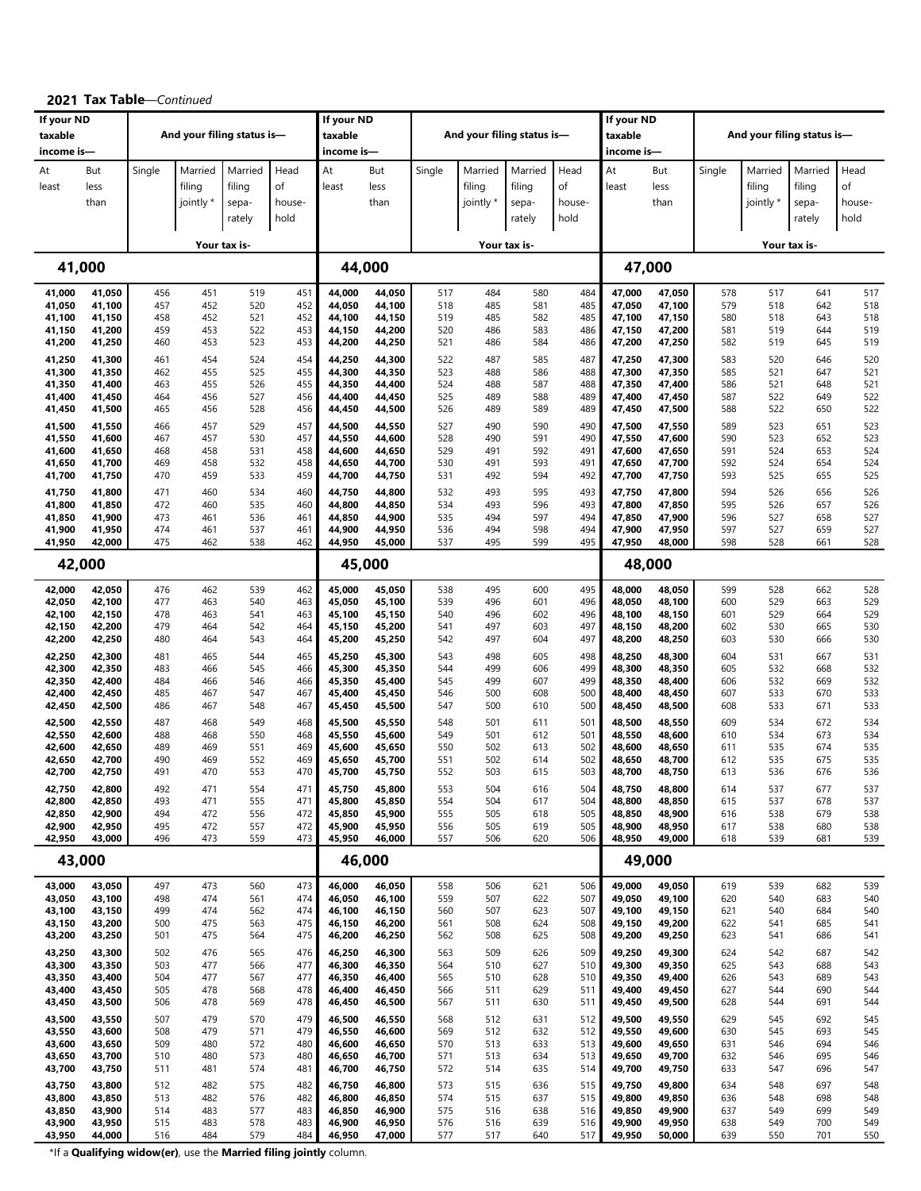**2021 Tax Table**—*Continued*

| If your ND taxable income is— At least | But less than | Single | Married filing jointly * | Married filing separately | Head of household |
|---|---|---|---|---|---|
| **41,000** | | | | | |
| 41,000 | 41,050 | 456 | 451 | 519 | 451 |
| 41,050 | 41,100 | 457 | 452 | 520 | 452 |
| 41,100 | 41,150 | 458 | 452 | 521 | 452 |
| 41,150 | 41,200 | 459 | 453 | 522 | 453 |
| 41,200 | 41,250 | 460 | 453 | 523 | 453 |
| 41,250 | 41,300 | 461 | 454 | 524 | 454 |
| 41,300 | 41,350 | 462 | 455 | 525 | 455 |
| 41,350 | 41,400 | 463 | 455 | 526 | 455 |
| 41,400 | 41,450 | 464 | 456 | 527 | 456 |
| 41,450 | 41,500 | 465 | 456 | 528 | 456 |
| 41,500 | 41,550 | 466 | 457 | 529 | 457 |
| 41,550 | 41,600 | 467 | 457 | 530 | 457 |
| 41,600 | 41,650 | 468 | 458 | 531 | 458 |
| 41,650 | 41,700 | 469 | 458 | 532 | 458 |
| 41,700 | 41,750 | 470 | 459 | 533 | 459 |
| 41,750 | 41,800 | 471 | 460 | 534 | 460 |
| 41,800 | 41,850 | 472 | 460 | 535 | 460 |
| 41,850 | 41,900 | 473 | 461 | 536 | 461 |
| 41,900 | 41,950 | 474 | 461 | 537 | 461 |
| 41,950 | 42,000 | 475 | 462 | 538 | 462 |
| **42,000** | | | | | |
| 42,000 | 42,050 | 476 | 462 | 539 | 462 |
| 42,050 | 42,100 | 477 | 463 | 540 | 463 |
| 42,100 | 42,150 | 478 | 463 | 541 | 463 |
| 42,150 | 42,200 | 479 | 464 | 542 | 464 |
| 42,200 | 42,250 | 480 | 464 | 543 | 464 |
| 42,250 | 42,300 | 481 | 465 | 544 | 465 |
| 42,300 | 42,350 | 483 | 466 | 545 | 466 |
| 42,350 | 42,400 | 484 | 466 | 546 | 466 |
| 42,400 | 42,450 | 485 | 467 | 547 | 467 |
| 42,450 | 42,500 | 486 | 467 | 548 | 467 |
| 42,500 | 42,550 | 487 | 468 | 549 | 468 |
| 42,550 | 42,600 | 488 | 468 | 550 | 468 |
| 42,600 | 42,650 | 489 | 469 | 551 | 469 |
| 42,650 | 42,700 | 490 | 469 | 552 | 469 |
| 42,700 | 42,750 | 491 | 470 | 553 | 470 |
| 42,750 | 42,800 | 492 | 471 | 554 | 471 |
| 42,800 | 42,850 | 493 | 471 | 555 | 471 |
| 42,850 | 42,900 | 494 | 472 | 556 | 472 |
| 42,900 | 42,950 | 495 | 472 | 557 | 472 |
| 42,950 | 43,000 | 496 | 473 | 559 | 473 |
| **43,000** | | | | | |
| 43,000 | 43,050 | 497 | 473 | 560 | 473 |
| 43,050 | 43,100 | 498 | 474 | 561 | 474 |
| 43,100 | 43,150 | 499 | 474 | 562 | 474 |
| 43,150 | 43,200 | 500 | 475 | 563 | 475 |
| 43,200 | 43,250 | 501 | 475 | 564 | 475 |
| 43,250 | 43,300 | 502 | 476 | 565 | 476 |
| 43,300 | 43,350 | 503 | 477 | 566 | 477 |
| 43,350 | 43,400 | 504 | 477 | 567 | 477 |
| 43,400 | 43,450 | 505 | 478 | 568 | 478 |
| 43,450 | 43,500 | 506 | 478 | 569 | 478 |
| 43,500 | 43,550 | 507 | 479 | 570 | 479 |
| 43,550 | 43,600 | 508 | 479 | 571 | 479 |
| 43,600 | 43,650 | 509 | 480 | 572 | 480 |
| 43,650 | 43,700 | 510 | 480 | 573 | 480 |
| 43,700 | 43,750 | 511 | 481 | 574 | 481 |
| 43,750 | 43,800 | 512 | 482 | 575 | 482 |
| 43,800 | 43,850 | 513 | 482 | 576 | 482 |
| 43,850 | 43,900 | 514 | 483 | 577 | 483 |
| 43,900 | 43,950 | 515 | 483 | 578 | 483 |
| 43,950 | 44,000 | 516 | 484 | 579 | 484 |
| **44,000** | | | | | |
| 44,000 | 44,050 | 517 | 484 | 580 | 484 |
| 44,050 | 44,100 | 518 | 485 | 581 | 485 |
| 44,100 | 44,150 | 519 | 485 | 582 | 485 |
| 44,150 | 44,200 | 520 | 486 | 583 | 486 |
| 44,200 | 44,250 | 521 | 486 | 584 | 486 |
| 44,250 | 44,300 | 522 | 487 | 585 | 487 |
| 44,300 | 44,350 | 523 | 488 | 586 | 488 |
| 44,350 | 44,400 | 524 | 488 | 587 | 488 |
| 44,400 | 44,450 | 525 | 489 | 588 | 489 |
| 44,450 | 44,500 | 526 | 489 | 589 | 489 |
| 44,500 | 44,550 | 527 | 490 | 590 | 490 |
| 44,550 | 44,600 | 528 | 490 | 591 | 490 |
| 44,600 | 44,650 | 529 | 491 | 592 | 491 |
| 44,650 | 44,700 | 530 | 491 | 593 | 491 |
| 44,700 | 44,750 | 531 | 492 | 594 | 492 |
| 44,750 | 44,800 | 532 | 493 | 595 | 493 |
| 44,800 | 44,850 | 534 | 493 | 596 | 493 |
| 44,850 | 44,900 | 535 | 494 | 597 | 494 |
| 44,900 | 44,950 | 536 | 494 | 598 | 494 |
| 44,950 | 45,000 | 537 | 495 | 599 | 495 |
| **45,000** | | | | | |
| 45,000 | 45,050 | 538 | 495 | 600 | 495 |
| 45,050 | 45,100 | 539 | 496 | 601 | 496 |
| 45,100 | 45,150 | 540 | 496 | 602 | 496 |
| 45,150 | 45,200 | 541 | 497 | 603 | 497 |
| 45,200 | 45,250 | 542 | 497 | 604 | 497 |
| 45,250 | 45,300 | 543 | 498 | 605 | 498 |
| 45,300 | 45,350 | 544 | 499 | 606 | 499 |
| 45,350 | 45,400 | 545 | 499 | 607 | 499 |
| 45,400 | 45,450 | 546 | 500 | 608 | 500 |
| 45,450 | 45,500 | 547 | 500 | 610 | 500 |
| 45,500 | 45,550 | 548 | 501 | 611 | 501 |
| 45,550 | 45,600 | 549 | 501 | 612 | 501 |
| 45,600 | 45,650 | 550 | 502 | 613 | 502 |
| 45,650 | 45,700 | 551 | 502 | 614 | 502 |
| 45,700 | 45,750 | 552 | 503 | 615 | 503 |
| 45,750 | 45,800 | 553 | 504 | 616 | 504 |
| 45,800 | 45,850 | 554 | 504 | 617 | 504 |
| 45,850 | 45,900 | 555 | 505 | 618 | 505 |
| 45,900 | 45,950 | 556 | 505 | 619 | 505 |
| 45,950 | 46,000 | 557 | 506 | 620 | 506 |
| **46,000** | | | | | |
| 46,000 | 46,050 | 558 | 506 | 621 | 506 |
| 46,050 | 46,100 | 559 | 507 | 622 | 507 |
| 46,100 | 46,150 | 560 | 507 | 623 | 507 |
| 46,150 | 46,200 | 561 | 508 | 624 | 508 |
| 46,200 | 46,250 | 562 | 508 | 625 | 508 |
| 46,250 | 46,300 | 563 | 509 | 626 | 509 |
| 46,300 | 46,350 | 564 | 510 | 627 | 510 |
| 46,350 | 46,400 | 565 | 510 | 628 | 510 |
| 46,400 | 46,450 | 566 | 511 | 629 | 511 |
| 46,450 | 46,500 | 567 | 511 | 630 | 511 |
| 46,500 | 46,550 | 568 | 512 | 631 | 512 |
| 46,550 | 46,600 | 569 | 512 | 632 | 512 |
| 46,600 | 46,650 | 570 | 513 | 633 | 513 |
| 46,650 | 46,700 | 571 | 513 | 634 | 513 |
| 46,700 | 46,750 | 572 | 514 | 635 | 514 |
| 46,750 | 46,800 | 573 | 515 | 636 | 515 |
| 46,800 | 46,850 | 574 | 515 | 637 | 515 |
| 46,850 | 46,900 | 575 | 516 | 638 | 516 |
| 46,900 | 46,950 | 576 | 516 | 639 | 516 |
| 46,950 | 47,000 | 577 | 517 | 640 | 517 |
| **47,000** | | | | | |
| 47,000 | 47,050 | 578 | 517 | 641 | 517 |
| 47,050 | 47,100 | 579 | 518 | 642 | 518 |
| 47,100 | 47,150 | 580 | 518 | 643 | 518 |
| 47,150 | 47,200 | 581 | 519 | 644 | 519 |
| 47,200 | 47,250 | 582 | 519 | 645 | 519 |
| 47,250 | 47,300 | 583 | 520 | 646 | 520 |
| 47,300 | 47,350 | 585 | 521 | 647 | 521 |
| 47,350 | 47,400 | 586 | 521 | 648 | 521 |
| 47,400 | 47,450 | 587 | 522 | 649 | 522 |
| 47,450 | 47,500 | 588 | 522 | 650 | 522 |
| 47,500 | 47,550 | 589 | 523 | 651 | 523 |
| 47,550 | 47,600 | 590 | 523 | 652 | 523 |
| 47,600 | 47,650 | 591 | 524 | 653 | 524 |
| 47,650 | 47,700 | 592 | 524 | 654 | 524 |
| 47,700 | 47,750 | 593 | 525 | 655 | 525 |
| 47,750 | 47,800 | 594 | 526 | 656 | 526 |
| 47,800 | 47,850 | 595 | 526 | 657 | 526 |
| 47,850 | 47,900 | 596 | 527 | 658 | 527 |
| 47,900 | 47,950 | 597 | 527 | 659 | 527 |
| 47,950 | 48,000 | 598 | 528 | 661 | 528 |
| **48,000** | | | | | |
| 48,000 | 48,050 | 599 | 528 | 662 | 528 |
| 48,050 | 48,100 | 600 | 529 | 663 | 529 |
| 48,100 | 48,150 | 601 | 529 | 664 | 529 |
| 48,150 | 48,200 | 602 | 530 | 665 | 530 |
| 48,200 | 48,250 | 603 | 530 | 666 | 530 |
| 48,250 | 48,300 | 604 | 531 | 667 | 531 |
| 48,300 | 48,350 | 605 | 532 | 668 | 532 |
| 48,350 | 48,400 | 606 | 532 | 669 | 532 |
| 48,400 | 48,450 | 607 | 533 | 670 | 533 |
| 48,450 | 48,500 | 608 | 533 | 671 | 533 |
| 48,500 | 48,550 | 609 | 534 | 672 | 534 |
| 48,550 | 48,600 | 610 | 534 | 673 | 534 |
| 48,600 | 48,650 | 611 | 535 | 674 | 535 |
| 48,650 | 48,700 | 612 | 535 | 675 | 535 |
| 48,700 | 48,750 | 613 | 536 | 676 | 536 |
| 48,750 | 48,800 | 614 | 537 | 677 | 537 |
| 48,800 | 48,850 | 615 | 537 | 678 | 537 |
| 48,850 | 48,900 | 616 | 538 | 679 | 538 |
| 48,900 | 48,950 | 617 | 538 | 680 | 538 |
| 48,950 | 49,000 | 618 | 539 | 681 | 539 |
| **49,000** | | | | | |
| 49,000 | 49,050 | 619 | 539 | 682 | 539 |
| 49,050 | 49,100 | 620 | 540 | 683 | 540 |
| 49,100 | 49,150 | 621 | 540 | 684 | 540 |
| 49,150 | 49,200 | 622 | 541 | 685 | 541 |
| 49,200 | 49,250 | 623 | 541 | 686 | 541 |
| 49,250 | 49,300 | 624 | 542 | 687 | 542 |
| 49,300 | 49,350 | 625 | 543 | 688 | 543 |
| 49,350 | 49,400 | 626 | 543 | 689 | 543 |
| 49,400 | 49,450 | 627 | 544 | 690 | 544 |
| 49,450 | 49,500 | 628 | 544 | 691 | 544 |
| 49,500 | 49,550 | 629 | 545 | 692 | 545 |
| 49,550 | 49,600 | 630 | 545 | 693 | 545 |
| 49,600 | 49,650 | 631 | 546 | 694 | 546 |
| 49,650 | 49,700 | 632 | 546 | 695 | 546 |
| 49,700 | 49,750 | 633 | 547 | 696 | 547 |
| 49,750 | 49,800 | 634 | 548 | 697 | 548 |
| 49,800 | 49,850 | 636 | 548 | 698 | 548 |
| 49,850 | 49,900 | 637 | 549 | 699 | 549 |
| 49,900 | 49,950 | 638 | 549 | 700 | 549 |
| 49,950 | 50,000 | 639 | 550 | 701 | 550 |

*If a **Qualifying widow(er)**, use the **Married filing jointly** column.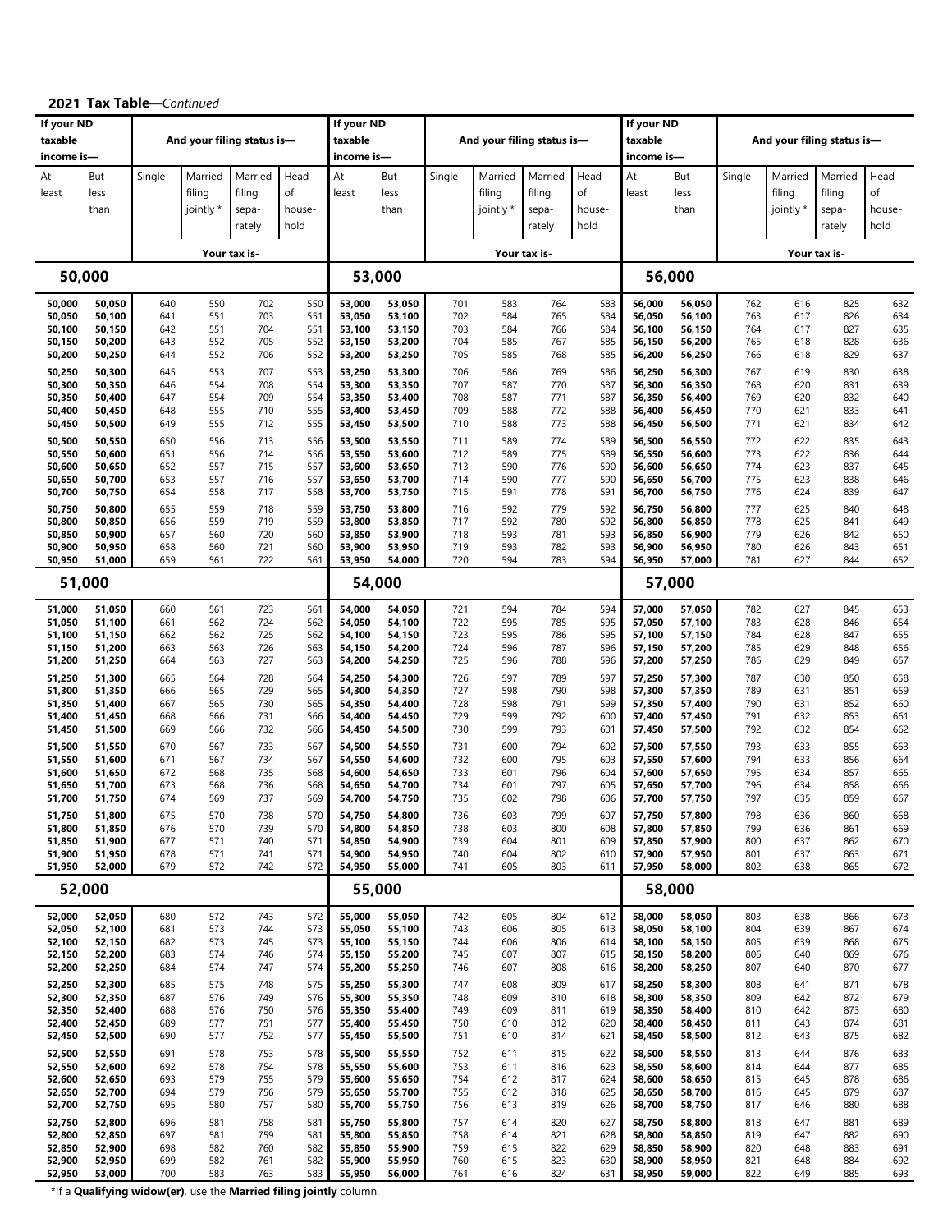**2021 Tax Table**—*Continued*

| If your ND taxable income is— | | And your filing status is— | | | | If your ND taxable income is— | | And your filing status is— | | | | If your ND taxable income is— | | And your filing status is— | | | |
|---|---|---|---|---|---|---|---|---|---|---|---|---|---|---|---|---|---|
| At least | But less than | Single | Married filing jointly * | Married filing separately | Head of household | At least | But less than | Single | Married filing jointly * | Married filing separately | Head of household | At least | But less than | Single | Married filing jointly * | Married filing separately | Head of household |
| | | Your tax is- | | | | | | Your tax is- | | | | | | Your tax is- | | | |
| **50,000** | | | | | | **53,000** | | | | | | **56,000** | | | | | |
| 50,000 | 50,050 | 640 | 550 | 702 | 550 | 53,000 | 53,050 | 701 | 583 | 764 | 583 | 56,000 | 56,050 | 762 | 616 | 825 | 632 |
| 50,050 | 50,100 | 641 | 551 | 703 | 551 | 53,050 | 53,100 | 702 | 584 | 765 | 584 | 56,050 | 56,100 | 763 | 617 | 826 | 634 |
| 50,100 | 50,150 | 642 | 551 | 704 | 551 | 53,100 | 53,150 | 703 | 584 | 766 | 584 | 56,100 | 56,150 | 764 | 617 | 827 | 635 |
| 50,150 | 50,200 | 643 | 552 | 705 | 552 | 53,150 | 53,200 | 704 | 585 | 767 | 585 | 56,150 | 56,200 | 765 | 618 | 828 | 636 |
| 50,200 | 50,250 | 644 | 552 | 706 | 552 | 53,200 | 53,250 | 705 | 585 | 768 | 585 | 56,200 | 56,250 | 766 | 618 | 829 | 637 |
| 50,250 | 50,300 | 645 | 553 | 707 | 553 | 53,250 | 53,300 | 706 | 586 | 769 | 586 | 56,250 | 56,300 | 767 | 619 | 830 | 638 |
| 50,300 | 50,350 | 646 | 554 | 708 | 554 | 53,300 | 53,350 | 707 | 587 | 770 | 587 | 56,300 | 56,350 | 768 | 620 | 831 | 639 |
| 50,350 | 50,400 | 647 | 554 | 709 | 554 | 53,350 | 53,400 | 708 | 587 | 771 | 587 | 56,350 | 56,400 | 769 | 620 | 832 | 640 |
| 50,400 | 50,450 | 648 | 555 | 710 | 555 | 53,400 | 53,450 | 709 | 588 | 772 | 588 | 56,400 | 56,450 | 770 | 621 | 833 | 641 |
| 50,450 | 50,500 | 649 | 555 | 712 | 555 | 53,450 | 53,500 | 710 | 588 | 773 | 588 | 56,450 | 56,500 | 771 | 621 | 834 | 642 |
| 50,500 | 50,550 | 650 | 556 | 713 | 556 | 53,500 | 53,550 | 711 | 589 | 774 | 589 | 56,500 | 56,550 | 772 | 622 | 835 | 643 |
| 50,550 | 50,600 | 651 | 556 | 714 | 556 | 53,550 | 53,600 | 712 | 589 | 775 | 589 | 56,550 | 56,600 | 773 | 622 | 836 | 644 |
| 50,600 | 50,650 | 652 | 557 | 715 | 557 | 53,600 | 53,650 | 713 | 590 | 776 | 590 | 56,600 | 56,650 | 774 | 623 | 837 | 645 |
| 50,650 | 50,700 | 653 | 557 | 716 | 557 | 53,650 | 53,700 | 714 | 590 | 777 | 590 | 56,650 | 56,700 | 775 | 623 | 838 | 646 |
| 50,700 | 50,750 | 654 | 558 | 717 | 558 | 53,700 | 53,750 | 715 | 591 | 778 | 591 | 56,700 | 56,750 | 776 | 624 | 839 | 647 |
| 50,750 | 50,800 | 655 | 559 | 718 | 559 | 53,750 | 53,800 | 716 | 592 | 779 | 592 | 56,750 | 56,800 | 777 | 625 | 840 | 648 |
| 50,800 | 50,850 | 656 | 559 | 719 | 559 | 53,800 | 53,850 | 717 | 592 | 780 | 592 | 56,800 | 56,850 | 778 | 625 | 841 | 649 |
| 50,850 | 50,900 | 657 | 560 | 720 | 560 | 53,850 | 53,900 | 718 | 593 | 781 | 593 | 56,850 | 56,900 | 779 | 626 | 842 | 650 |
| 50,900 | 50,950 | 658 | 560 | 721 | 560 | 53,900 | 53,950 | 719 | 593 | 782 | 593 | 56,900 | 56,950 | 780 | 626 | 843 | 651 |
| 50,950 | 51,000 | 659 | 561 | 722 | 561 | 53,950 | 54,000 | 720 | 594 | 783 | 594 | 56,950 | 57,000 | 781 | 627 | 844 | 652 |
| **51,000** | | | | | | **54,000** | | | | | | **57,000** | | | | | |
| 51,000 | 51,050 | 660 | 561 | 723 | 561 | 54,000 | 54,050 | 721 | 594 | 784 | 594 | 57,000 | 57,050 | 782 | 627 | 845 | 653 |
| 51,050 | 51,100 | 661 | 562 | 724 | 562 | 54,050 | 54,100 | 722 | 595 | 785 | 595 | 57,050 | 57,100 | 783 | 628 | 846 | 654 |
| 51,100 | 51,150 | 662 | 562 | 725 | 562 | 54,100 | 54,150 | 723 | 595 | 786 | 595 | 57,100 | 57,150 | 784 | 628 | 847 | 655 |
| 51,150 | 51,200 | 663 | 563 | 726 | 563 | 54,150 | 54,200 | 724 | 596 | 787 | 596 | 57,150 | 57,200 | 785 | 629 | 848 | 656 |
| 51,200 | 51,250 | 664 | 563 | 727 | 563 | 54,200 | 54,250 | 725 | 596 | 788 | 596 | 57,200 | 57,250 | 786 | 629 | 849 | 657 |
| 51,250 | 51,300 | 665 | 564 | 728 | 564 | 54,250 | 54,300 | 726 | 597 | 789 | 597 | 57,250 | 57,300 | 787 | 630 | 850 | 658 |
| 51,300 | 51,350 | 666 | 565 | 729 | 565 | 54,300 | 54,350 | 727 | 598 | 790 | 598 | 57,300 | 57,350 | 789 | 631 | 851 | 659 |
| 51,350 | 51,400 | 667 | 565 | 730 | 565 | 54,350 | 54,400 | 728 | 598 | 791 | 599 | 57,350 | 57,400 | 790 | 631 | 852 | 660 |
| 51,400 | 51,450 | 668 | 566 | 731 | 566 | 54,400 | 54,450 | 729 | 599 | 792 | 600 | 57,400 | 57,450 | 791 | 632 | 853 | 661 |
| 51,450 | 51,500 | 669 | 566 | 732 | 566 | 54,450 | 54,500 | 730 | 599 | 793 | 601 | 57,450 | 57,500 | 792 | 632 | 854 | 662 |
| 51,500 | 51,550 | 670 | 567 | 733 | 567 | 54,500 | 54,550 | 731 | 600 | 794 | 602 | 57,500 | 57,550 | 793 | 633 | 855 | 663 |
| 51,550 | 51,600 | 671 | 567 | 734 | 567 | 54,550 | 54,600 | 732 | 600 | 795 | 603 | 57,550 | 57,600 | 794 | 633 | 856 | 664 |
| 51,600 | 51,650 | 672 | 568 | 735 | 568 | 54,600 | 54,650 | 733 | 601 | 796 | 604 | 57,600 | 57,650 | 795 | 634 | 857 | 665 |
| 51,650 | 51,700 | 673 | 568 | 736 | 568 | 54,650 | 54,700 | 734 | 601 | 797 | 605 | 57,650 | 57,700 | 796 | 634 | 858 | 666 |
| 51,700 | 51,750 | 674 | 569 | 737 | 569 | 54,700 | 54,750 | 735 | 602 | 798 | 606 | 57,700 | 57,750 | 797 | 635 | 859 | 667 |
| 51,750 | 51,800 | 675 | 570 | 738 | 570 | 54,750 | 54,800 | 736 | 603 | 799 | 607 | 57,750 | 57,800 | 798 | 636 | 860 | 668 |
| 51,800 | 51,850 | 676 | 570 | 739 | 570 | 54,800 | 54,850 | 738 | 603 | 800 | 608 | 57,800 | 57,850 | 799 | 636 | 861 | 669 |
| 51,850 | 51,900 | 677 | 571 | 740 | 571 | 54,850 | 54,900 | 739 | 604 | 801 | 609 | 57,850 | 57,900 | 800 | 637 | 862 | 670 |
| 51,900 | 51,950 | 678 | 571 | 741 | 571 | 54,900 | 54,950 | 740 | 604 | 802 | 610 | 57,900 | 57,950 | 801 | 637 | 863 | 671 |
| 51,950 | 52,000 | 679 | 572 | 742 | 572 | 54,950 | 55,000 | 741 | 605 | 803 | 611 | 57,950 | 58,000 | 802 | 638 | 865 | 672 |
| **52,000** | | | | | | **55,000** | | | | | | **58,000** | | | | | |
| 52,000 | 52,050 | 680 | 572 | 743 | 572 | 55,000 | 55,050 | 742 | 605 | 804 | 612 | 58,000 | 58,050 | 803 | 638 | 866 | 673 |
| 52,050 | 52,100 | 681 | 573 | 744 | 573 | 55,050 | 55,100 | 743 | 606 | 805 | 613 | 58,050 | 58,100 | 804 | 639 | 867 | 674 |
| 52,100 | 52,150 | 682 | 573 | 745 | 573 | 55,100 | 55,150 | 744 | 606 | 806 | 614 | 58,100 | 58,150 | 805 | 639 | 868 | 675 |
| 52,150 | 52,200 | 683 | 574 | 746 | 574 | 55,150 | 55,200 | 745 | 607 | 807 | 615 | 58,150 | 58,200 | 806 | 640 | 869 | 676 |
| 52,200 | 52,250 | 684 | 574 | 747 | 574 | 55,200 | 55,250 | 746 | 607 | 808 | 616 | 58,200 | 58,250 | 807 | 640 | 870 | 677 |
| 52,250 | 52,300 | 685 | 575 | 748 | 575 | 55,250 | 55,300 | 747 | 608 | 809 | 617 | 58,250 | 58,300 | 808 | 641 | 871 | 678 |
| 52,300 | 52,350 | 687 | 576 | 749 | 576 | 55,300 | 55,350 | 748 | 609 | 810 | 618 | 58,300 | 58,350 | 809 | 642 | 872 | 679 |
| 52,350 | 52,400 | 688 | 576 | 750 | 576 | 55,350 | 55,400 | 749 | 609 | 811 | 619 | 58,350 | 58,400 | 810 | 642 | 873 | 680 |
| 52,400 | 52,450 | 689 | 577 | 751 | 577 | 55,400 | 55,450 | 750 | 610 | 812 | 620 | 58,400 | 58,450 | 811 | 643 | 874 | 681 |
| 52,450 | 52,500 | 690 | 577 | 752 | 577 | 55,450 | 55,500 | 751 | 610 | 814 | 621 | 58,450 | 58,500 | 812 | 643 | 875 | 682 |
| 52,500 | 52,550 | 691 | 578 | 753 | 578 | 55,500 | 55,550 | 752 | 611 | 815 | 622 | 58,500 | 58,550 | 813 | 644 | 876 | 683 |
| 52,550 | 52,600 | 692 | 578 | 754 | 578 | 55,550 | 55,600 | 753 | 611 | 816 | 623 | 58,550 | 58,600 | 814 | 644 | 877 | 685 |
| 52,600 | 52,650 | 693 | 579 | 755 | 579 | 55,600 | 55,650 | 754 | 612 | 817 | 624 | 58,600 | 58,650 | 815 | 645 | 878 | 686 |
| 52,650 | 52,700 | 694 | 579 | 756 | 579 | 55,650 | 55,700 | 755 | 612 | 818 | 625 | 58,650 | 58,700 | 816 | 645 | 879 | 687 |
| 52,700 | 52,750 | 695 | 580 | 757 | 580 | 55,700 | 55,750 | 756 | 613 | 819 | 626 | 58,700 | 58,750 | 817 | 646 | 880 | 688 |
| 52,750 | 52,800 | 696 | 581 | 758 | 581 | 55,750 | 55,800 | 757 | 614 | 820 | 627 | 58,750 | 58,800 | 818 | 647 | 881 | 689 |
| 52,800 | 52,850 | 697 | 581 | 759 | 581 | 55,800 | 55,850 | 758 | 614 | 821 | 628 | 58,800 | 58,850 | 819 | 647 | 882 | 690 |
| 52,850 | 52,900 | 698 | 582 | 760 | 582 | 55,850 | 55,900 | 759 | 615 | 822 | 629 | 58,850 | 58,900 | 820 | 648 | 883 | 691 |
| 52,900 | 52,950 | 699 | 582 | 761 | 582 | 55,900 | 55,950 | 760 | 615 | 823 | 630 | 58,900 | 58,950 | 821 | 648 | 884 | 692 |
| 52,950 | 53,000 | 700 | 583 | 763 | 583 | 55,950 | 56,000 | 761 | 616 | 824 | 631 | 58,950 | 59,000 | 822 | 649 | 885 | 693 |

*If a **Qualifying widow(er)**, use the **Married filing jointly** column.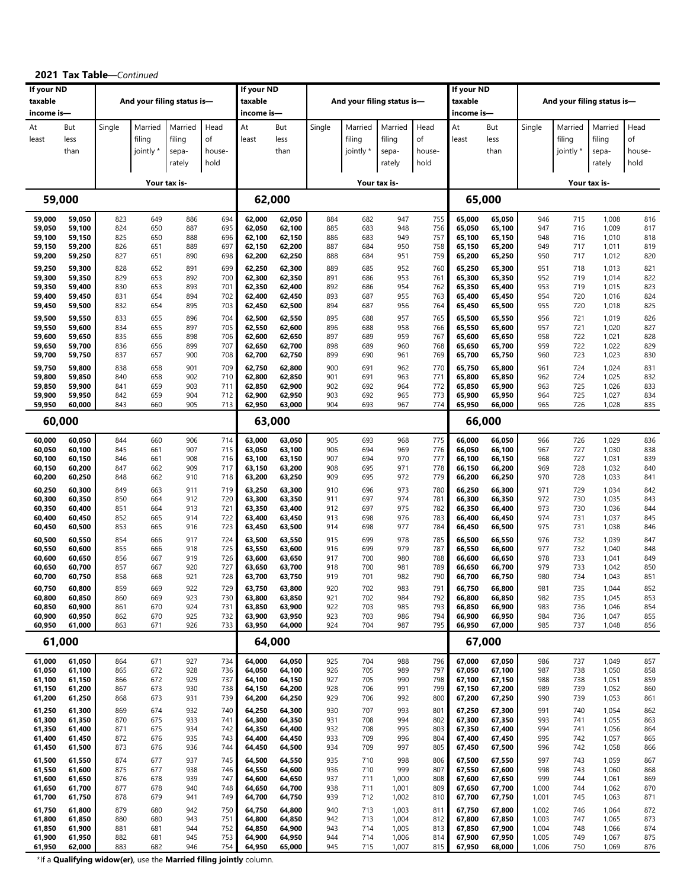## 2021 Tax Table—*Continued*

| If your ND taxable income is— At least | But less than | Single | Married filing jointly * | Married filing separately | Head of household |
|---|---|---|---|---|---|
| **59,000** | | | | | |
| 59,000 | 59,050 | 823 | 649 | 886 | 694 |
| 59,050 | 59,100 | 824 | 650 | 887 | 695 |
| 59,100 | 59,150 | 825 | 650 | 888 | 696 |
| 59,150 | 59,200 | 826 | 651 | 889 | 697 |
| 59,200 | 59,250 | 827 | 651 | 890 | 698 |
| 59,250 | 59,300 | 828 | 652 | 891 | 699 |
| 59,300 | 59,350 | 829 | 653 | 892 | 700 |
| 59,350 | 59,400 | 830 | 653 | 893 | 701 |
| 59,400 | 59,450 | 831 | 654 | 894 | 702 |
| 59,450 | 59,500 | 832 | 654 | 895 | 703 |
| 59,500 | 59,550 | 833 | 655 | 896 | 704 |
| 59,550 | 59,600 | 834 | 655 | 897 | 705 |
| 59,600 | 59,650 | 835 | 656 | 898 | 706 |
| 59,650 | 59,700 | 836 | 656 | 899 | 707 |
| 59,700 | 59,750 | 837 | 657 | 900 | 708 |
| 59,750 | 59,800 | 838 | 658 | 901 | 709 |
| 59,800 | 59,850 | 840 | 658 | 902 | 710 |
| 59,850 | 59,900 | 841 | 659 | 903 | 711 |
| 59,900 | 59,950 | 842 | 659 | 904 | 712 |
| 59,950 | 60,000 | 843 | 660 | 905 | 713 |
| **60,000** | | | | | |
| 60,000 | 60,050 | 844 | 660 | 906 | 714 |
| 60,050 | 60,100 | 845 | 661 | 907 | 715 |
| 60,100 | 60,150 | 846 | 661 | 908 | 716 |
| 60,150 | 60,200 | 847 | 662 | 909 | 717 |
| 60,200 | 60,250 | 848 | 662 | 910 | 718 |
| 60,250 | 60,300 | 849 | 663 | 911 | 719 |
| 60,300 | 60,350 | 850 | 664 | 912 | 720 |
| 60,350 | 60,400 | 851 | 664 | 913 | 721 |
| 60,400 | 60,450 | 852 | 665 | 914 | 722 |
| 60,450 | 60,500 | 853 | 665 | 916 | 723 |
| 60,500 | 60,550 | 854 | 666 | 917 | 724 |
| 60,550 | 60,600 | 855 | 666 | 918 | 725 |
| 60,600 | 60,650 | 856 | 667 | 919 | 726 |
| 60,650 | 60,700 | 857 | 667 | 920 | 727 |
| 60,700 | 60,750 | 858 | 668 | 921 | 728 |
| 60,750 | 60,800 | 859 | 669 | 922 | 729 |
| 60,800 | 60,850 | 860 | 669 | 923 | 730 |
| 60,850 | 60,900 | 861 | 670 | 924 | 731 |
| 60,900 | 60,950 | 862 | 670 | 925 | 732 |
| 60,950 | 61,000 | 863 | 671 | 926 | 733 |
| **61,000** | | | | | |
| 61,000 | 61,050 | 864 | 671 | 927 | 734 |
| 61,050 | 61,100 | 865 | 672 | 928 | 736 |
| 61,100 | 61,150 | 866 | 672 | 929 | 737 |
| 61,150 | 61,200 | 867 | 673 | 930 | 738 |
| 61,200 | 61,250 | 868 | 673 | 931 | 739 |
| 61,250 | 61,300 | 869 | 674 | 932 | 740 |
| 61,300 | 61,350 | 870 | 675 | 933 | 741 |
| 61,350 | 61,400 | 871 | 675 | 934 | 742 |
| 61,400 | 61,450 | 872 | 676 | 935 | 743 |
| 61,450 | 61,500 | 873 | 676 | 936 | 744 |
| 61,500 | 61,550 | 874 | 677 | 937 | 745 |
| 61,550 | 61,600 | 875 | 677 | 938 | 746 |
| 61,600 | 61,650 | 876 | 678 | 939 | 747 |
| 61,650 | 61,700 | 877 | 678 | 940 | 748 |
| 61,700 | 61,750 | 878 | 679 | 941 | 749 |
| 61,750 | 61,800 | 879 | 680 | 942 | 750 |
| 61,800 | 61,850 | 880 | 680 | 943 | 751 |
| 61,850 | 61,900 | 881 | 681 | 944 | 752 |
| 61,900 | 61,950 | 882 | 681 | 945 | 753 |
| 61,950 | 62,000 | 883 | 682 | 946 | 754 |
| **62,000** | | | | | |
| 62,000 | 62,050 | 884 | 682 | 947 | 755 |
| 62,050 | 62,100 | 885 | 683 | 948 | 756 |
| 62,100 | 62,150 | 886 | 683 | 949 | 757 |
| 62,150 | 62,200 | 887 | 684 | 950 | 758 |
| 62,200 | 62,250 | 888 | 684 | 951 | 759 |
| 62,250 | 62,300 | 889 | 685 | 952 | 760 |
| 62,300 | 62,350 | 891 | 686 | 953 | 761 |
| 62,350 | 62,400 | 892 | 686 | 954 | 762 |
| 62,400 | 62,450 | 893 | 687 | 955 | 763 |
| 62,450 | 62,500 | 894 | 687 | 956 | 764 |
| 62,500 | 62,550 | 895 | 688 | 957 | 765 |
| 62,550 | 62,600 | 896 | 688 | 958 | 766 |
| 62,600 | 62,650 | 897 | 689 | 959 | 767 |
| 62,650 | 62,700 | 898 | 689 | 960 | 768 |
| 62,700 | 62,750 | 899 | 690 | 961 | 769 |
| 62,750 | 62,800 | 900 | 691 | 962 | 770 |
| 62,800 | 62,850 | 901 | 691 | 963 | 771 |
| 62,850 | 62,900 | 902 | 692 | 964 | 772 |
| 62,900 | 62,950 | 903 | 692 | 965 | 773 |
| 62,950 | 63,000 | 904 | 693 | 967 | 774 |
| **63,000** | | | | | |
| 63,000 | 63,050 | 905 | 693 | 968 | 775 |
| 63,050 | 63,100 | 906 | 694 | 969 | 776 |
| 63,100 | 63,150 | 907 | 694 | 970 | 777 |
| 63,150 | 63,200 | 908 | 695 | 971 | 778 |
| 63,200 | 63,250 | 909 | 695 | 972 | 779 |
| 63,250 | 63,300 | 910 | 696 | 973 | 780 |
| 63,300 | 63,350 | 911 | 697 | 974 | 781 |
| 63,350 | 63,400 | 912 | 697 | 975 | 782 |
| 63,400 | 63,450 | 913 | 698 | 976 | 783 |
| 63,450 | 63,500 | 914 | 698 | 977 | 784 |
| 63,500 | 63,550 | 915 | 699 | 978 | 785 |
| 63,550 | 63,600 | 916 | 699 | 979 | 787 |
| 63,600 | 63,650 | 917 | 700 | 980 | 788 |
| 63,650 | 63,700 | 918 | 700 | 981 | 789 |
| 63,700 | 63,750 | 919 | 701 | 982 | 790 |
| 63,750 | 63,800 | 920 | 702 | 983 | 791 |
| 63,800 | 63,850 | 921 | 702 | 984 | 792 |
| 63,850 | 63,900 | 922 | 703 | 985 | 793 |
| 63,900 | 63,950 | 923 | 703 | 986 | 794 |
| 63,950 | 64,000 | 924 | 704 | 987 | 795 |
| **64,000** | | | | | |
| 64,000 | 64,050 | 925 | 704 | 988 | 796 |
| 64,050 | 64,100 | 926 | 705 | 989 | 797 |
| 64,100 | 64,150 | 927 | 705 | 990 | 798 |
| 64,150 | 64,200 | 928 | 706 | 991 | 799 |
| 64,200 | 64,250 | 929 | 706 | 992 | 800 |
| 64,250 | 64,300 | 930 | 707 | 993 | 801 |
| 64,300 | 64,350 | 931 | 708 | 994 | 802 |
| 64,350 | 64,400 | 932 | 708 | 995 | 803 |
| 64,400 | 64,450 | 933 | 709 | 996 | 804 |
| 64,450 | 64,500 | 934 | 709 | 997 | 805 |
| 64,500 | 64,550 | 935 | 710 | 998 | 806 |
| 64,550 | 64,600 | 936 | 710 | 999 | 807 |
| 64,600 | 64,650 | 937 | 711 | 1,000 | 808 |
| 64,650 | 64,700 | 938 | 711 | 1,001 | 809 |
| 64,700 | 64,750 | 939 | 712 | 1,002 | 810 |
| 64,750 | 64,800 | 940 | 713 | 1,003 | 811 |
| 64,800 | 64,850 | 942 | 713 | 1,004 | 812 |
| 64,850 | 64,900 | 943 | 714 | 1,005 | 813 |
| 64,900 | 64,950 | 944 | 714 | 1,006 | 814 |
| 64,950 | 65,000 | 945 | 715 | 1,007 | 815 |
| **65,000** | | | | | |
| 65,000 | 65,050 | 946 | 715 | 1,008 | 816 |
| 65,050 | 65,100 | 947 | 716 | 1,009 | 817 |
| 65,100 | 65,150 | 948 | 716 | 1,010 | 818 |
| 65,150 | 65,200 | 949 | 717 | 1,011 | 819 |
| 65,200 | 65,250 | 950 | 717 | 1,012 | 820 |
| 65,250 | 65,300 | 951 | 718 | 1,013 | 821 |
| 65,300 | 65,350 | 952 | 719 | 1,014 | 822 |
| 65,350 | 65,400 | 953 | 719 | 1,015 | 823 |
| 65,400 | 65,450 | 954 | 720 | 1,016 | 824 |
| 65,450 | 65,500 | 955 | 720 | 1,018 | 825 |
| 65,500 | 65,550 | 956 | 721 | 1,019 | 826 |
| 65,550 | 65,600 | 957 | 721 | 1,020 | 827 |
| 65,600 | 65,650 | 958 | 722 | 1,021 | 828 |
| 65,650 | 65,700 | 959 | 722 | 1,022 | 829 |
| 65,700 | 65,750 | 960 | 723 | 1,023 | 830 |
| 65,750 | 65,800 | 961 | 724 | 1,024 | 831 |
| 65,800 | 65,850 | 962 | 724 | 1,025 | 832 |
| 65,850 | 65,900 | 963 | 725 | 1,026 | 833 |
| 65,900 | 65,950 | 964 | 725 | 1,027 | 834 |
| 65,950 | 66,000 | 965 | 726 | 1,028 | 835 |
| **66,000** | | | | | |
| 66,000 | 66,050 | 966 | 726 | 1,029 | 836 |
| 66,050 | 66,100 | 967 | 727 | 1,030 | 838 |
| 66,100 | 66,150 | 968 | 727 | 1,031 | 839 |
| 66,150 | 66,200 | 969 | 728 | 1,032 | 840 |
| 66,200 | 66,250 | 970 | 728 | 1,033 | 841 |
| 66,250 | 66,300 | 971 | 729 | 1,034 | 842 |
| 66,300 | 66,350 | 972 | 730 | 1,035 | 843 |
| 66,350 | 66,400 | 973 | 730 | 1,036 | 844 |
| 66,400 | 66,450 | 974 | 731 | 1,037 | 845 |
| 66,450 | 66,500 | 975 | 731 | 1,038 | 846 |
| 66,500 | 66,550 | 976 | 732 | 1,039 | 847 |
| 66,550 | 66,600 | 977 | 732 | 1,040 | 848 |
| 66,600 | 66,650 | 978 | 733 | 1,041 | 849 |
| 66,650 | 66,700 | 979 | 733 | 1,042 | 850 |
| 66,700 | 66,750 | 980 | 734 | 1,043 | 851 |
| 66,750 | 66,800 | 981 | 735 | 1,044 | 852 |
| 66,800 | 66,850 | 982 | 735 | 1,045 | 853 |
| 66,850 | 66,900 | 983 | 736 | 1,046 | 854 |
| 66,900 | 66,950 | 984 | 736 | 1,047 | 855 |
| 66,950 | 67,000 | 985 | 737 | 1,048 | 856 |
| **67,000** | | | | | |
| 67,000 | 67,050 | 986 | 737 | 1,049 | 857 |
| 67,050 | 67,100 | 987 | 738 | 1,050 | 858 |
| 67,100 | 67,150 | 988 | 738 | 1,051 | 859 |
| 67,150 | 67,200 | 989 | 739 | 1,052 | 860 |
| 67,200 | 67,250 | 990 | 739 | 1,053 | 861 |
| 67,250 | 67,300 | 991 | 740 | 1,054 | 862 |
| 67,300 | 67,350 | 993 | 741 | 1,055 | 863 |
| 67,350 | 67,400 | 994 | 741 | 1,056 | 864 |
| 67,400 | 67,450 | 995 | 742 | 1,057 | 865 |
| 67,450 | 67,500 | 996 | 742 | 1,058 | 866 |
| 67,500 | 67,550 | 997 | 743 | 1,059 | 867 |
| 67,550 | 67,600 | 998 | 743 | 1,060 | 868 |
| 67,600 | 67,650 | 999 | 744 | 1,061 | 869 |
| 67,650 | 67,700 | 1,000 | 744 | 1,062 | 870 |
| 67,700 | 67,750 | 1,001 | 745 | 1,063 | 871 |
| 67,750 | 67,800 | 1,002 | 746 | 1,064 | 872 |
| 67,800 | 67,850 | 1,003 | 747 | 1,065 | 873 |
| 67,850 | 67,900 | 1,004 | 748 | 1,066 | 874 |
| 67,900 | 67,950 | 1,005 | 749 | 1,067 | 875 |
| 67,950 | 68,000 | 1,006 | 750 | 1,069 | 876 |

*If a **Qualifying widow(er)**, use the **Married filing jointly** column.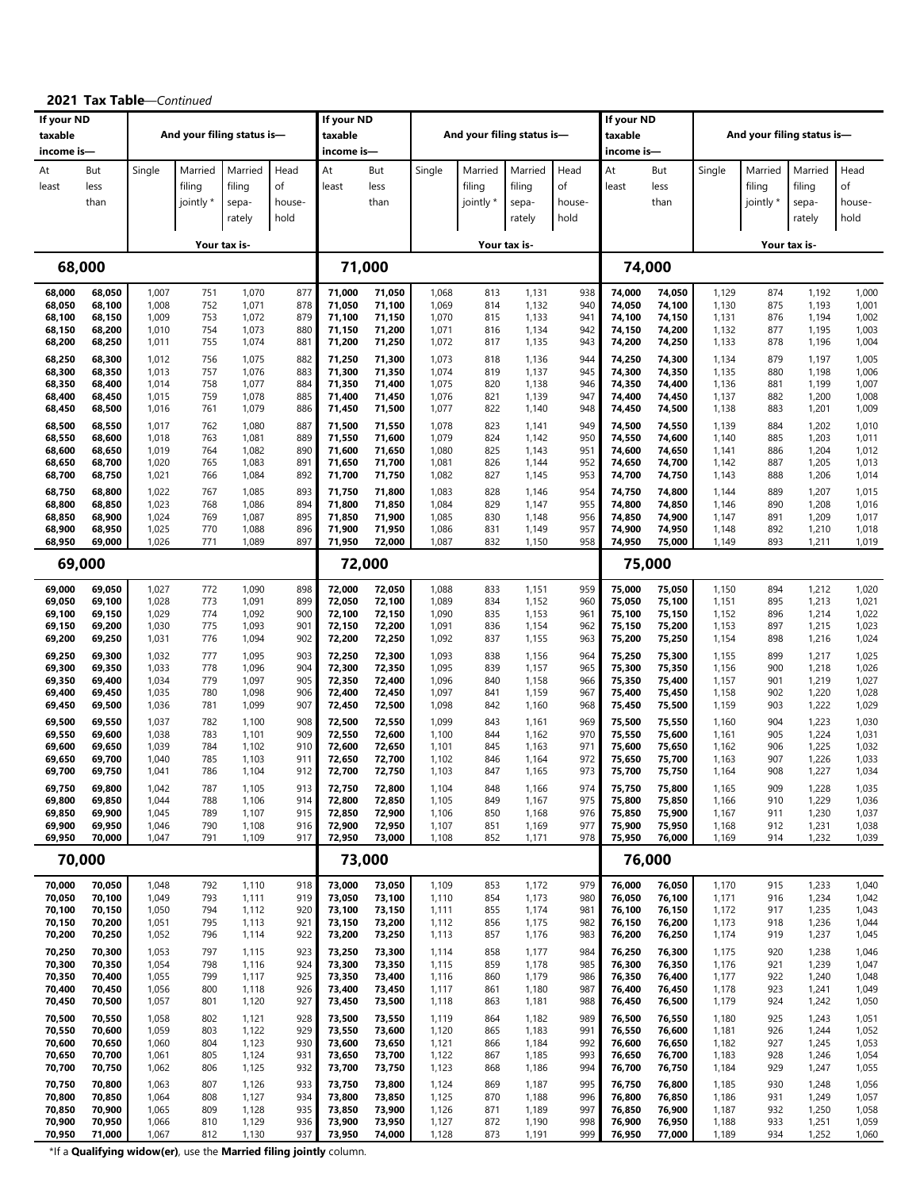## 2021 Tax Table—*Continued*

| If your ND taxable income is— At least | But less than | Single | Married filing jointly * | Married filing separately | Head of household |
|---|---|---|---|---|---|
| **68,000** | | | | | |
| 68,000 | 68,050 | 1,007 | 751 | 1,070 | 877 |
| 68,050 | 68,100 | 1,008 | 752 | 1,071 | 878 |
| 68,100 | 68,150 | 1,009 | 753 | 1,072 | 879 |
| 68,150 | 68,200 | 1,010 | 754 | 1,073 | 880 |
| 68,200 | 68,250 | 1,011 | 755 | 1,074 | 881 |
| 68,250 | 68,300 | 1,012 | 756 | 1,075 | 882 |
| 68,300 | 68,350 | 1,013 | 757 | 1,076 | 883 |
| 68,350 | 68,400 | 1,014 | 758 | 1,077 | 884 |
| 68,400 | 68,450 | 1,015 | 759 | 1,078 | 885 |
| 68,450 | 68,500 | 1,016 | 761 | 1,079 | 886 |
| 68,500 | 68,550 | 1,017 | 762 | 1,080 | 887 |
| 68,550 | 68,600 | 1,018 | 763 | 1,081 | 889 |
| 68,600 | 68,650 | 1,019 | 764 | 1,082 | 890 |
| 68,650 | 68,700 | 1,020 | 765 | 1,083 | 891 |
| 68,700 | 68,750 | 1,021 | 766 | 1,084 | 892 |
| 68,750 | 68,800 | 1,022 | 767 | 1,085 | 893 |
| 68,800 | 68,850 | 1,023 | 768 | 1,086 | 894 |
| 68,850 | 68,900 | 1,024 | 769 | 1,087 | 895 |
| 68,900 | 68,950 | 1,025 | 770 | 1,088 | 896 |
| 68,950 | 69,000 | 1,026 | 771 | 1,089 | 897 |
| **69,000** | | | | | |
| 69,000 | 69,050 | 1,027 | 772 | 1,090 | 898 |
| 69,050 | 69,100 | 1,028 | 773 | 1,091 | 899 |
| 69,100 | 69,150 | 1,029 | 774 | 1,092 | 900 |
| 69,150 | 69,200 | 1,030 | 775 | 1,093 | 901 |
| 69,200 | 69,250 | 1,031 | 776 | 1,094 | 902 |
| 69,250 | 69,300 | 1,032 | 777 | 1,095 | 903 |
| 69,300 | 69,350 | 1,033 | 778 | 1,096 | 904 |
| 69,350 | 69,400 | 1,034 | 779 | 1,097 | 905 |
| 69,400 | 69,450 | 1,035 | 780 | 1,098 | 906 |
| 69,450 | 69,500 | 1,036 | 781 | 1,099 | 907 |
| 69,500 | 69,550 | 1,037 | 782 | 1,100 | 908 |
| 69,550 | 69,600 | 1,038 | 783 | 1,101 | 909 |
| 69,600 | 69,650 | 1,039 | 784 | 1,102 | 910 |
| 69,650 | 69,700 | 1,040 | 785 | 1,103 | 911 |
| 69,700 | 69,750 | 1,041 | 786 | 1,104 | 912 |
| 69,750 | 69,800 | 1,042 | 787 | 1,105 | 913 |
| 69,800 | 69,850 | 1,044 | 788 | 1,106 | 914 |
| 69,850 | 69,900 | 1,045 | 789 | 1,107 | 915 |
| 69,900 | 69,950 | 1,046 | 790 | 1,108 | 916 |
| 69,950 | 70,000 | 1,047 | 791 | 1,109 | 917 |
| **70,000** | | | | | |
| 70,000 | 70,050 | 1,048 | 792 | 1,110 | 918 |
| 70,050 | 70,100 | 1,049 | 793 | 1,111 | 919 |
| 70,100 | 70,150 | 1,050 | 794 | 1,112 | 920 |
| 70,150 | 70,200 | 1,051 | 795 | 1,113 | 921 |
| 70,200 | 70,250 | 1,052 | 796 | 1,114 | 922 |
| 70,250 | 70,300 | 1,053 | 797 | 1,115 | 923 |
| 70,300 | 70,350 | 1,054 | 798 | 1,116 | 924 |
| 70,350 | 70,400 | 1,055 | 799 | 1,117 | 925 |
| 70,400 | 70,450 | 1,056 | 800 | 1,118 | 926 |
| 70,450 | 70,500 | 1,057 | 801 | 1,120 | 927 |
| 70,500 | 70,550 | 1,058 | 802 | 1,121 | 928 |
| 70,550 | 70,600 | 1,059 | 803 | 1,122 | 929 |
| 70,600 | 70,650 | 1,060 | 804 | 1,123 | 930 |
| 70,650 | 70,700 | 1,061 | 805 | 1,124 | 931 |
| 70,700 | 70,750 | 1,062 | 806 | 1,125 | 932 |
| 70,750 | 70,800 | 1,063 | 807 | 1,126 | 933 |
| 70,800 | 70,850 | 1,064 | 808 | 1,127 | 934 |
| 70,850 | 70,900 | 1,065 | 809 | 1,128 | 935 |
| 70,900 | 70,950 | 1,066 | 810 | 1,129 | 936 |
| 70,950 | 71,000 | 1,067 | 812 | 1,130 | 937 |
| **71,000** | | | | | |
| 71,000 | 71,050 | 1,068 | 813 | 1,131 | 938 |
| 71,050 | 71,100 | 1,069 | 814 | 1,132 | 940 |
| 71,100 | 71,150 | 1,070 | 815 | 1,133 | 941 |
| 71,150 | 71,200 | 1,071 | 816 | 1,134 | 942 |
| 71,200 | 71,250 | 1,072 | 817 | 1,135 | 943 |
| 71,250 | 71,300 | 1,073 | 818 | 1,136 | 944 |
| 71,300 | 71,350 | 1,074 | 819 | 1,137 | 945 |
| 71,350 | 71,400 | 1,075 | 820 | 1,138 | 946 |
| 71,400 | 71,450 | 1,076 | 821 | 1,139 | 947 |
| 71,450 | 71,500 | 1,077 | 822 | 1,140 | 948 |
| 71,500 | 71,550 | 1,078 | 823 | 1,141 | 949 |
| 71,550 | 71,600 | 1,079 | 824 | 1,142 | 950 |
| 71,600 | 71,650 | 1,080 | 825 | 1,143 | 951 |
| 71,650 | 71,700 | 1,081 | 826 | 1,144 | 952 |
| 71,700 | 71,750 | 1,082 | 827 | 1,145 | 953 |
| 71,750 | 71,800 | 1,083 | 828 | 1,146 | 954 |
| 71,800 | 71,850 | 1,084 | 829 | 1,147 | 955 |
| 71,850 | 71,900 | 1,085 | 830 | 1,148 | 956 |
| 71,900 | 71,950 | 1,086 | 831 | 1,149 | 957 |
| 71,950 | 72,000 | 1,087 | 832 | 1,150 | 958 |
| **72,000** | | | | | |
| 72,000 | 72,050 | 1,088 | 833 | 1,151 | 959 |
| 72,050 | 72,100 | 1,089 | 834 | 1,152 | 960 |
| 72,100 | 72,150 | 1,090 | 835 | 1,153 | 961 |
| 72,150 | 72,200 | 1,091 | 836 | 1,154 | 962 |
| 72,200 | 72,250 | 1,092 | 837 | 1,155 | 963 |
| 72,250 | 72,300 | 1,093 | 838 | 1,156 | 964 |
| 72,300 | 72,350 | 1,095 | 839 | 1,157 | 965 |
| 72,350 | 72,400 | 1,096 | 840 | 1,158 | 966 |
| 72,400 | 72,450 | 1,097 | 841 | 1,159 | 967 |
| 72,450 | 72,500 | 1,098 | 842 | 1,160 | 968 |
| 72,500 | 72,550 | 1,099 | 843 | 1,161 | 969 |
| 72,550 | 72,600 | 1,100 | 844 | 1,162 | 970 |
| 72,600 | 72,650 | 1,101 | 845 | 1,163 | 971 |
| 72,650 | 72,700 | 1,102 | 846 | 1,164 | 972 |
| 72,700 | 72,750 | 1,103 | 847 | 1,165 | 973 |
| 72,750 | 72,800 | 1,104 | 848 | 1,166 | 974 |
| 72,800 | 72,850 | 1,105 | 849 | 1,167 | 975 |
| 72,850 | 72,900 | 1,106 | 850 | 1,168 | 976 |
| 72,900 | 72,950 | 1,107 | 851 | 1,169 | 977 |
| 72,950 | 73,000 | 1,108 | 852 | 1,171 | 978 |
| **73,000** | | | | | |
| 73,000 | 73,050 | 1,109 | 853 | 1,172 | 979 |
| 73,050 | 73,100 | 1,110 | 854 | 1,173 | 980 |
| 73,100 | 73,150 | 1,111 | 855 | 1,174 | 981 |
| 73,150 | 73,200 | 1,112 | 856 | 1,175 | 982 |
| 73,200 | 73,250 | 1,113 | 857 | 1,176 | 983 |
| 73,250 | 73,300 | 1,114 | 858 | 1,177 | 984 |
| 73,300 | 73,350 | 1,115 | 859 | 1,178 | 985 |
| 73,350 | 73,400 | 1,116 | 860 | 1,179 | 986 |
| 73,400 | 73,450 | 1,117 | 861 | 1,180 | 987 |
| 73,450 | 73,500 | 1,118 | 863 | 1,181 | 988 |
| 73,500 | 73,550 | 1,119 | 864 | 1,182 | 989 |
| 73,550 | 73,600 | 1,120 | 865 | 1,183 | 991 |
| 73,600 | 73,650 | 1,121 | 866 | 1,184 | 992 |
| 73,650 | 73,700 | 1,122 | 867 | 1,185 | 993 |
| 73,700 | 73,750 | 1,123 | 868 | 1,186 | 994 |
| 73,750 | 73,800 | 1,124 | 869 | 1,187 | 995 |
| 73,800 | 73,850 | 1,125 | 870 | 1,188 | 996 |
| 73,850 | 73,900 | 1,126 | 871 | 1,189 | 997 |
| 73,900 | 73,950 | 1,127 | 872 | 1,190 | 998 |
| 73,950 | 74,000 | 1,128 | 873 | 1,191 | 999 |
| **74,000** | | | | | |
| 74,000 | 74,050 | 1,129 | 874 | 1,192 | 1,000 |
| 74,050 | 74,100 | 1,130 | 875 | 1,193 | 1,001 |
| 74,100 | 74,150 | 1,131 | 876 | 1,194 | 1,002 |
| 74,150 | 74,200 | 1,132 | 877 | 1,195 | 1,003 |
| 74,200 | 74,250 | 1,133 | 878 | 1,196 | 1,004 |
| 74,250 | 74,300 | 1,134 | 879 | 1,197 | 1,005 |
| 74,300 | 74,350 | 1,135 | 880 | 1,198 | 1,006 |
| 74,350 | 74,400 | 1,136 | 881 | 1,199 | 1,007 |
| 74,400 | 74,450 | 1,137 | 882 | 1,200 | 1,008 |
| 74,450 | 74,500 | 1,138 | 883 | 1,201 | 1,009 |
| 74,500 | 74,550 | 1,139 | 884 | 1,202 | 1,010 |
| 74,550 | 74,600 | 1,140 | 885 | 1,203 | 1,011 |
| 74,600 | 74,650 | 1,141 | 886 | 1,204 | 1,012 |
| 74,650 | 74,700 | 1,142 | 887 | 1,205 | 1,013 |
| 74,700 | 74,750 | 1,143 | 888 | 1,206 | 1,014 |
| 74,750 | 74,800 | 1,144 | 889 | 1,207 | 1,015 |
| 74,800 | 74,850 | 1,146 | 890 | 1,208 | 1,016 |
| 74,850 | 74,900 | 1,147 | 891 | 1,209 | 1,017 |
| 74,900 | 74,950 | 1,148 | 892 | 1,210 | 1,018 |
| 74,950 | 75,000 | 1,149 | 893 | 1,211 | 1,019 |
| **75,000** | | | | | |
| 75,000 | 75,050 | 1,150 | 894 | 1,212 | 1,020 |
| 75,050 | 75,100 | 1,151 | 895 | 1,213 | 1,021 |
| 75,100 | 75,150 | 1,152 | 896 | 1,214 | 1,022 |
| 75,150 | 75,200 | 1,153 | 897 | 1,215 | 1,023 |
| 75,200 | 75,250 | 1,154 | 898 | 1,216 | 1,024 |
| 75,250 | 75,300 | 1,155 | 899 | 1,217 | 1,025 |
| 75,300 | 75,350 | 1,156 | 900 | 1,218 | 1,026 |
| 75,350 | 75,400 | 1,157 | 901 | 1,219 | 1,027 |
| 75,400 | 75,450 | 1,158 | 902 | 1,220 | 1,028 |
| 75,450 | 75,500 | 1,159 | 903 | 1,222 | 1,029 |
| 75,500 | 75,550 | 1,160 | 904 | 1,223 | 1,030 |
| 75,550 | 75,600 | 1,161 | 905 | 1,224 | 1,031 |
| 75,600 | 75,650 | 1,162 | 906 | 1,225 | 1,032 |
| 75,650 | 75,700 | 1,163 | 907 | 1,226 | 1,033 |
| 75,700 | 75,750 | 1,164 | 908 | 1,227 | 1,034 |
| 75,750 | 75,800 | 1,165 | 909 | 1,228 | 1,035 |
| 75,800 | 75,850 | 1,166 | 910 | 1,229 | 1,036 |
| 75,850 | 75,900 | 1,167 | 911 | 1,230 | 1,037 |
| 75,900 | 75,950 | 1,168 | 912 | 1,231 | 1,038 |
| 75,950 | 76,000 | 1,169 | 914 | 1,232 | 1,039 |
| **76,000** | | | | | |
| 76,000 | 76,050 | 1,170 | 915 | 1,233 | 1,040 |
| 76,050 | 76,100 | 1,171 | 916 | 1,234 | 1,042 |
| 76,100 | 76,150 | 1,172 | 917 | 1,235 | 1,043 |
| 76,150 | 76,200 | 1,173 | 918 | 1,236 | 1,044 |
| 76,200 | 76,250 | 1,174 | 919 | 1,237 | 1,045 |
| 76,250 | 76,300 | 1,175 | 920 | 1,238 | 1,046 |
| 76,300 | 76,350 | 1,176 | 921 | 1,239 | 1,047 |
| 76,350 | 76,400 | 1,177 | 922 | 1,240 | 1,048 |
| 76,400 | 76,450 | 1,178 | 923 | 1,241 | 1,049 |
| 76,450 | 76,500 | 1,179 | 924 | 1,242 | 1,050 |
| 76,500 | 76,550 | 1,180 | 925 | 1,243 | 1,051 |
| 76,550 | 76,600 | 1,181 | 926 | 1,244 | 1,052 |
| 76,600 | 76,650 | 1,182 | 927 | 1,245 | 1,053 |
| 76,650 | 76,700 | 1,183 | 928 | 1,246 | 1,054 |
| 76,700 | 76,750 | 1,184 | 929 | 1,247 | 1,055 |
| 76,750 | 76,800 | 1,185 | 930 | 1,248 | 1,056 |
| 76,800 | 76,850 | 1,186 | 931 | 1,249 | 1,057 |
| 76,850 | 76,900 | 1,187 | 932 | 1,250 | 1,058 |
| 76,900 | 76,950 | 1,188 | 933 | 1,251 | 1,059 |
| 76,950 | 77,000 | 1,189 | 934 | 1,252 | 1,060 |

*If a **Qualifying widow(er)**, use the **Married filing jointly** column.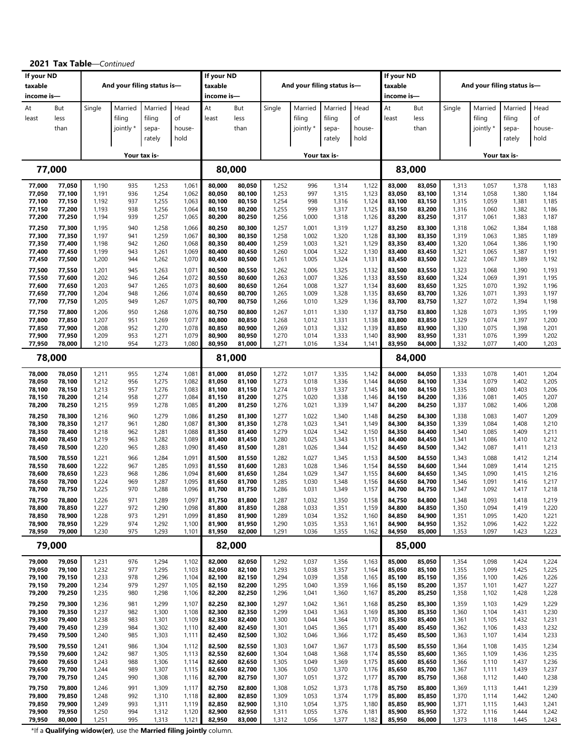**2021 Tax Table**—*Continued*

| If your ND taxable income is— At least | But less than | Single | Married filing jointly * | Married filing separately | Head of household |
|---|---|---|---|---|---|
| | | Your tax is- | | | |
| **77,000** | | | | | |
| 77,000 | 77,050 | 1,190 | 935 | 1,253 | 1,061 |
| 77,050 | 77,100 | 1,191 | 936 | 1,254 | 1,062 |
| 77,100 | 77,150 | 1,192 | 937 | 1,255 | 1,063 |
| 77,150 | 77,200 | 1,193 | 938 | 1,256 | 1,064 |
| 77,200 | 77,250 | 1,194 | 939 | 1,257 | 1,065 |
| 77,250 | 77,300 | 1,195 | 940 | 1,258 | 1,066 |
| 77,300 | 77,350 | 1,197 | 941 | 1,259 | 1,067 |
| 77,350 | 77,400 | 1,198 | 942 | 1,260 | 1,068 |
| 77,400 | 77,450 | 1,199 | 943 | 1,261 | 1,069 |
| 77,450 | 77,500 | 1,200 | 944 | 1,262 | 1,070 |
| 77,500 | 77,550 | 1,201 | 945 | 1,263 | 1,071 |
| 77,550 | 77,600 | 1,202 | 946 | 1,264 | 1,072 |
| 77,600 | 77,650 | 1,203 | 947 | 1,265 | 1,073 |
| 77,650 | 77,700 | 1,204 | 948 | 1,266 | 1,074 |
| 77,700 | 77,750 | 1,205 | 949 | 1,267 | 1,075 |
| 77,750 | 77,800 | 1,206 | 950 | 1,268 | 1,076 |
| 77,800 | 77,850 | 1,207 | 951 | 1,269 | 1,077 |
| 77,850 | 77,900 | 1,208 | 952 | 1,270 | 1,078 |
| 77,900 | 77,950 | 1,209 | 953 | 1,271 | 1,079 |
| 77,950 | 78,000 | 1,210 | 954 | 1,273 | 1,080 |
| **78,000** | | | | | |
| 78,000 | 78,050 | 1,211 | 955 | 1,274 | 1,081 |
| 78,050 | 78,100 | 1,212 | 956 | 1,275 | 1,082 |
| 78,100 | 78,150 | 1,213 | 957 | 1,276 | 1,083 |
| 78,150 | 78,200 | 1,214 | 958 | 1,277 | 1,084 |
| 78,200 | 78,250 | 1,215 | 959 | 1,278 | 1,085 |
| 78,250 | 78,300 | 1,216 | 960 | 1,279 | 1,086 |
| 78,300 | 78,350 | 1,217 | 961 | 1,280 | 1,087 |
| 78,350 | 78,400 | 1,218 | 962 | 1,281 | 1,088 |
| 78,400 | 78,450 | 1,219 | 963 | 1,282 | 1,089 |
| 78,450 | 78,500 | 1,220 | 965 | 1,283 | 1,090 |
| 78,500 | 78,550 | 1,221 | 966 | 1,284 | 1,091 |
| 78,550 | 78,600 | 1,222 | 967 | 1,285 | 1,093 |
| 78,600 | 78,650 | 1,223 | 968 | 1,286 | 1,094 |
| 78,650 | 78,700 | 1,224 | 969 | 1,287 | 1,095 |
| 78,700 | 78,750 | 1,225 | 970 | 1,288 | 1,096 |
| 78,750 | 78,800 | 1,226 | 971 | 1,289 | 1,097 |
| 78,800 | 78,850 | 1,227 | 972 | 1,290 | 1,098 |
| 78,850 | 78,900 | 1,228 | 973 | 1,291 | 1,099 |
| 78,900 | 78,950 | 1,229 | 974 | 1,292 | 1,100 |
| 78,950 | 79,000 | 1,230 | 975 | 1,293 | 1,101 |
| **79,000** | | | | | |
| 79,000 | 79,050 | 1,231 | 976 | 1,294 | 1,102 |
| 79,050 | 79,100 | 1,232 | 977 | 1,295 | 1,103 |
| 79,100 | 79,150 | 1,233 | 978 | 1,296 | 1,104 |
| 79,150 | 79,200 | 1,234 | 979 | 1,297 | 1,105 |
| 79,200 | 79,250 | 1,235 | 980 | 1,298 | 1,106 |
| 79,250 | 79,300 | 1,236 | 981 | 1,299 | 1,107 |
| 79,300 | 79,350 | 1,237 | 982 | 1,300 | 1,108 |
| 79,350 | 79,400 | 1,238 | 983 | 1,301 | 1,109 |
| 79,400 | 79,450 | 1,239 | 984 | 1,302 | 1,110 |
| 79,450 | 79,500 | 1,240 | 985 | 1,303 | 1,111 |
| 79,500 | 79,550 | 1,241 | 986 | 1,304 | 1,112 |
| 79,550 | 79,600 | 1,242 | 987 | 1,305 | 1,113 |
| 79,600 | 79,650 | 1,243 | 988 | 1,306 | 1,114 |
| 79,650 | 79,700 | 1,244 | 989 | 1,307 | 1,115 |
| 79,700 | 79,750 | 1,245 | 990 | 1,308 | 1,116 |
| 79,750 | 79,800 | 1,246 | 991 | 1,309 | 1,117 |
| 79,800 | 79,850 | 1,248 | 992 | 1,310 | 1,118 |
| 79,850 | 79,900 | 1,249 | 993 | 1,311 | 1,119 |
| 79,900 | 79,950 | 1,250 | 994 | 1,312 | 1,120 |
| 79,950 | 80,000 | 1,251 | 995 | 1,313 | 1,121 |
| **80,000** | | | | | |
| 80,000 | 80,050 | 1,252 | 996 | 1,314 | 1,122 |
| 80,050 | 80,100 | 1,253 | 997 | 1,315 | 1,123 |
| 80,100 | 80,150 | 1,254 | 998 | 1,316 | 1,124 |
| 80,150 | 80,200 | 1,255 | 999 | 1,317 | 1,125 |
| 80,200 | 80,250 | 1,256 | 1,000 | 1,318 | 1,126 |
| 80,250 | 80,300 | 1,257 | 1,001 | 1,319 | 1,127 |
| 80,300 | 80,350 | 1,258 | 1,002 | 1,320 | 1,128 |
| 80,350 | 80,400 | 1,259 | 1,003 | 1,321 | 1,129 |
| 80,400 | 80,450 | 1,260 | 1,004 | 1,322 | 1,130 |
| 80,450 | 80,500 | 1,261 | 1,005 | 1,324 | 1,131 |
| 80,500 | 80,550 | 1,262 | 1,006 | 1,325 | 1,132 |
| 80,550 | 80,600 | 1,263 | 1,007 | 1,326 | 1,133 |
| 80,600 | 80,650 | 1,264 | 1,008 | 1,327 | 1,134 |
| 80,650 | 80,700 | 1,265 | 1,009 | 1,328 | 1,135 |
| 80,700 | 80,750 | 1,266 | 1,010 | 1,329 | 1,136 |
| 80,750 | 80,800 | 1,267 | 1,011 | 1,330 | 1,137 |
| 80,800 | 80,850 | 1,268 | 1,012 | 1,331 | 1,138 |
| 80,850 | 80,900 | 1,269 | 1,013 | 1,332 | 1,139 |
| 80,900 | 80,950 | 1,270 | 1,014 | 1,333 | 1,140 |
| 80,950 | 81,000 | 1,271 | 1,016 | 1,334 | 1,141 |
| **81,000** | | | | | |
| 81,000 | 81,050 | 1,272 | 1,017 | 1,335 | 1,142 |
| 81,050 | 81,100 | 1,273 | 1,018 | 1,336 | 1,144 |
| 81,100 | 81,150 | 1,274 | 1,019 | 1,337 | 1,145 |
| 81,150 | 81,200 | 1,275 | 1,020 | 1,338 | 1,146 |
| 81,200 | 81,250 | 1,276 | 1,021 | 1,339 | 1,147 |
| 81,250 | 81,300 | 1,277 | 1,022 | 1,340 | 1,148 |
| 81,300 | 81,350 | 1,278 | 1,023 | 1,341 | 1,149 |
| 81,350 | 81,400 | 1,279 | 1,024 | 1,342 | 1,150 |
| 81,400 | 81,450 | 1,280 | 1,025 | 1,343 | 1,151 |
| 81,450 | 81,500 | 1,281 | 1,026 | 1,344 | 1,152 |
| 81,500 | 81,550 | 1,282 | 1,027 | 1,345 | 1,153 |
| 81,550 | 81,600 | 1,283 | 1,028 | 1,346 | 1,154 |
| 81,600 | 81,650 | 1,284 | 1,029 | 1,347 | 1,155 |
| 81,650 | 81,700 | 1,285 | 1,030 | 1,348 | 1,156 |
| 81,700 | 81,750 | 1,286 | 1,031 | 1,349 | 1,157 |
| 81,750 | 81,800 | 1,287 | 1,032 | 1,350 | 1,158 |
| 81,800 | 81,850 | 1,288 | 1,033 | 1,351 | 1,159 |
| 81,850 | 81,900 | 1,289 | 1,034 | 1,352 | 1,160 |
| 81,900 | 81,950 | 1,290 | 1,035 | 1,353 | 1,161 |
| 81,950 | 82,000 | 1,291 | 1,036 | 1,355 | 1,162 |
| **82,000** | | | | | |
| 82,000 | 82,050 | 1,292 | 1,037 | 1,356 | 1,163 |
| 82,050 | 82,100 | 1,293 | 1,038 | 1,357 | 1,164 |
| 82,100 | 82,150 | 1,294 | 1,039 | 1,358 | 1,165 |
| 82,150 | 82,200 | 1,295 | 1,040 | 1,359 | 1,166 |
| 82,200 | 82,250 | 1,296 | 1,041 | 1,360 | 1,167 |
| 82,250 | 82,300 | 1,297 | 1,042 | 1,361 | 1,168 |
| 82,300 | 82,350 | 1,299 | 1,043 | 1,363 | 1,169 |
| 82,350 | 82,400 | 1,300 | 1,044 | 1,364 | 1,170 |
| 82,400 | 82,450 | 1,301 | 1,045 | 1,365 | 1,171 |
| 82,450 | 82,500 | 1,302 | 1,046 | 1,366 | 1,172 |
| 82,500 | 82,550 | 1,303 | 1,047 | 1,367 | 1,173 |
| 82,550 | 82,600 | 1,304 | 1,048 | 1,368 | 1,174 |
| 82,600 | 82,650 | 1,305 | 1,049 | 1,369 | 1,175 |
| 82,650 | 82,700 | 1,306 | 1,050 | 1,370 | 1,176 |
| 82,700 | 82,750 | 1,307 | 1,051 | 1,372 | 1,177 |
| 82,750 | 82,800 | 1,308 | 1,052 | 1,373 | 1,178 |
| 82,800 | 82,850 | 1,309 | 1,053 | 1,374 | 1,179 |
| 82,850 | 82,900 | 1,310 | 1,054 | 1,375 | 1,180 |
| 82,900 | 82,950 | 1,311 | 1,055 | 1,376 | 1,181 |
| 82,950 | 83,000 | 1,312 | 1,056 | 1,377 | 1,182 |
| **83,000** | | | | | |
| 83,000 | 83,050 | 1,313 | 1,057 | 1,378 | 1,183 |
| 83,050 | 83,100 | 1,314 | 1,058 | 1,380 | 1,184 |
| 83,100 | 83,150 | 1,315 | 1,059 | 1,381 | 1,185 |
| 83,150 | 83,200 | 1,316 | 1,060 | 1,382 | 1,186 |
| 83,200 | 83,250 | 1,317 | 1,061 | 1,383 | 1,187 |
| 83,250 | 83,300 | 1,318 | 1,062 | 1,384 | 1,188 |
| 83,300 | 83,350 | 1,319 | 1,063 | 1,385 | 1,189 |
| 83,350 | 83,400 | 1,320 | 1,064 | 1,386 | 1,190 |
| 83,400 | 83,450 | 1,321 | 1,065 | 1,387 | 1,191 |
| 83,450 | 83,500 | 1,322 | 1,067 | 1,389 | 1,192 |
| 83,500 | 83,550 | 1,323 | 1,068 | 1,390 | 1,193 |
| 83,550 | 83,600 | 1,324 | 1,069 | 1,391 | 1,195 |
| 83,600 | 83,650 | 1,325 | 1,070 | 1,392 | 1,196 |
| 83,650 | 83,700 | 1,326 | 1,071 | 1,393 | 1,197 |
| 83,700 | 83,750 | 1,327 | 1,072 | 1,394 | 1,198 |
| 83,750 | 83,800 | 1,328 | 1,073 | 1,395 | 1,199 |
| 83,800 | 83,850 | 1,329 | 1,074 | 1,397 | 1,200 |
| 83,850 | 83,900 | 1,330 | 1,075 | 1,398 | 1,201 |
| 83,900 | 83,950 | 1,331 | 1,076 | 1,399 | 1,202 |
| 83,950 | 84,000 | 1,332 | 1,077 | 1,400 | 1,203 |
| **84,000** | | | | | |
| 84,000 | 84,050 | 1,333 | 1,078 | 1,401 | 1,204 |
| 84,050 | 84,100 | 1,334 | 1,079 | 1,402 | 1,205 |
| 84,100 | 84,150 | 1,335 | 1,080 | 1,403 | 1,206 |
| 84,150 | 84,200 | 1,336 | 1,081 | 1,405 | 1,207 |
| 84,200 | 84,250 | 1,337 | 1,082 | 1,406 | 1,208 |
| 84,250 | 84,300 | 1,338 | 1,083 | 1,407 | 1,209 |
| 84,300 | 84,350 | 1,339 | 1,084 | 1,408 | 1,210 |
| 84,350 | 84,400 | 1,340 | 1,085 | 1,409 | 1,211 |
| 84,400 | 84,450 | 1,341 | 1,086 | 1,410 | 1,212 |
| 84,450 | 84,500 | 1,342 | 1,087 | 1,411 | 1,213 |
| 84,500 | 84,550 | 1,343 | 1,088 | 1,412 | 1,214 |
| 84,550 | 84,600 | 1,344 | 1,089 | 1,414 | 1,215 |
| 84,600 | 84,650 | 1,345 | 1,090 | 1,415 | 1,216 |
| 84,650 | 84,700 | 1,346 | 1,091 | 1,416 | 1,217 |
| 84,700 | 84,750 | 1,347 | 1,092 | 1,417 | 1,218 |
| 84,750 | 84,800 | 1,348 | 1,093 | 1,418 | 1,219 |
| 84,800 | 84,850 | 1,350 | 1,094 | 1,419 | 1,220 |
| 84,850 | 84,900 | 1,351 | 1,095 | 1,420 | 1,221 |
| 84,900 | 84,950 | 1,352 | 1,096 | 1,422 | 1,222 |
| 84,950 | 85,000 | 1,353 | 1,097 | 1,423 | 1,223 |
| **85,000** | | | | | |
| 85,000 | 85,050 | 1,354 | 1,098 | 1,424 | 1,224 |
| 85,050 | 85,100 | 1,355 | 1,099 | 1,425 | 1,225 |
| 85,100 | 85,150 | 1,356 | 1,100 | 1,426 | 1,226 |
| 85,150 | 85,200 | 1,357 | 1,101 | 1,427 | 1,227 |
| 85,200 | 85,250 | 1,358 | 1,102 | 1,428 | 1,228 |
| 85,250 | 85,300 | 1,359 | 1,103 | 1,429 | 1,229 |
| 85,300 | 85,350 | 1,360 | 1,104 | 1,431 | 1,230 |
| 85,350 | 85,400 | 1,361 | 1,105 | 1,432 | 1,231 |
| 85,400 | 85,450 | 1,362 | 1,106 | 1,433 | 1,232 |
| 85,450 | 85,500 | 1,363 | 1,107 | 1,434 | 1,233 |
| 85,500 | 85,550 | 1,364 | 1,108 | 1,435 | 1,234 |
| 85,550 | 85,600 | 1,365 | 1,109 | 1,436 | 1,235 |
| 85,600 | 85,650 | 1,366 | 1,110 | 1,437 | 1,236 |
| 85,650 | 85,700 | 1,367 | 1,111 | 1,439 | 1,237 |
| 85,700 | 85,750 | 1,368 | 1,112 | 1,440 | 1,238 |
| 85,750 | 85,800 | 1,369 | 1,113 | 1,441 | 1,239 |
| 85,800 | 85,850 | 1,370 | 1,114 | 1,442 | 1,240 |
| 85,850 | 85,900 | 1,371 | 1,115 | 1,443 | 1,241 |
| 85,900 | 85,950 | 1,372 | 1,116 | 1,444 | 1,242 |
| 85,950 | 86,000 | 1,373 | 1,118 | 1,445 | 1,243 |

*If a **Qualifying widow(er)**, use the **Married filing jointly** column.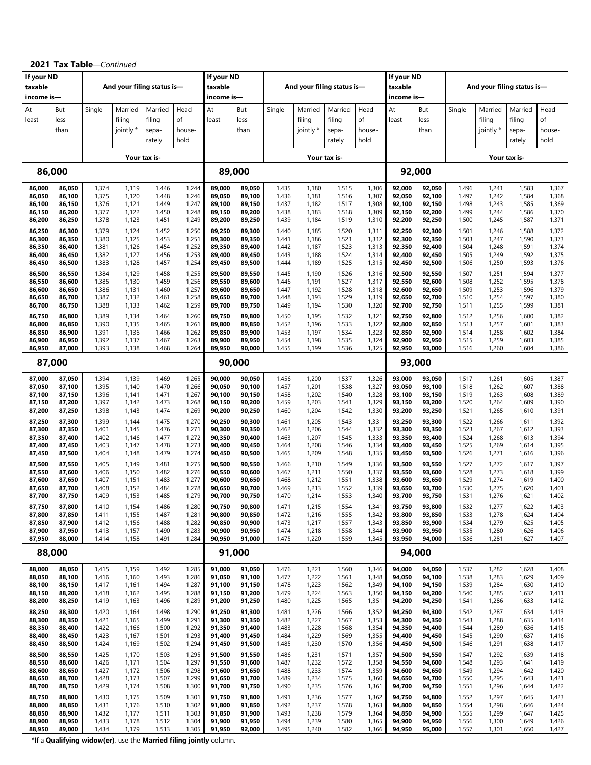## 2021 Tax Table—*Continued*

| If your ND taxable income is— At least | But less than | Single | Married filing jointly * | Married filing separately | Head of household |
|---|---|---|---|---|---|
| **86,000** | | | | | |
| 86,000 | 86,050 | 1,374 | 1,119 | 1,446 | 1,244 |
| 86,050 | 86,100 | 1,375 | 1,120 | 1,448 | 1,246 |
| 86,100 | 86,150 | 1,376 | 1,121 | 1,449 | 1,247 |
| 86,150 | 86,200 | 1,377 | 1,122 | 1,450 | 1,248 |
| 86,200 | 86,250 | 1,378 | 1,123 | 1,451 | 1,249 |
| 86,250 | 86,300 | 1,379 | 1,124 | 1,452 | 1,250 |
| 86,300 | 86,350 | 1,380 | 1,125 | 1,453 | 1,251 |
| 86,350 | 86,400 | 1,381 | 1,126 | 1,454 | 1,252 |
| 86,400 | 86,450 | 1,382 | 1,127 | 1,456 | 1,253 |
| 86,450 | 86,500 | 1,383 | 1,128 | 1,457 | 1,254 |
| 86,500 | 86,550 | 1,384 | 1,129 | 1,458 | 1,255 |
| 86,550 | 86,600 | 1,385 | 1,130 | 1,459 | 1,256 |
| 86,600 | 86,650 | 1,386 | 1,131 | 1,460 | 1,257 |
| 86,650 | 86,700 | 1,387 | 1,132 | 1,461 | 1,258 |
| 86,700 | 86,750 | 1,388 | 1,133 | 1,462 | 1,259 |
| 86,750 | 86,800 | 1,389 | 1,134 | 1,464 | 1,260 |
| 86,800 | 86,850 | 1,390 | 1,135 | 1,465 | 1,261 |
| 86,850 | 86,900 | 1,391 | 1,136 | 1,466 | 1,262 |
| 86,900 | 86,950 | 1,392 | 1,137 | 1,467 | 1,263 |
| 86,950 | 87,000 | 1,393 | 1,138 | 1,468 | 1,264 |
| **87,000** | | | | | |
| 87,000 | 87,050 | 1,394 | 1,139 | 1,469 | 1,265 |
| 87,050 | 87,100 | 1,395 | 1,140 | 1,470 | 1,266 |
| 87,100 | 87,150 | 1,396 | 1,141 | 1,471 | 1,267 |
| 87,150 | 87,200 | 1,397 | 1,142 | 1,473 | 1,268 |
| 87,200 | 87,250 | 1,398 | 1,143 | 1,474 | 1,269 |
| 87,250 | 87,300 | 1,399 | 1,144 | 1,475 | 1,270 |
| 87,300 | 87,350 | 1,401 | 1,145 | 1,476 | 1,271 |
| 87,350 | 87,400 | 1,402 | 1,146 | 1,477 | 1,272 |
| 87,400 | 87,450 | 1,403 | 1,147 | 1,478 | 1,273 |
| 87,450 | 87,500 | 1,404 | 1,148 | 1,479 | 1,274 |
| 87,500 | 87,550 | 1,405 | 1,149 | 1,481 | 1,275 |
| 87,550 | 87,600 | 1,406 | 1,150 | 1,482 | 1,276 |
| 87,600 | 87,650 | 1,407 | 1,151 | 1,483 | 1,277 |
| 87,650 | 87,700 | 1,408 | 1,152 | 1,484 | 1,278 |
| 87,700 | 87,750 | 1,409 | 1,153 | 1,485 | 1,279 |
| 87,750 | 87,800 | 1,410 | 1,154 | 1,486 | 1,280 |
| 87,800 | 87,850 | 1,411 | 1,155 | 1,487 | 1,281 |
| 87,850 | 87,900 | 1,412 | 1,156 | 1,488 | 1,282 |
| 87,900 | 87,950 | 1,413 | 1,157 | 1,490 | 1,283 |
| 87,950 | 88,000 | 1,414 | 1,158 | 1,491 | 1,284 |
| **88,000** | | | | | |
| 88,000 | 88,050 | 1,415 | 1,159 | 1,492 | 1,285 |
| 88,050 | 88,100 | 1,416 | 1,160 | 1,493 | 1,286 |
| 88,100 | 88,150 | 1,417 | 1,161 | 1,494 | 1,287 |
| 88,150 | 88,200 | 1,418 | 1,162 | 1,495 | 1,288 |
| 88,200 | 88,250 | 1,419 | 1,163 | 1,496 | 1,289 |
| 88,250 | 88,300 | 1,420 | 1,164 | 1,498 | 1,290 |
| 88,300 | 88,350 | 1,421 | 1,165 | 1,499 | 1,291 |
| 88,350 | 88,400 | 1,422 | 1,166 | 1,500 | 1,292 |
| 88,400 | 88,450 | 1,423 | 1,167 | 1,501 | 1,293 |
| 88,450 | 88,500 | 1,424 | 1,169 | 1,502 | 1,294 |
| 88,500 | 88,550 | 1,425 | 1,170 | 1,503 | 1,295 |
| 88,550 | 88,600 | 1,426 | 1,171 | 1,504 | 1,297 |
| 88,600 | 88,650 | 1,427 | 1,172 | 1,506 | 1,298 |
| 88,650 | 88,700 | 1,428 | 1,173 | 1,507 | 1,299 |
| 88,700 | 88,750 | 1,429 | 1,174 | 1,508 | 1,300 |
| 88,750 | 88,800 | 1,430 | 1,175 | 1,509 | 1,301 |
| 88,800 | 88,850 | 1,431 | 1,176 | 1,510 | 1,302 |
| 88,850 | 88,900 | 1,432 | 1,177 | 1,511 | 1,303 |
| 88,900 | 88,950 | 1,433 | 1,178 | 1,512 | 1,304 |
| 88,950 | 89,000 | 1,434 | 1,179 | 1,513 | 1,305 |
| **89,000** | | | | | |
| 89,000 | 89,050 | 1,435 | 1,180 | 1,515 | 1,306 |
| 89,050 | 89,100 | 1,436 | 1,181 | 1,516 | 1,307 |
| 89,100 | 89,150 | 1,437 | 1,182 | 1,517 | 1,308 |
| 89,150 | 89,200 | 1,438 | 1,183 | 1,518 | 1,309 |
| 89,200 | 89,250 | 1,439 | 1,184 | 1,519 | 1,310 |
| 89,250 | 89,300 | 1,440 | 1,185 | 1,520 | 1,311 |
| 89,300 | 89,350 | 1,441 | 1,186 | 1,521 | 1,312 |
| 89,350 | 89,400 | 1,442 | 1,187 | 1,523 | 1,313 |
| 89,400 | 89,450 | 1,443 | 1,188 | 1,524 | 1,314 |
| 89,450 | 89,500 | 1,444 | 1,189 | 1,525 | 1,315 |
| 89,500 | 89,550 | 1,445 | 1,190 | 1,526 | 1,316 |
| 89,550 | 89,600 | 1,446 | 1,191 | 1,527 | 1,317 |
| 89,600 | 89,650 | 1,447 | 1,192 | 1,528 | 1,318 |
| 89,650 | 89,700 | 1,448 | 1,193 | 1,529 | 1,319 |
| 89,700 | 89,750 | 1,449 | 1,194 | 1,530 | 1,320 |
| 89,750 | 89,800 | 1,450 | 1,195 | 1,532 | 1,321 |
| 89,800 | 89,850 | 1,452 | 1,196 | 1,533 | 1,322 |
| 89,850 | 89,900 | 1,453 | 1,197 | 1,534 | 1,323 |
| 89,900 | 89,950 | 1,454 | 1,198 | 1,535 | 1,324 |
| 89,950 | 90,000 | 1,455 | 1,199 | 1,536 | 1,325 |
| **90,000** | | | | | |
| 90,000 | 90,050 | 1,456 | 1,200 | 1,537 | 1,326 |
| 90,050 | 90,100 | 1,457 | 1,201 | 1,538 | 1,327 |
| 90,100 | 90,150 | 1,458 | 1,202 | 1,540 | 1,328 |
| 90,150 | 90,200 | 1,459 | 1,203 | 1,541 | 1,329 |
| 90,200 | 90,250 | 1,460 | 1,204 | 1,542 | 1,330 |
| 90,250 | 90,300 | 1,461 | 1,205 | 1,543 | 1,331 |
| 90,300 | 90,350 | 1,462 | 1,206 | 1,544 | 1,332 |
| 90,350 | 90,400 | 1,463 | 1,207 | 1,545 | 1,333 |
| 90,400 | 90,450 | 1,464 | 1,208 | 1,546 | 1,334 |
| 90,450 | 90,500 | 1,465 | 1,209 | 1,548 | 1,335 |
| 90,500 | 90,550 | 1,466 | 1,210 | 1,549 | 1,336 |
| 90,550 | 90,600 | 1,467 | 1,211 | 1,550 | 1,337 |
| 90,600 | 90,650 | 1,468 | 1,212 | 1,551 | 1,338 |
| 90,650 | 90,700 | 1,469 | 1,213 | 1,552 | 1,339 |
| 90,700 | 90,750 | 1,470 | 1,214 | 1,553 | 1,340 |
| 90,750 | 90,800 | 1,471 | 1,215 | 1,554 | 1,341 |
| 90,800 | 90,850 | 1,472 | 1,216 | 1,555 | 1,342 |
| 90,850 | 90,900 | 1,473 | 1,217 | 1,557 | 1,343 |
| 90,900 | 90,950 | 1,474 | 1,218 | 1,558 | 1,344 |
| 90,950 | 91,000 | 1,475 | 1,220 | 1,559 | 1,345 |
| **91,000** | | | | | |
| 91,000 | 91,050 | 1,476 | 1,221 | 1,560 | 1,346 |
| 91,050 | 91,100 | 1,477 | 1,222 | 1,561 | 1,348 |
| 91,100 | 91,150 | 1,478 | 1,223 | 1,562 | 1,349 |
| 91,150 | 91,200 | 1,479 | 1,224 | 1,563 | 1,350 |
| 91,200 | 91,250 | 1,480 | 1,225 | 1,565 | 1,351 |
| 91,250 | 91,300 | 1,481 | 1,226 | 1,566 | 1,352 |
| 91,300 | 91,350 | 1,482 | 1,227 | 1,567 | 1,353 |
| 91,350 | 91,400 | 1,483 | 1,228 | 1,568 | 1,354 |
| 91,400 | 91,450 | 1,484 | 1,229 | 1,569 | 1,355 |
| 91,450 | 91,500 | 1,485 | 1,230 | 1,570 | 1,356 |
| 91,500 | 91,550 | 1,486 | 1,231 | 1,571 | 1,357 |
| 91,550 | 91,600 | 1,487 | 1,232 | 1,572 | 1,358 |
| 91,600 | 91,650 | 1,488 | 1,233 | 1,574 | 1,359 |
| 91,650 | 91,700 | 1,489 | 1,234 | 1,575 | 1,360 |
| 91,700 | 91,750 | 1,490 | 1,235 | 1,576 | 1,361 |
| 91,750 | 91,800 | 1,491 | 1,236 | 1,577 | 1,362 |
| 91,800 | 91,850 | 1,492 | 1,237 | 1,578 | 1,363 |
| 91,850 | 91,900 | 1,493 | 1,238 | 1,579 | 1,364 |
| 91,900 | 91,950 | 1,494 | 1,239 | 1,580 | 1,365 |
| 91,950 | 92,000 | 1,495 | 1,240 | 1,582 | 1,366 |
| **92,000** | | | | | |
| 92,000 | 92,050 | 1,496 | 1,241 | 1,583 | 1,367 |
| 92,050 | 92,100 | 1,497 | 1,242 | 1,584 | 1,368 |
| 92,100 | 92,150 | 1,498 | 1,243 | 1,585 | 1,369 |
| 92,150 | 92,200 | 1,499 | 1,244 | 1,586 | 1,370 |
| 92,200 | 92,250 | 1,500 | 1,245 | 1,587 | 1,371 |
| 92,250 | 92,300 | 1,501 | 1,246 | 1,588 | 1,372 |
| 92,300 | 92,350 | 1,503 | 1,247 | 1,590 | 1,373 |
| 92,350 | 92,400 | 1,504 | 1,248 | 1,591 | 1,374 |
| 92,400 | 92,450 | 1,505 | 1,249 | 1,592 | 1,375 |
| 92,450 | 92,500 | 1,506 | 1,250 | 1,593 | 1,376 |
| 92,500 | 92,550 | 1,507 | 1,251 | 1,594 | 1,377 |
| 92,550 | 92,600 | 1,508 | 1,252 | 1,595 | 1,378 |
| 92,600 | 92,650 | 1,509 | 1,253 | 1,596 | 1,379 |
| 92,650 | 92,700 | 1,510 | 1,254 | 1,597 | 1,380 |
| 92,700 | 92,750 | 1,511 | 1,255 | 1,599 | 1,381 |
| 92,750 | 92,800 | 1,512 | 1,256 | 1,600 | 1,382 |
| 92,800 | 92,850 | 1,513 | 1,257 | 1,601 | 1,383 |
| 92,850 | 92,900 | 1,514 | 1,258 | 1,602 | 1,384 |
| 92,900 | 92,950 | 1,515 | 1,259 | 1,603 | 1,385 |
| 92,950 | 93,000 | 1,516 | 1,260 | 1,604 | 1,386 |
| **93,000** | | | | | |
| 93,000 | 93,050 | 1,517 | 1,261 | 1,605 | 1,387 |
| 93,050 | 93,100 | 1,518 | 1,262 | 1,607 | 1,388 |
| 93,100 | 93,150 | 1,519 | 1,263 | 1,608 | 1,389 |
| 93,150 | 93,200 | 1,520 | 1,264 | 1,609 | 1,390 |
| 93,200 | 93,250 | 1,521 | 1,265 | 1,610 | 1,391 |
| 93,250 | 93,300 | 1,522 | 1,266 | 1,611 | 1,392 |
| 93,300 | 93,350 | 1,523 | 1,267 | 1,612 | 1,393 |
| 93,350 | 93,400 | 1,524 | 1,268 | 1,613 | 1,394 |
| 93,400 | 93,450 | 1,525 | 1,269 | 1,614 | 1,395 |
| 93,450 | 93,500 | 1,526 | 1,271 | 1,616 | 1,396 |
| 93,500 | 93,550 | 1,527 | 1,272 | 1,617 | 1,397 |
| 93,550 | 93,600 | 1,528 | 1,273 | 1,618 | 1,399 |
| 93,600 | 93,650 | 1,529 | 1,274 | 1,619 | 1,400 |
| 93,650 | 93,700 | 1,530 | 1,275 | 1,620 | 1,401 |
| 93,700 | 93,750 | 1,531 | 1,276 | 1,621 | 1,402 |
| 93,750 | 93,800 | 1,532 | 1,277 | 1,622 | 1,403 |
| 93,800 | 93,850 | 1,533 | 1,278 | 1,624 | 1,404 |
| 93,850 | 93,900 | 1,534 | 1,279 | 1,625 | 1,405 |
| 93,900 | 93,950 | 1,535 | 1,280 | 1,626 | 1,406 |
| 93,950 | 94,000 | 1,536 | 1,281 | 1,627 | 1,407 |
| **94,000** | | | | | |
| 94,000 | 94,050 | 1,537 | 1,282 | 1,628 | 1,408 |
| 94,050 | 94,100 | 1,538 | 1,283 | 1,629 | 1,409 |
| 94,100 | 94,150 | 1,539 | 1,284 | 1,630 | 1,410 |
| 94,150 | 94,200 | 1,540 | 1,285 | 1,632 | 1,411 |
| 94,200 | 94,250 | 1,541 | 1,286 | 1,633 | 1,412 |
| 94,250 | 94,300 | 1,542 | 1,287 | 1,634 | 1,413 |
| 94,300 | 94,350 | 1,543 | 1,288 | 1,635 | 1,414 |
| 94,350 | 94,400 | 1,544 | 1,289 | 1,636 | 1,415 |
| 94,400 | 94,450 | 1,545 | 1,290 | 1,637 | 1,416 |
| 94,450 | 94,500 | 1,546 | 1,291 | 1,638 | 1,417 |
| 94,500 | 94,550 | 1,547 | 1,292 | 1,639 | 1,418 |
| 94,550 | 94,600 | 1,548 | 1,293 | 1,641 | 1,419 |
| 94,600 | 94,650 | 1,549 | 1,294 | 1,642 | 1,420 |
| 94,650 | 94,700 | 1,550 | 1,295 | 1,643 | 1,421 |
| 94,700 | 94,750 | 1,551 | 1,296 | 1,644 | 1,422 |
| 94,750 | 94,800 | 1,552 | 1,297 | 1,645 | 1,423 |
| 94,800 | 94,850 | 1,554 | 1,298 | 1,646 | 1,424 |
| 94,850 | 94,900 | 1,555 | 1,299 | 1,647 | 1,425 |
| 94,900 | 94,950 | 1,556 | 1,300 | 1,649 | 1,426 |
| 94,950 | 95,000 | 1,557 | 1,301 | 1,650 | 1,427 |

*If a **Qualifying widow(er)**, use the **Married filing jointly** column.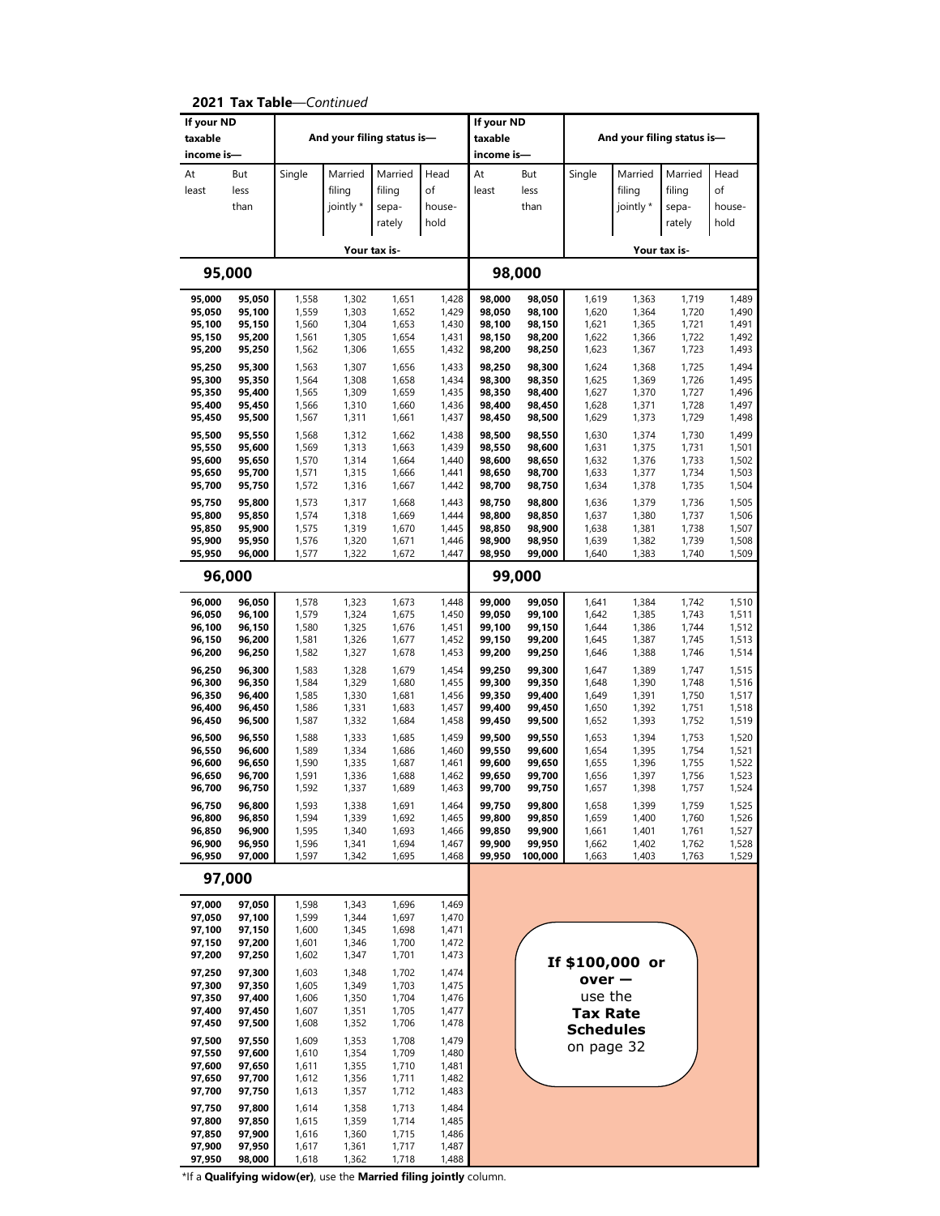**2021 Tax Table**—*Continued*

| If your ND taxable income is— | | And your filing status is— | | | | If your ND taxable income is— | | And your filing status is— | | | |
|---|---|---|---|---|---|---|---|---|---|---|---|
| At least | But less than | Single | Married filing jointly * | Married filing sepa-rately | Head of house-hold | At least | But less than | Single | Married filing jointly * | Married filing sepa-rately | Head of house-hold |
| | | Your tax is- | | | | | | Your tax is- | | | |
| **95,000** | | | | | | **98,000** | | | | | |
| **95,000** | **95,050** | 1,558 | 1,302 | 1,651 | 1,428 | **98,000** | **98,050** | 1,619 | 1,363 | 1,719 | 1,489 |
| **95,050** | **95,100** | 1,559 | 1,303 | 1,652 | 1,429 | **98,050** | **98,100** | 1,620 | 1,364 | 1,720 | 1,490 |
| **95,100** | **95,150** | 1,560 | 1,304 | 1,653 | 1,430 | **98,100** | **98,150** | 1,621 | 1,365 | 1,721 | 1,491 |
| **95,150** | **95,200** | 1,561 | 1,305 | 1,654 | 1,431 | **98,150** | **98,200** | 1,622 | 1,366 | 1,722 | 1,492 |
| **95,200** | **95,250** | 1,562 | 1,306 | 1,655 | 1,432 | **98,200** | **98,250** | 1,623 | 1,367 | 1,723 | 1,493 |
| **95,250** | **95,300** | 1,563 | 1,307 | 1,656 | 1,433 | **98,250** | **98,300** | 1,624 | 1,368 | 1,725 | 1,494 |
| **95,300** | **95,350** | 1,564 | 1,308 | 1,658 | 1,434 | **98,300** | **98,350** | 1,625 | 1,369 | 1,726 | 1,495 |
| **95,350** | **95,400** | 1,565 | 1,309 | 1,659 | 1,435 | **98,350** | **98,400** | 1,627 | 1,370 | 1,727 | 1,496 |
| **95,400** | **95,450** | 1,566 | 1,310 | 1,660 | 1,436 | **98,400** | **98,450** | 1,628 | 1,371 | 1,728 | 1,497 |
| **95,450** | **95,500** | 1,567 | 1,311 | 1,661 | 1,437 | **98,450** | **98,500** | 1,629 | 1,373 | 1,729 | 1,498 |
| **95,500** | **95,550** | 1,568 | 1,312 | 1,662 | 1,438 | **98,500** | **98,550** | 1,630 | 1,374 | 1,730 | 1,499 |
| **95,550** | **95,600** | 1,569 | 1,313 | 1,663 | 1,439 | **98,550** | **98,600** | 1,631 | 1,375 | 1,731 | 1,501 |
| **95,600** | **95,650** | 1,570 | 1,314 | 1,664 | 1,440 | **98,600** | **98,650** | 1,632 | 1,376 | 1,733 | 1,502 |
| **95,650** | **95,700** | 1,571 | 1,315 | 1,666 | 1,441 | **98,650** | **98,700** | 1,633 | 1,377 | 1,734 | 1,503 |
| **95,700** | **95,750** | 1,572 | 1,316 | 1,667 | 1,442 | **98,700** | **98,750** | 1,634 | 1,378 | 1,735 | 1,504 |
| **95,750** | **95,800** | 1,573 | 1,317 | 1,668 | 1,443 | **98,750** | **98,800** | 1,636 | 1,379 | 1,736 | 1,505 |
| **95,800** | **95,850** | 1,574 | 1,318 | 1,669 | 1,444 | **98,800** | **98,850** | 1,637 | 1,380 | 1,737 | 1,506 |
| **95,850** | **95,900** | 1,575 | 1,319 | 1,670 | 1,445 | **98,850** | **98,900** | 1,638 | 1,381 | 1,738 | 1,507 |
| **95,900** | **95,950** | 1,576 | 1,320 | 1,671 | 1,446 | **98,900** | **98,950** | 1,639 | 1,382 | 1,739 | 1,508 |
| **95,950** | **96,000** | 1,577 | 1,322 | 1,672 | 1,447 | **98,950** | **99,000** | 1,640 | 1,383 | 1,740 | 1,509 |
| **96,000** | | | | | | **99,000** | | | | | |
| **96,000** | **96,050** | 1,578 | 1,323 | 1,673 | 1,448 | **99,000** | **99,050** | 1,641 | 1,384 | 1,742 | 1,510 |
| **96,050** | **96,100** | 1,579 | 1,324 | 1,675 | 1,450 | **99,050** | **99,100** | 1,642 | 1,385 | 1,743 | 1,511 |
| **96,100** | **96,150** | 1,580 | 1,325 | 1,676 | 1,451 | **99,100** | **99,150** | 1,644 | 1,386 | 1,744 | 1,512 |
| **96,150** | **96,200** | 1,581 | 1,326 | 1,677 | 1,452 | **99,150** | **99,200** | 1,645 | 1,387 | 1,745 | 1,513 |
| **96,200** | **96,250** | 1,582 | 1,327 | 1,678 | 1,453 | **99,200** | **99,250** | 1,646 | 1,388 | 1,746 | 1,514 |
| **96,250** | **96,300** | 1,583 | 1,328 | 1,679 | 1,454 | **99,250** | **99,300** | 1,647 | 1,389 | 1,747 | 1,515 |
| **96,300** | **96,350** | 1,584 | 1,329 | 1,680 | 1,455 | **99,300** | **99,350** | 1,648 | 1,390 | 1,748 | 1,516 |
| **96,350** | **96,400** | 1,585 | 1,330 | 1,681 | 1,456 | **99,350** | **99,400** | 1,649 | 1,391 | 1,750 | 1,517 |
| **96,400** | **96,450** | 1,586 | 1,331 | 1,683 | 1,457 | **99,400** | **99,450** | 1,650 | 1,392 | 1,751 | 1,518 |
| **96,450** | **96,500** | 1,587 | 1,332 | 1,684 | 1,458 | **99,450** | **99,500** | 1,652 | 1,393 | 1,752 | 1,519 |
| **96,500** | **96,550** | 1,588 | 1,333 | 1,685 | 1,459 | **99,500** | **99,550** | 1,653 | 1,394 | 1,753 | 1,520 |
| **96,550** | **96,600** | 1,589 | 1,334 | 1,686 | 1,460 | **99,550** | **99,600** | 1,654 | 1,395 | 1,754 | 1,521 |
| **96,600** | **96,650** | 1,590 | 1,335 | 1,687 | 1,461 | **99,600** | **99,650** | 1,655 | 1,396 | 1,755 | 1,522 |
| **96,650** | **96,700** | 1,591 | 1,336 | 1,688 | 1,462 | **99,650** | **99,700** | 1,656 | 1,397 | 1,756 | 1,523 |
| **96,700** | **96,750** | 1,592 | 1,337 | 1,689 | 1,463 | **99,700** | **99,750** | 1,657 | 1,398 | 1,757 | 1,524 |
| **96,750** | **96,800** | 1,593 | 1,338 | 1,691 | 1,464 | **99,750** | **99,800** | 1,658 | 1,399 | 1,759 | 1,525 |
| **96,800** | **96,850** | 1,594 | 1,339 | 1,692 | 1,465 | **99,800** | **99,850** | 1,659 | 1,400 | 1,760 | 1,526 |
| **96,850** | **96,900** | 1,595 | 1,340 | 1,693 | 1,466 | **99,850** | **99,900** | 1,661 | 1,401 | 1,761 | 1,527 |
| **96,900** | **96,950** | 1,596 | 1,341 | 1,694 | 1,467 | **99,900** | **99,950** | 1,662 | 1,402 | 1,762 | 1,528 |
| **96,950** | **97,000** | 1,597 | 1,342 | 1,695 | 1,468 | **99,950** | **100,000** | 1,663 | 1,403 | 1,763 | 1,529 |
| **97,000** | | | | | | | | | | | |
| **97,000** | **97,050** | 1,598 | 1,343 | 1,696 | 1,469 | | | | | | |
| **97,050** | **97,100** | 1,599 | 1,344 | 1,697 | 1,470 | | | | | | |
| **97,100** | **97,150** | 1,600 | 1,345 | 1,698 | 1,471 | | | | | | |
| **97,150** | **97,200** | 1,601 | 1,346 | 1,700 | 1,472 | | | | | | |
| **97,200** | **97,250** | 1,602 | 1,347 | 1,701 | 1,473 | | | | | | |
| **97,250** | **97,300** | 1,603 | 1,348 | 1,702 | 1,474 | | | | | | |
| **97,300** | **97,350** | 1,605 | 1,349 | 1,703 | 1,475 | | | | | | |
| **97,350** | **97,400** | 1,606 | 1,350 | 1,704 | 1,476 | | | | | | |
| **97,400** | **97,450** | 1,607 | 1,351 | 1,705 | 1,477 | | | | | | |
| **97,450** | **97,500** | 1,608 | 1,352 | 1,706 | 1,478 | | | | | | |
| **97,500** | **97,550** | 1,609 | 1,353 | 1,708 | 1,479 | | | | | | |
| **97,550** | **97,600** | 1,610 | 1,354 | 1,709 | 1,480 | | | | | | |
| **97,600** | **97,650** | 1,611 | 1,355 | 1,710 | 1,481 | | | | | | |
| **97,650** | **97,700** | 1,612 | 1,356 | 1,711 | 1,482 | | | | | | |
| **97,700** | **97,750** | 1,613 | 1,357 | 1,712 | 1,483 | | | | | | |
| **97,750** | **97,800** | 1,614 | 1,358 | 1,713 | 1,484 | | | | | | |
| **97,800** | **97,850** | 1,615 | 1,359 | 1,714 | 1,485 | | | | | | |
| **97,850** | **97,900** | 1,616 | 1,360 | 1,715 | 1,486 | | | | | | |
| **97,900** | **97,950** | 1,617 | 1,361 | 1,717 | 1,487 | | | | | | |
| **97,950** | **98,000** | 1,618 | 1,362 | 1,718 | 1,488 | | | | | | |

**If $100,000 or over —** use the **Tax Rate Schedules** on page 32

*If a **Qualifying widow(er)**, use the **Married filing jointly** column.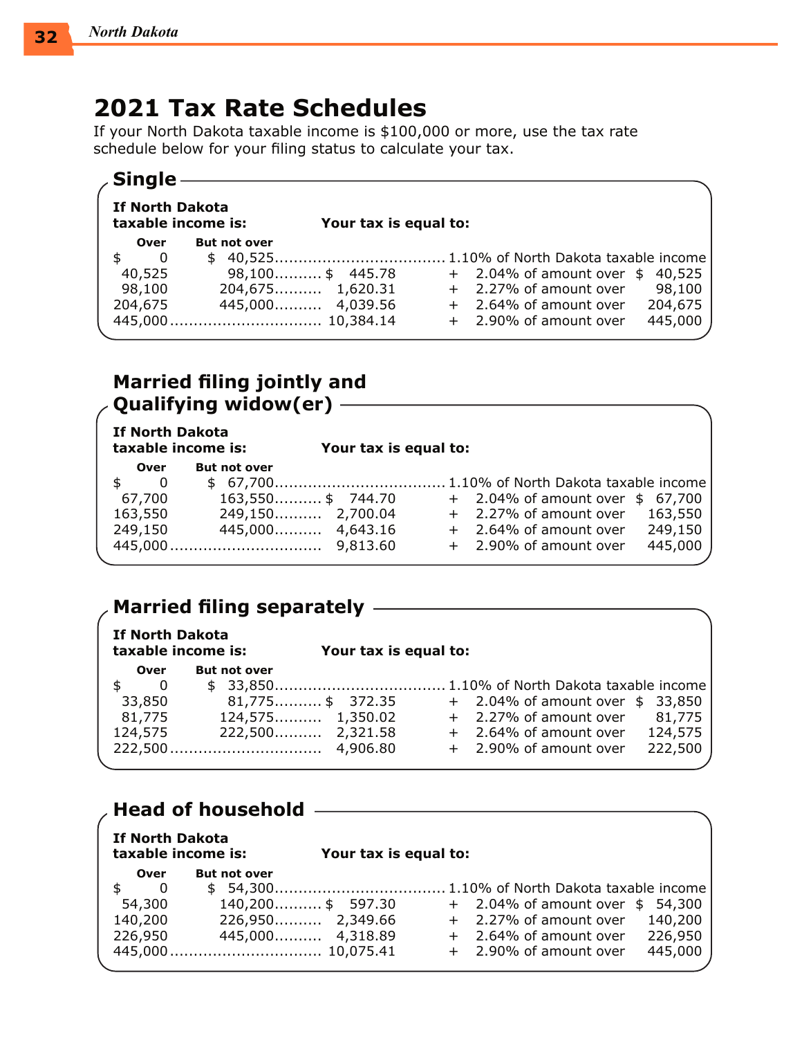# 2021 Tax Rate Schedules

If your North Dakota taxable income is $100,000 or more, use the tax rate schedule below for your filing status to calculate your tax.

## Single

| If North Dakota taxable income is: Over | But not over | Your tax is equal to: | | | |
|---|---|---|---|---|---|
| $ 0 | $ 40,525 | | | 1.10% of North Dakota taxable income | |
| 40,525 | 98,100 | $ 445.78 | + | 2.04% of amount over | $ 40,525 |
| 98,100 | 204,675 | 1,620.31 | + | 2.27% of amount over | 98,100 |
| 204,675 | 445,000 | 4,039.56 | + | 2.64% of amount over | 204,675 |
| 445,000 | | 10,384.14 | + | 2.90% of amount over | 445,000 |

## Married filing jointly and Qualifying widow(er)

| If North Dakota taxable income is: Over | But not over | Your tax is equal to: | | | |
|---|---|---|---|---|---|
| $ 0 | $ 67,700 | | | 1.10% of North Dakota taxable income | |
| 67,700 | 163,550 | $ 744.70 | + | 2.04% of amount over | $ 67,700 |
| 163,550 | 249,150 | 2,700.04 | + | 2.27% of amount over | 163,550 |
| 249,150 | 445,000 | 4,643.16 | + | 2.64% of amount over | 249,150 |
| 445,000 | | 9,813.60 | + | 2.90% of amount over | 445,000 |

## Married filing separately

| If North Dakota taxable income is: Over | But not over | Your tax is equal to: | | | |
|---|---|---|---|---|---|
| $ 0 | $ 33,850 | | | 1.10% of North Dakota taxable income | |
| 33,850 | 81,775 | $ 372.35 | + | 2.04% of amount over | $ 33,850 |
| 81,775 | 124,575 | 1,350.02 | + | 2.27% of amount over | 81,775 |
| 124,575 | 222,500 | 2,321.58 | + | 2.64% of amount over | 124,575 |
| 222,500 | | 4,906.80 | + | 2.90% of amount over | 222,500 |

## Head of household

| If North Dakota taxable income is: Over | But not over | Your tax is equal to: | | | |
|---|---|---|---|---|---|
| $ 0 | $ 54,300 | | | 1.10% of North Dakota taxable income | |
| 54,300 | 140,200 | $ 597.30 | + | 2.04% of amount over | $ 54,300 |
| 140,200 | 226,950 | 2,349.66 | + | 2.27% of amount over | 140,200 |
| 226,950 | 445,000 | 4,318.89 | + | 2.64% of amount over | 226,950 |
| 445,000 | | 10,075.41 | + | 2.90% of amount over | 445,000 |